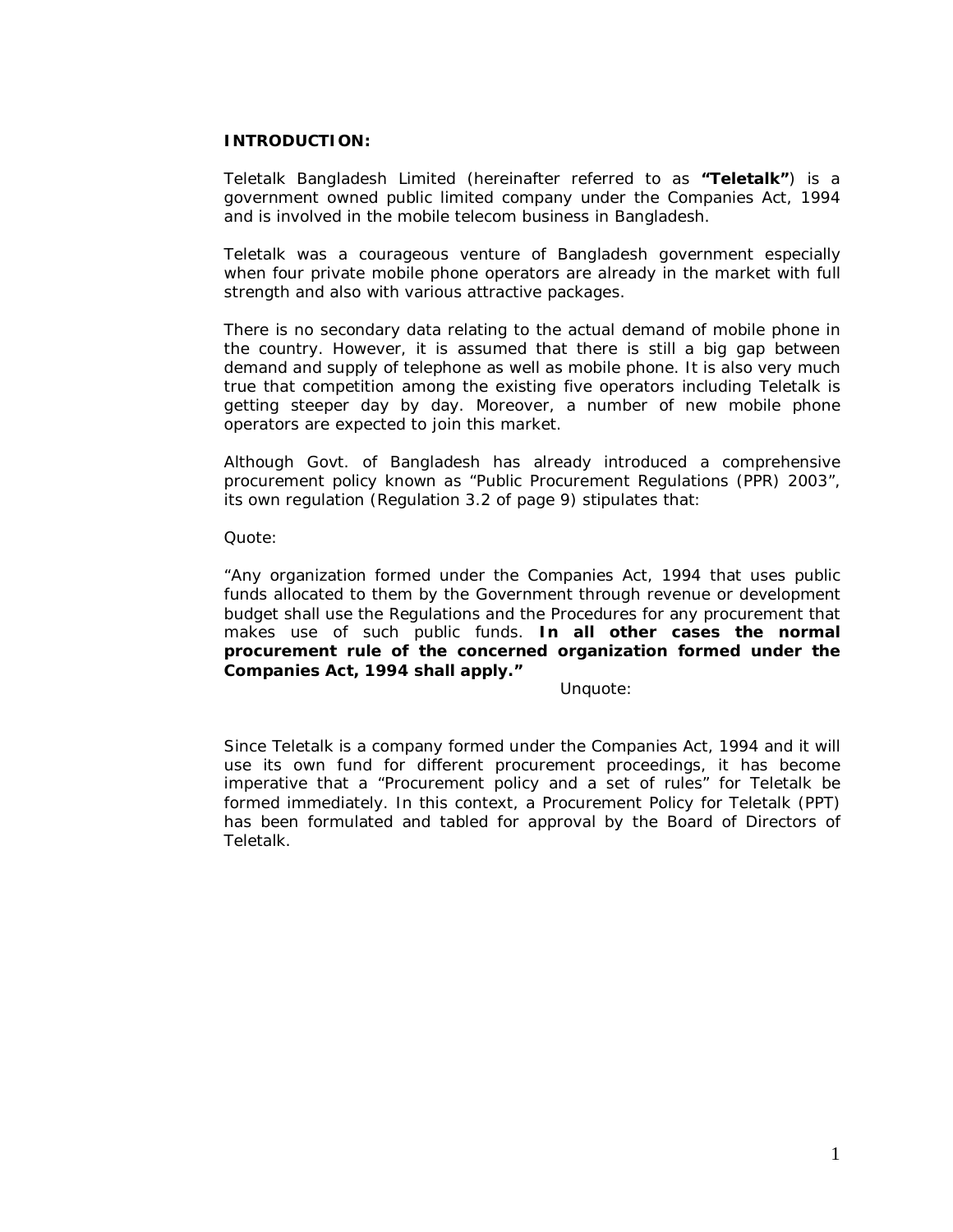**INTRODUCTION:**

Teletalk Bangladesh Limited (hereinafter referred to as **"Teletalk"**) is a government owned public limited company under the Companies Act, 1994 and is involved in the mobile telecom business in Bangladesh.

Teletalk was a courageous venture of Bangladesh government especially when four private mobile phone operators are already in the market with full strength and also with various attractive packages.

There is no secondary data relating to the actual demand of mobile phone in the country. However, it is assumed that there is still a big gap between demand and supply of telephone as well as mobile phone. It is also very much true that competition among the existing five operators including Teletalk is getting steeper day by day. Moreover, a number of new mobile phone operators are expected to join this market.

Although Govt. of Bangladesh has already introduced a comprehensive procurement policy known as "Public Procurement Regulations (PPR) 2003", its own regulation (Regulation 3.2 of page 9) stipulates that:

Quote:

"Any organization formed under the Companies Act, 1994 that uses public funds allocated to them by the Government through revenue or development budget shall use the Regulations and the Procedures for any procurement that makes use of such public funds. **In all other cases the normal procurement rule of the concerned organization formed under the Companies Act, 1994 shall apply."**

Unquote:

Since Teletalk is a company formed under the Companies Act, 1994 and it will use its own fund for different procurement proceedings, it has become imperative that a "Procurement policy and a set of rules" for Teletalk be formed immediately. In this context, a Procurement Policy for Teletalk (PPT) has been formulated and tabled for approval by the Board of Directors of Teletalk.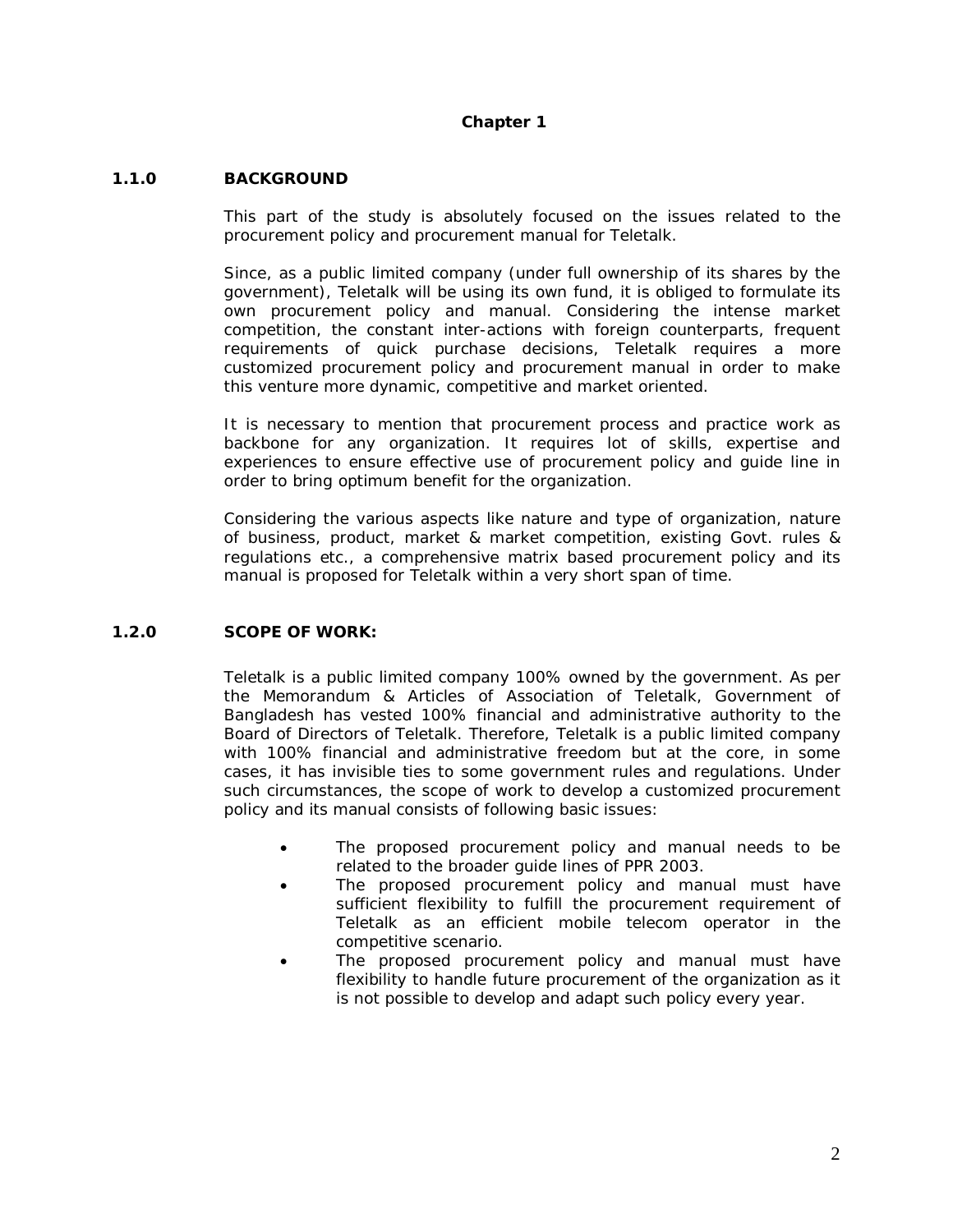# Chapter 1

## 1.1.0 BACKGROUND

This part of the study is absolutely focused on the issues related to the procurement policy and procurement manual for Teletalk.

Since, as a public limited company (under full ownership of its shares by the government), Teletalk will be using its own fund, it is obliged to formulate its own procurement policy and manual. Considering the intense market competition, the constant inter-actions with foreign counterparts, frequent requirements of quick purchase decisions, Teletalk requires a more customized procurement policy and procurement manual in order to make this venture more dynamic, competitive and market oriented.

It is necessary to mention that procurement process and practice work as backbone for any organization. It requires lot of skills, expertise and experiences to ensure effective use of procurement policy and guide line in order to bring optimum benefit for the organization.

Considering the various aspects like nature and type of organization, nature of business, product, market & market competition, existing Govt. rules & regulations etc., a comprehensive matrix based procurement policy and its manual is proposed for Teletalk within a very short span of time.

## 1.2.0 SCOPE OF WORK:

Teletalk is a public limited company 100% owned by the government. As per the Memorandum & Articles of Association of Teletalk, Government of Bangladesh has vested 100% financial and administrative authority to the Board of Directors of Teletalk. Therefore, Teletalk is a public limited company with 100% financial and administrative freedom but at the core, in some cases, it has invisible ties to some government rules and regulations. Under such circumstances, the scope of work to develop a customized procurement policy and its manual consists of following basic issues:

- The proposed procurement policy and manual needs to be related to the broader guide lines of PPR 2003.
- The proposed procurement policy and manual must have sufficient flexibility to fulfill the procurement requirement of Teletalk as an efficient mobile telecom operator in the competitive scenario.
- The proposed procurement policy and manual must have flexibility to handle future procurement of the organization as it is not possible to develop and adapt such policy every year.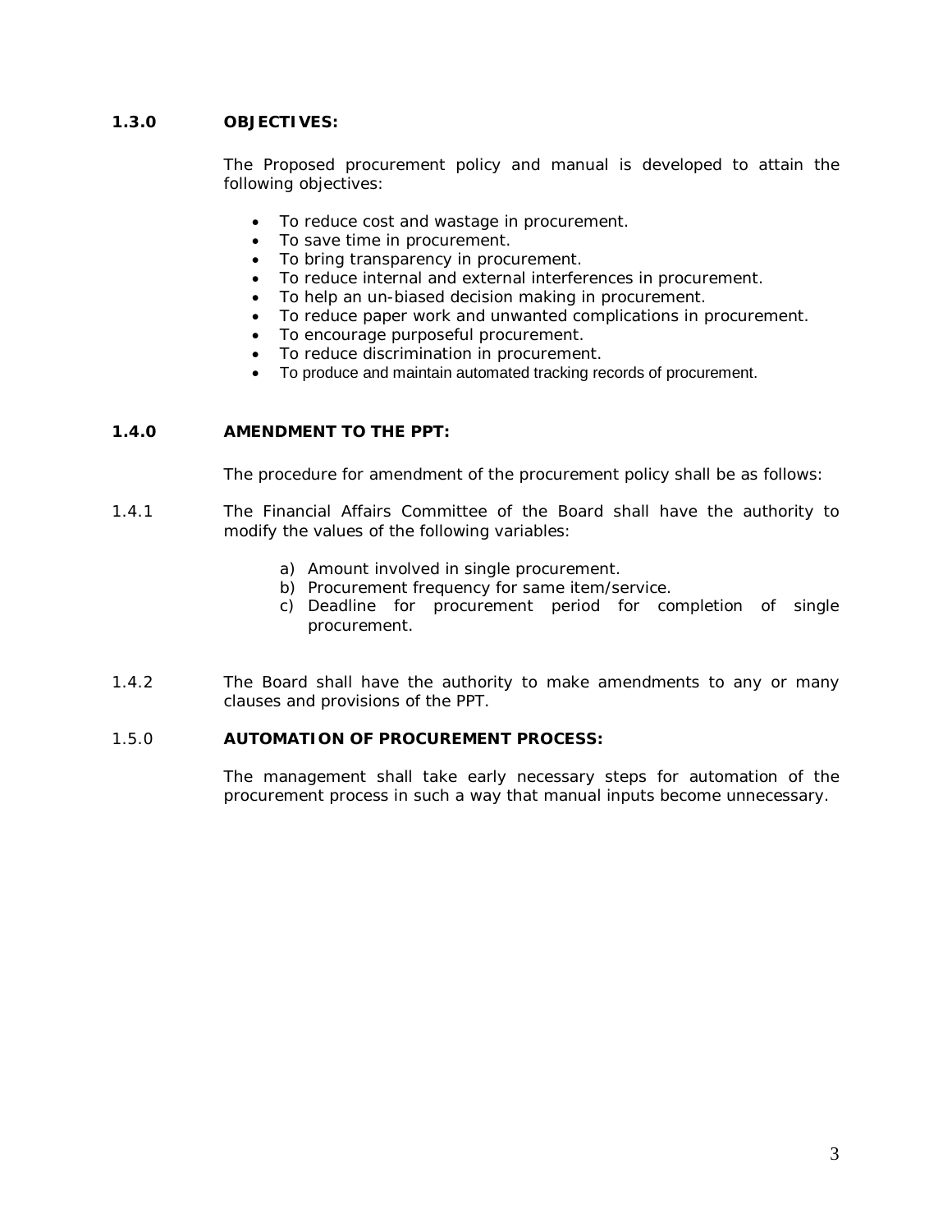### 1.3.0 OBJECTIVES:

The Proposed procurement policy and manual is developed to attain the following objectives:

- To reduce cost and wastage in procurement.
- To save time in procurement.
- To bring transparency in procurement.
- To reduce internal and external interferences in procurement.
- To help an un-biased decision making in procurement.
- To reduce paper work and unwanted complications in procurement.
- To encourage purposeful procurement.
- To reduce discrimination in procurement.
- To produce and maintain automated tracking records of procurement.

### 1.4.0 AMENDMENT TO THE PPT:

The procedure for amendment of the procurement policy shall be as follows:

1.4.1 The Financial Affairs Committee of the Board shall have the authority to modify the values of the following variables:

a) Amount involved in single procurement.
b) Procurement frequency for same item/service.
c) Deadline for procurement period for completion of single procurement.

1.4.2 The Board shall have the authority to make amendments to any or many clauses and provisions of the PPT.

### 1.5.0 AUTOMATION OF PROCUREMENT PROCESS:

The management shall take early necessary steps for automation of the procurement process in such a way that manual inputs become unnecessary.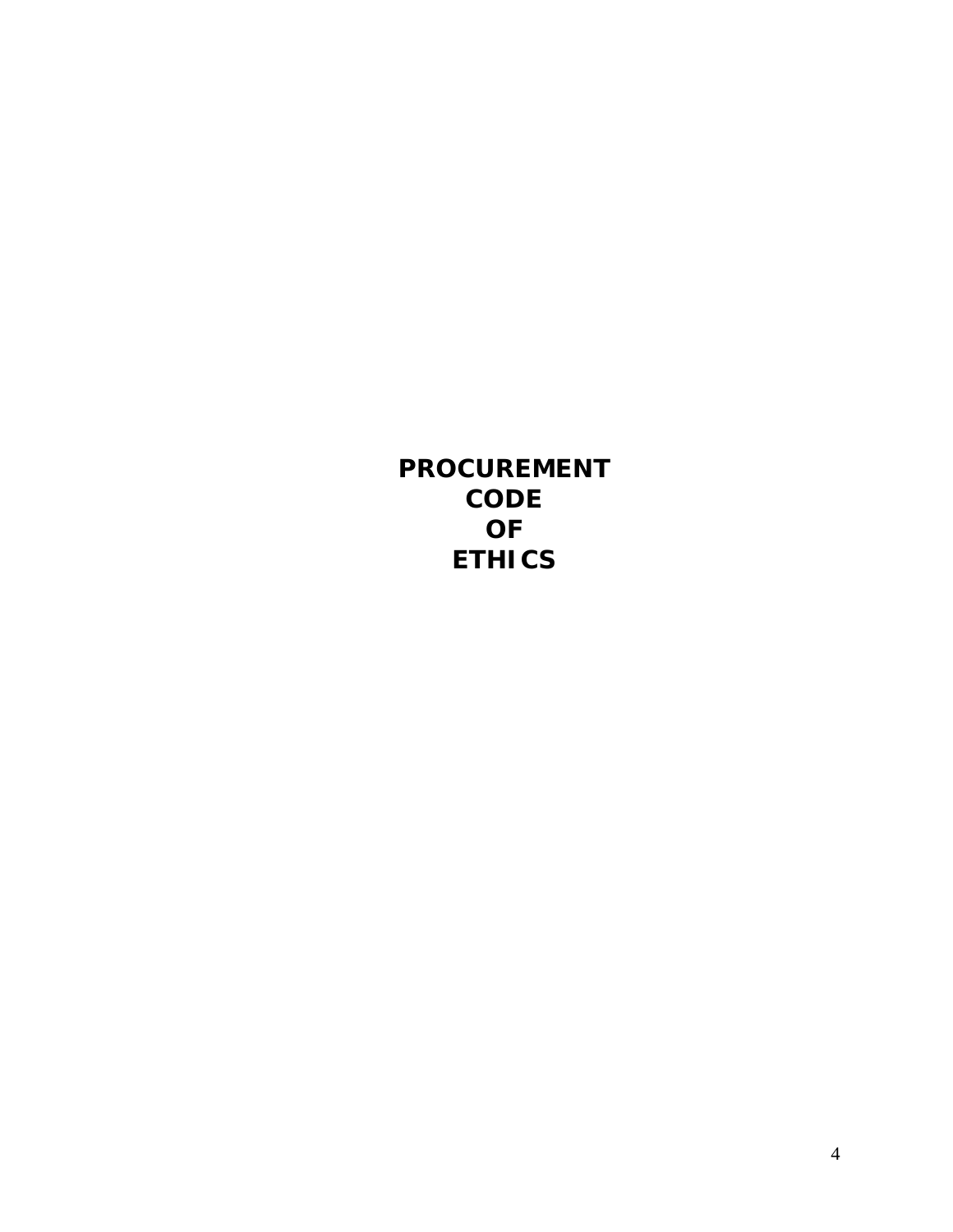# PROCUREMENT CODE OF ETHICS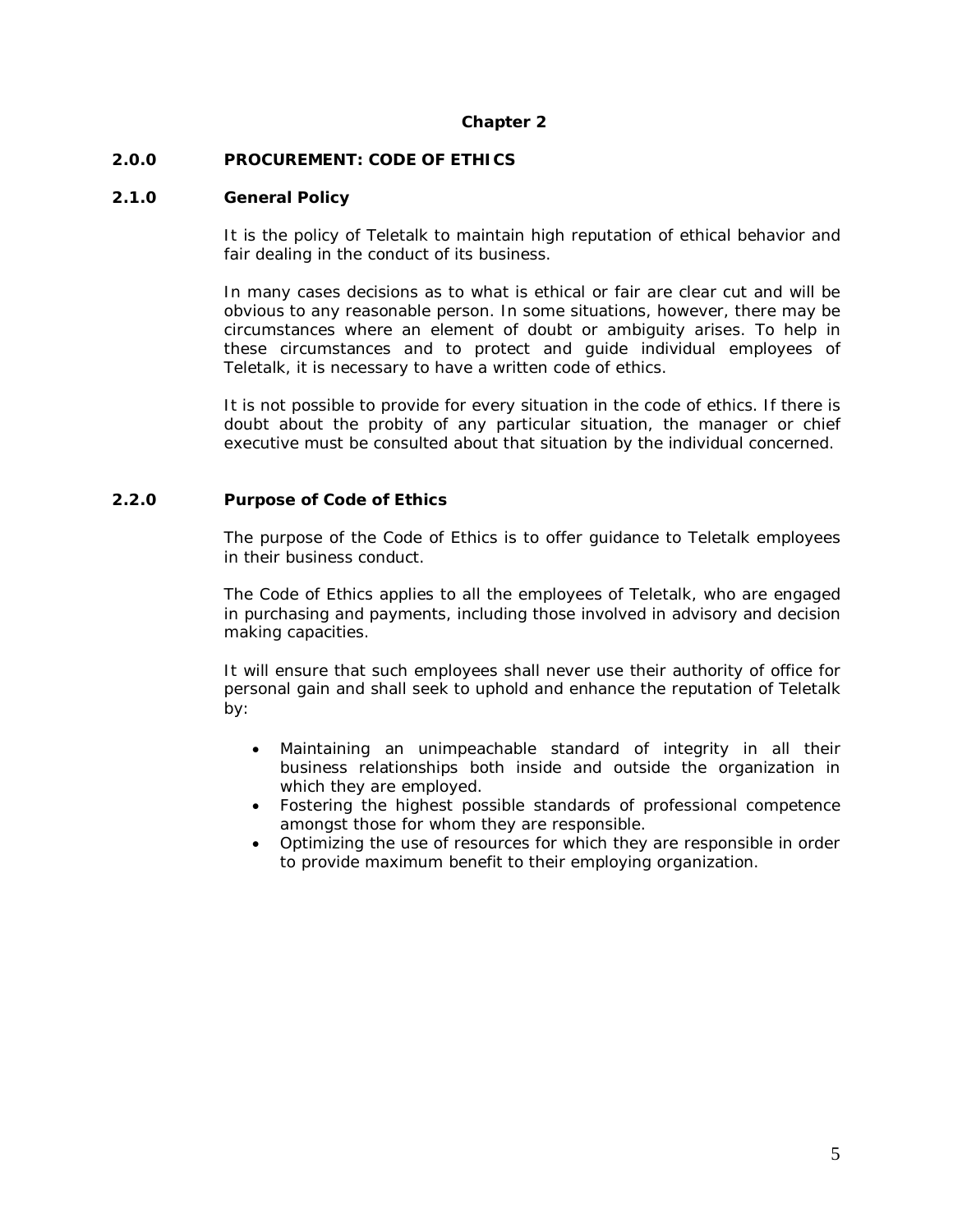# Chapter 2

## 2.0.0 PROCUREMENT: CODE OF ETHICS

### 2.1.0 General Policy

It is the policy of Teletalk to maintain high reputation of ethical behavior and fair dealing in the conduct of its business.

In many cases decisions as to what is ethical or fair are clear cut and will be obvious to any reasonable person. In some situations, however, there may be circumstances where an element of doubt or ambiguity arises. To help in these circumstances and to protect and guide individual employees of Teletalk, it is necessary to have a written code of ethics.

It is not possible to provide for every situation in the code of ethics. If there is doubt about the probity of any particular situation, the manager or chief executive must be consulted about that situation by the individual concerned.

### 2.2.0 Purpose of Code of Ethics

The purpose of the Code of Ethics is to offer guidance to Teletalk employees in their business conduct.

The Code of Ethics applies to all the employees of Teletalk, who are engaged in purchasing and payments, including those involved in advisory and decision making capacities.

It will ensure that such employees shall never use their authority of office for personal gain and shall seek to uphold and enhance the reputation of Teletalk by:

- Maintaining an unimpeachable standard of integrity in all their business relationships both inside and outside the organization in which they are employed.
- Fostering the highest possible standards of professional competence amongst those for whom they are responsible.
- Optimizing the use of resources for which they are responsible in order to provide maximum benefit to their employing organization.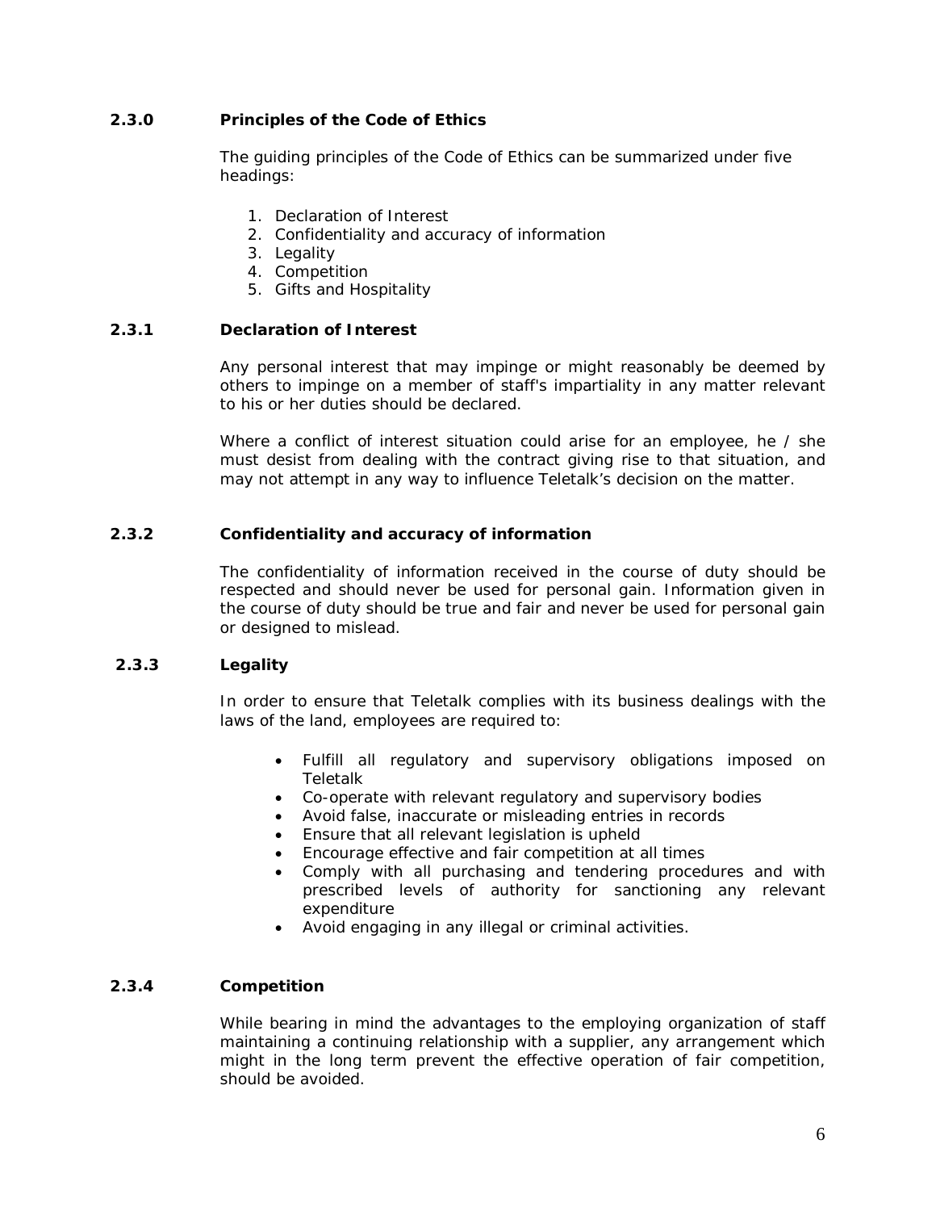### 2.3.0 Principles of the Code of Ethics

The guiding principles of the Code of Ethics can be summarized under five headings:

1. Declaration of Interest
2. Confidentiality and accuracy of information
3. Legality
4. Competition
5. Gifts and Hospitality

### 2.3.1 Declaration of Interest

Any personal interest that may impinge or might reasonably be deemed by others to impinge on a member of staff's impartiality in any matter relevant to his or her duties should be declared.

Where a conflict of interest situation could arise for an employee, he / she must desist from dealing with the contract giving rise to that situation, and may not attempt in any way to influence Teletalk's decision on the matter.

### 2.3.2 Confidentiality and accuracy of information

The confidentiality of information received in the course of duty should be respected and should never be used for personal gain. Information given in the course of duty should be true and fair and never be used for personal gain or designed to mislead.

### 2.3.3 Legality

In order to ensure that Teletalk complies with its business dealings with the laws of the land, employees are required to:

- Fulfill all regulatory and supervisory obligations imposed on Teletalk
- Co-operate with relevant regulatory and supervisory bodies
- Avoid false, inaccurate or misleading entries in records
- Ensure that all relevant legislation is upheld
- Encourage effective and fair competition at all times
- Comply with all purchasing and tendering procedures and with prescribed levels of authority for sanctioning any relevant expenditure
- Avoid engaging in any illegal or criminal activities.

### 2.3.4 Competition

While bearing in mind the advantages to the employing organization of staff maintaining a continuing relationship with a supplier, any arrangement which might in the long term prevent the effective operation of fair competition, should be avoided.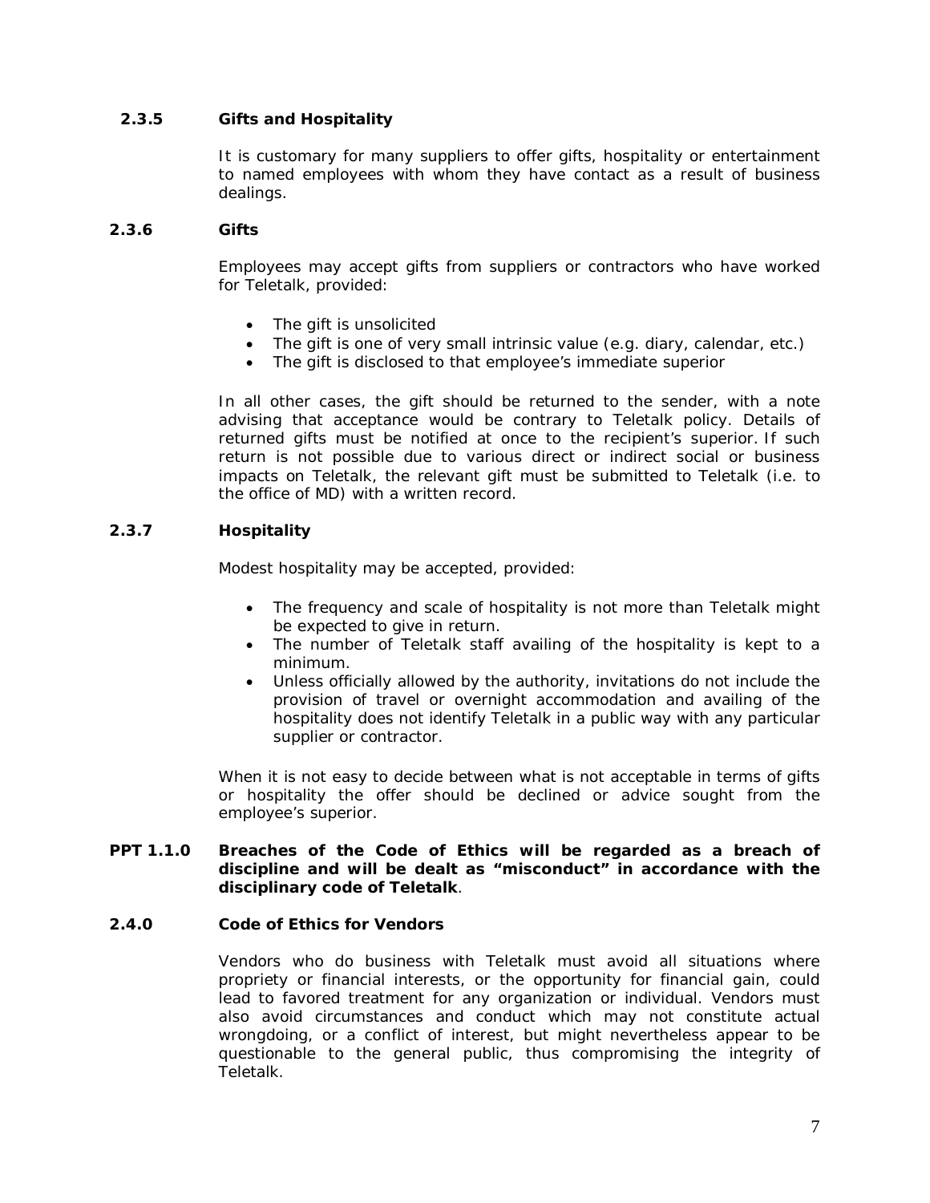### 2.3.5 Gifts and Hospitality

It is customary for many suppliers to offer gifts, hospitality or entertainment to named employees with whom they have contact as a result of business dealings.

### 2.3.6 Gifts

Employees may accept gifts from suppliers or contractors who have worked for Teletalk, provided:

- The gift is unsolicited
- The gift is one of very small intrinsic value (e.g. diary, calendar, etc.)
- The gift is disclosed to that employee's immediate superior

In all other cases, the gift should be returned to the sender, with a note advising that acceptance would be contrary to Teletalk policy. Details of returned gifts must be notified at once to the recipient's superior. If such return is not possible due to various direct or indirect social or business impacts on Teletalk, the relevant gift must be submitted to Teletalk (i.e. to the office of MD) with a written record.

### 2.3.7 Hospitality

Modest hospitality may be accepted, provided:

- The frequency and scale of hospitality is not more than Teletalk might be expected to give in return.
- The number of Teletalk staff availing of the hospitality is kept to a minimum.
- Unless officially allowed by the authority, invitations do not include the provision of travel or overnight accommodation and availing of the hospitality does not identify Teletalk in a public way with any particular supplier or contractor.

When it is not easy to decide between what is not acceptable in terms of gifts or hospitality the offer should be declined or advice sought from the employee's superior.

**PPT 1.1.0 Breaches of the Code of Ethics will be regarded as a breach of discipline and will be dealt as "misconduct" in accordance with the disciplinary code of Teletalk**.

### 2.4.0 Code of Ethics for Vendors

Vendors who do business with Teletalk must avoid all situations where propriety or financial interests, or the opportunity for financial gain, could lead to favored treatment for any organization or individual. Vendors must also avoid circumstances and conduct which may not constitute actual wrongdoing, or a conflict of interest, but might nevertheless appear to be questionable to the general public, thus compromising the integrity of Teletalk.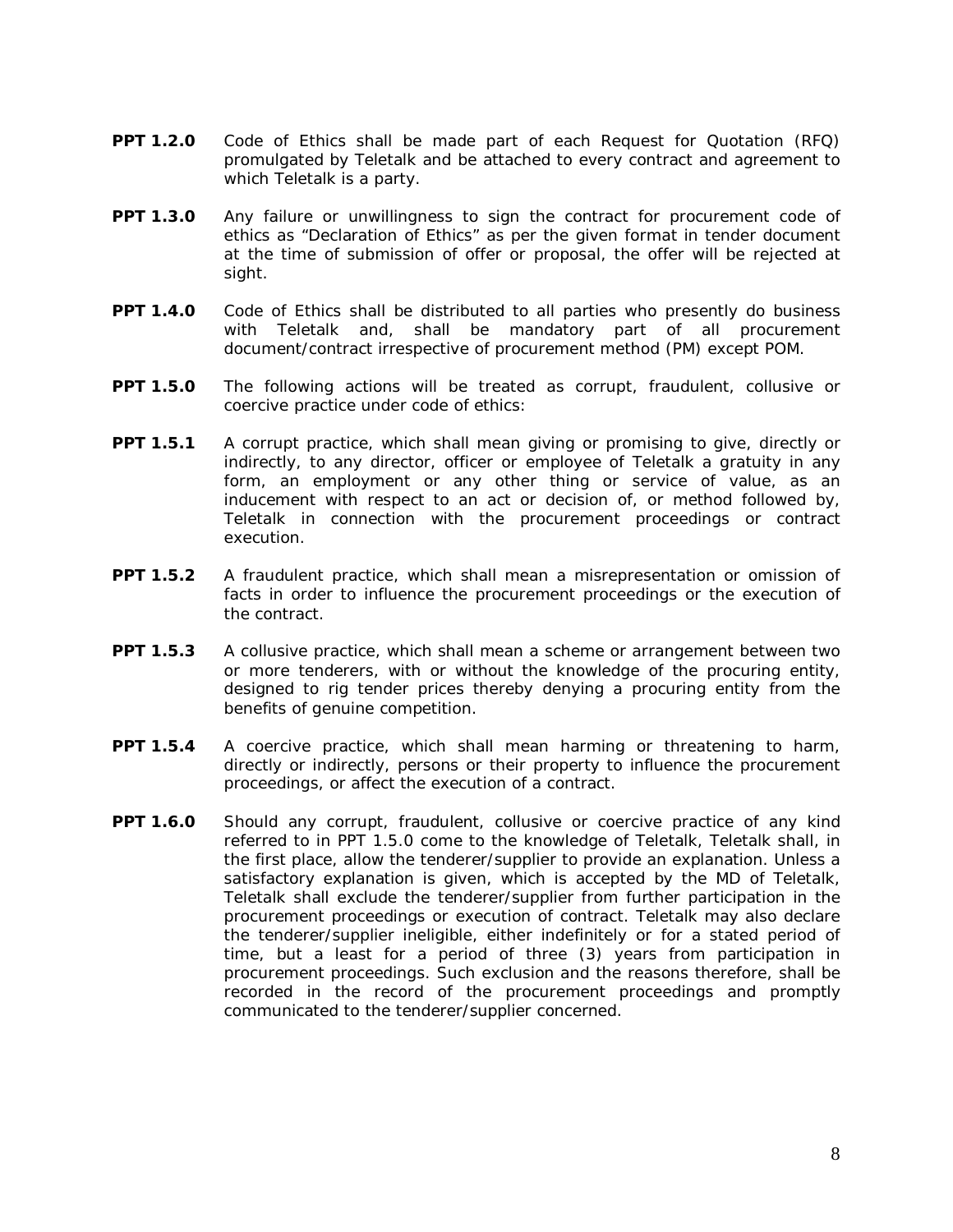**PPT 1.2.0** Code of Ethics shall be made part of each Request for Quotation (RFQ) promulgated by Teletalk and be attached to every contract and agreement to which Teletalk is a party.

**PPT 1.3.0** Any failure or unwillingness to sign the contract for procurement code of ethics as "Declaration of Ethics" as per the given format in tender document at the time of submission of offer or proposal, the offer will be rejected at sight.

**PPT 1.4.0** Code of Ethics shall be distributed to all parties who presently do business with Teletalk and, shall be mandatory part of all procurement document/contract irrespective of procurement method (PM) except POM.

**PPT 1.5.0** The following actions will be treated as corrupt, fraudulent, collusive or coercive practice under code of ethics:

**PPT 1.5.1** A corrupt practice, which shall mean giving or promising to give, directly or indirectly, to any director, officer or employee of Teletalk a gratuity in any form, an employment or any other thing or service of value, as an inducement with respect to an act or decision of, or method followed by, Teletalk in connection with the procurement proceedings or contract execution.

**PPT 1.5.2** A fraudulent practice, which shall mean a misrepresentation or omission of facts in order to influence the procurement proceedings or the execution of the contract.

**PPT 1.5.3** A collusive practice, which shall mean a scheme or arrangement between two or more tenderers, with or without the knowledge of the procuring entity, designed to rig tender prices thereby denying a procuring entity from the benefits of genuine competition.

**PPT 1.5.4** A coercive practice, which shall mean harming or threatening to harm, directly or indirectly, persons or their property to influence the procurement proceedings, or affect the execution of a contract.

**PPT 1.6.0** Should any corrupt, fraudulent, collusive or coercive practice of any kind referred to in PPT 1.5.0 come to the knowledge of Teletalk, Teletalk shall, in the first place, allow the tenderer/supplier to provide an explanation. Unless a satisfactory explanation is given, which is accepted by the MD of Teletalk, Teletalk shall exclude the tenderer/supplier from further participation in the procurement proceedings or execution of contract. Teletalk may also declare the tenderer/supplier ineligible, either indefinitely or for a stated period of time, but a least for a period of three (3) years from participation in procurement proceedings. Such exclusion and the reasons therefore, shall be recorded in the record of the procurement proceedings and promptly communicated to the tenderer/supplier concerned.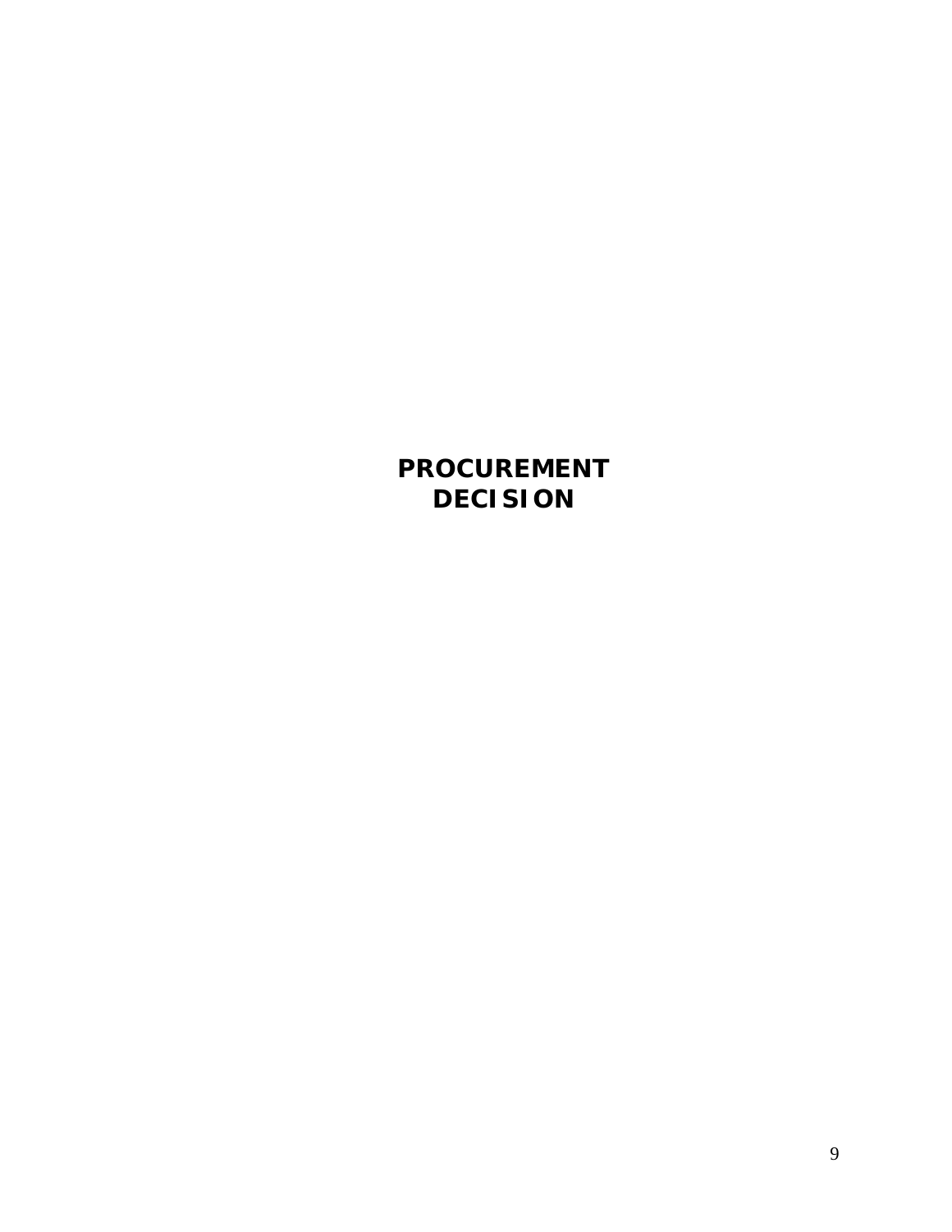# PROCUREMENT DECISION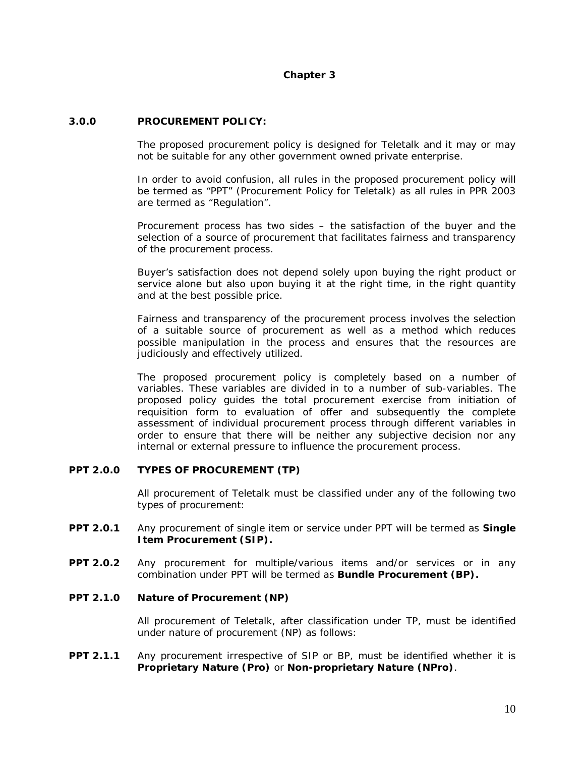## Chapter 3

### 3.0.0 PROCUREMENT POLICY:

The proposed procurement policy is designed for Teletalk and it may or may not be suitable for any other government owned private enterprise.

In order to avoid confusion, all rules in the proposed procurement policy will be termed as "PPT" (Procurement Policy for Teletalk) as all rules in PPR 2003 are termed as "Regulation".

Procurement process has two sides – the satisfaction of the buyer and the selection of a source of procurement that facilitates fairness and transparency of the procurement process.

Buyer's satisfaction does not depend solely upon buying the right product or service alone but also upon buying it at the right time, in the right quantity and at the best possible price.

Fairness and transparency of the procurement process involves the selection of a suitable source of procurement as well as a method which reduces possible manipulation in the process and ensures that the resources are judiciously and effectively utilized.

The proposed procurement policy is completely based on a number of variables. These variables are divided in to a number of sub-variables. The proposed policy guides the total procurement exercise from initiation of requisition form to evaluation of offer and subsequently the complete assessment of individual procurement process through different variables in order to ensure that there will be neither any subjective decision nor any internal or external pressure to influence the procurement process.

### PPT 2.0.0 TYPES OF PROCUREMENT (TP)

All procurement of Teletalk must be classified under any of the following two types of procurement:

**PPT 2.0.1** Any procurement of single item or service under PPT will be termed as **Single Item Procurement (SIP).**

**PPT 2.0.2** Any procurement for multiple/various items and/or services or in any combination under PPT will be termed as **Bundle Procurement (BP).**

### PPT 2.1.0 Nature of Procurement (NP)

All procurement of Teletalk, after classification under TP, must be identified under nature of procurement (NP) as follows:

**PPT 2.1.1** Any procurement irrespective of SIP or BP, must be identified whether it is **Proprietary Nature (Pro)** or **Non-proprietary Nature (NPro)**.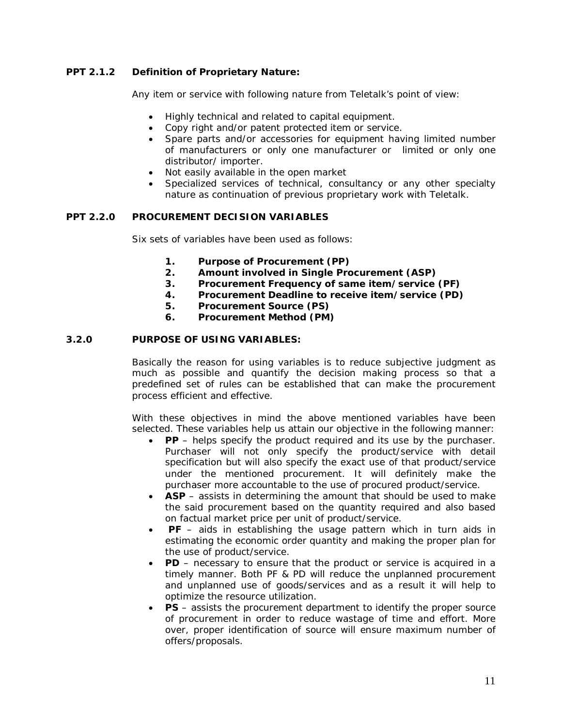**PPT 2.1.2 Definition of Proprietary Nature:**

Any item or service with following nature from Teletalk's point of view:

- Highly technical and related to capital equipment.
- Copy right and/or patent protected item or service.
- Spare parts and/or accessories for equipment having limited number of manufacturers or only one manufacturer or limited or only one distributor/ importer.
- Not easily available in the open market
- Specialized services of technical, consultancy or any other specialty nature as continuation of previous proprietary work with Teletalk.

**PPT 2.2.0 PROCUREMENT DECISION VARIABLES**

Six sets of variables have been used as follows:

1. **Purpose of Procurement (PP)**
2. **Amount involved in Single Procurement (ASP)**
3. **Procurement Frequency of same item/service (PF)**
4. **Procurement Deadline to receive item/service (PD)**
5. **Procurement Source (PS)**
6. **Procurement Method (PM)**

**3.2.0 PURPOSE OF USING VARIABLES:**

Basically the reason for using variables is to reduce subjective judgment as much as possible and quantify the decision making process so that a predefined set of rules can be established that can make the procurement process efficient and effective.

With these objectives in mind the above mentioned variables have been selected. These variables help us attain our objective in the following manner:

- **PP** – helps specify the product required and its use by the purchaser. Purchaser will not only specify the product/service with detail specification but will also specify the exact use of that product/service under the mentioned procurement. It will definitely make the purchaser more accountable to the use of procured product/service.
- **ASP** – assists in determining the amount that should be used to make the said procurement based on the quantity required and also based on factual market price per unit of product/service.
- **PF** – aids in establishing the usage pattern which in turn aids in estimating the economic order quantity and making the proper plan for the use of product/service.
- **PD** – necessary to ensure that the product or service is acquired in a timely manner. Both PF & PD will reduce the unplanned procurement and unplanned use of goods/services and as a result it will help to optimize the resource utilization.
- **PS** – assists the procurement department to identify the proper source of procurement in order to reduce wastage of time and effort. More over, proper identification of source will ensure maximum number of offers/proposals.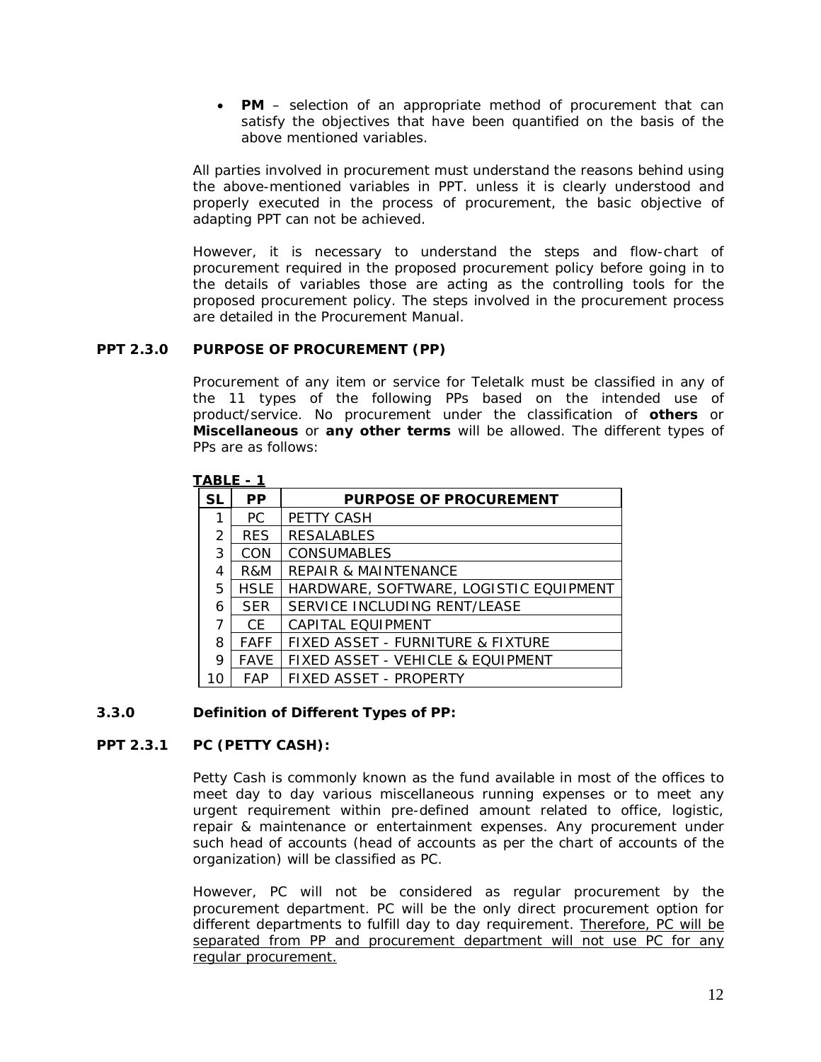- **PM** – selection of an appropriate method of procurement that can satisfy the objectives that have been quantified on the basis of the above mentioned variables.

All parties involved in procurement must understand the reasons behind using the above-mentioned variables in PPT. unless it is clearly understood and properly executed in the process of procurement, the basic objective of adapting PPT can not be achieved.

However, it is necessary to understand the steps and flow-chart of procurement required in the proposed procurement policy before going in to the details of variables those are acting as the controlling tools for the proposed procurement policy. The steps involved in the procurement process are detailed in the Procurement Manual.

### PPT 2.3.0 PURPOSE OF PROCUREMENT (PP)

Procurement of any item or service for Teletalk must be classified in any of the 11 types of the following PPs based on the intended use of product/service. No procurement under the classification of **others** or **Miscellaneous** or **any other terms** will be allowed. The different types of PPs are as follows:

**TABLE - 1**

| SL | PP | PURPOSE OF PROCUREMENT |
|---|---|---|
| 1 | PC | PETTY CASH |
| 2 | RES | RESALABLES |
| 3 | CON | CONSUMABLES |
| 4 | R&M | REPAIR & MAINTENANCE |
| 5 | HSLE | HARDWARE, SOFTWARE, LOGISTIC EQUIPMENT |
| 6 | SER | SERVICE INCLUDING RENT/LEASE |
| 7 | CE | CAPITAL EQUIPMENT |
| 8 | FAFF | FIXED ASSET - FURNITURE & FIXTURE |
| 9 | FAVE | FIXED ASSET - VEHICLE & EQUIPMENT |
| 10 | FAP | FIXED ASSET - PROPERTY |

### 3.3.0 Definition of Different Types of PP:

### PPT 2.3.1 PC (PETTY CASH):

Petty Cash is commonly known as the fund available in most of the offices to meet day to day various miscellaneous running expenses or to meet any urgent requirement within pre-defined amount related to office, logistic, repair & maintenance or entertainment expenses. Any procurement under such head of accounts (head of accounts as per the chart of accounts of the organization) will be classified as PC.

However, PC will not be considered as regular procurement by the procurement department. PC will be the only direct procurement option for different departments to fulfill day to day requirement. Therefore, PC will be separated from PP and procurement department will not use PC for any regular procurement.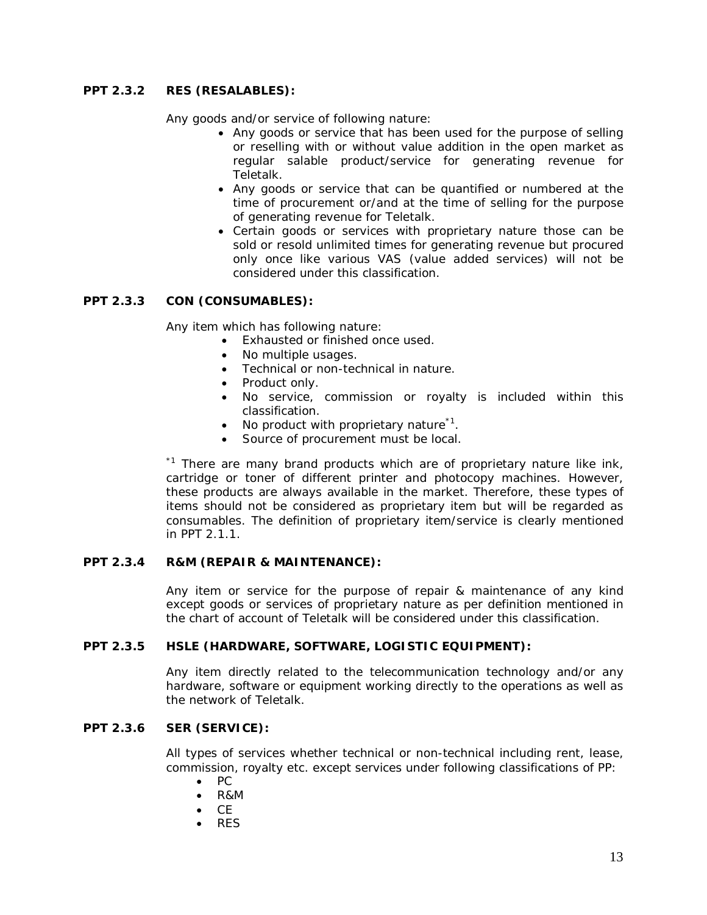### PPT 2.3.2 RES (RESALABLES):

Any goods and/or service of following nature:

- Any goods or service that has been used for the purpose of selling or reselling with or without value addition in the open market as regular salable product/service for generating revenue for Teletalk.
- Any goods or service that can be quantified or numbered at the time of procurement or/and at the time of selling for the purpose of generating revenue for Teletalk.
- Certain goods or services with proprietary nature those can be sold or resold unlimited times for generating revenue but procured only once like various VAS (value added services) will not be considered under this classification.

### PPT 2.3.3 CON (CONSUMABLES):

Any item which has following nature:

- Exhausted or finished once used.
- No multiple usages.
- Technical or non-technical in nature.
- Product only.
- No service, commission or royalty is included within this classification.
- No product with proprietary nature[*1].
- Source of procurement must be local.

[*1] There are many brand products which are of proprietary nature like ink, cartridge or toner of different printer and photocopy machines. However, these products are always available in the market. Therefore, these types of items should not be considered as proprietary item but will be regarded as consumables. The definition of proprietary item/service is clearly mentioned in PPT 2.1.1.

### PPT 2.3.4 R&M (REPAIR & MAINTENANCE):

Any item or service for the purpose of repair & maintenance of any kind except goods or services of proprietary nature as per definition mentioned in the chart of account of Teletalk will be considered under this classification.

### PPT 2.3.5 HSLE (HARDWARE, SOFTWARE, LOGISTIC EQUIPMENT):

Any item directly related to the telecommunication technology and/or any hardware, software or equipment working directly to the operations as well as the network of Teletalk.

### PPT 2.3.6 SER (SERVICE):

All types of services whether technical or non-technical including rent, lease, commission, royalty etc. except services under following classifications of PP:

- PC
- R&M
- CE
- RES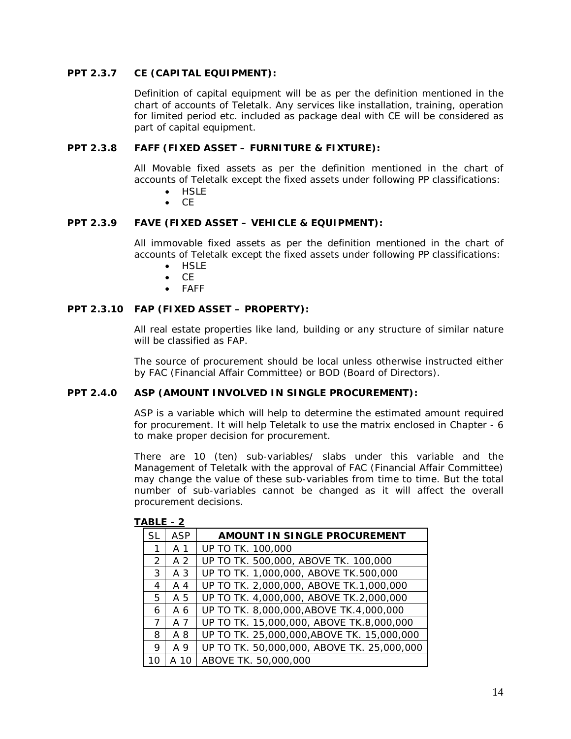### PPT 2.3.7 CE (CAPITAL EQUIPMENT):

Definition of capital equipment will be as per the definition mentioned in the chart of accounts of Teletalk. Any services like installation, training, operation for limited period etc. included as package deal with CE will be considered as part of capital equipment.

### PPT 2.3.8 FAFF (FIXED ASSET – FURNITURE & FIXTURE):

All Movable fixed assets as per the definition mentioned in the chart of accounts of Teletalk except the fixed assets under following PP classifications:

- HSLE
- CE

### PPT 2.3.9 FAVE (FIXED ASSET – VEHICLE & EQUIPMENT):

All immovable fixed assets as per the definition mentioned in the chart of accounts of Teletalk except the fixed assets under following PP classifications:

- HSLE
- CE
- FAFF

### PPT 2.3.10 FAP (FIXED ASSET – PROPERTY):

All real estate properties like land, building or any structure of similar nature will be classified as FAP.

The source of procurement should be local unless otherwise instructed either by FAC (Financial Affair Committee) or BOD (Board of Directors).

### PPT 2.4.0 ASP (AMOUNT INVOLVED IN SINGLE PROCUREMENT):

ASP is a variable which will help to determine the estimated amount required for procurement. It will help Teletalk to use the matrix enclosed in Chapter - 6 to make proper decision for procurement.

There are 10 (ten) sub-variables/ slabs under this variable and the Management of Teletalk with the approval of FAC (Financial Affair Committee) may change the value of these sub-variables from time to time. But the total number of sub-variables cannot be changed as it will affect the overall procurement decisions.

**TABLE - 2**

| SL | ASP | AMOUNT IN SINGLE PROCUREMENT |
|---|---|---|
| 1 | A 1 | UP TO TK. 100,000 |
| 2 | A 2 | UP TO TK. 500,000, ABOVE TK. 100,000 |
| 3 | A 3 | UP TO TK. 1,000,000, ABOVE TK.500,000 |
| 4 | A 4 | UP TO TK. 2,000,000, ABOVE TK.1,000,000 |
| 5 | A 5 | UP TO TK. 4,000,000, ABOVE TK.2,000,000 |
| 6 | A 6 | UP TO TK. 8,000,000,ABOVE TK.4,000,000 |
| 7 | A 7 | UP TO TK. 15,000,000, ABOVE TK.8,000,000 |
| 8 | A 8 | UP TO TK. 25,000,000,ABOVE TK. 15,000,000 |
| 9 | A 9 | UP TO TK. 50,000,000, ABOVE TK. 25,000,000 |
| 10 | A 10 | ABOVE TK. 50,000,000 |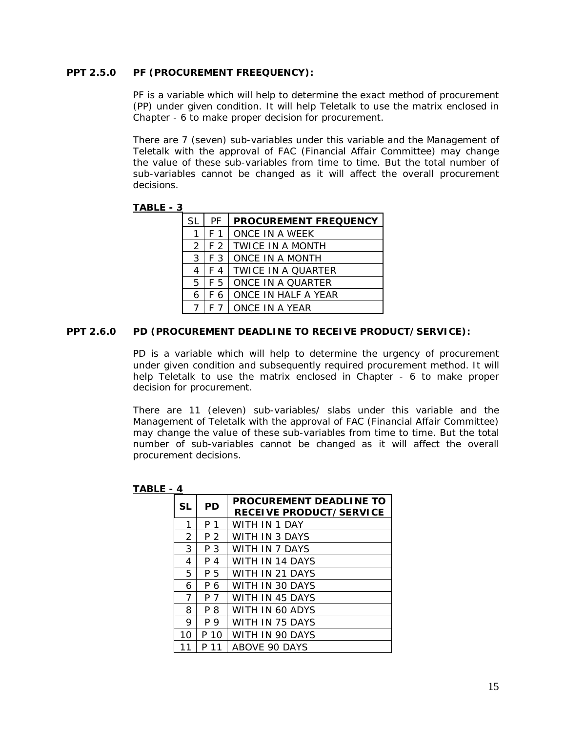**PPT 2.5.0 PF (PROCUREMENT FREEQUENCY):**

PF is a variable which will help to determine the exact method of procurement (PP) under given condition. It will help Teletalk to use the matrix enclosed in Chapter - 6 to make proper decision for procurement.

There are 7 (seven) sub-variables under this variable and the Management of Teletalk with the approval of FAC (Financial Affair Committee) may change the value of these sub-variables from time to time. But the total number of sub-variables cannot be changed as it will affect the overall procurement decisions.

**TABLE - 3**

| SL | PF | PROCUREMENT FREQUENCY |
|---|---|---|
| 1 | F 1 | ONCE IN A WEEK |
| 2 | F 2 | TWICE IN A MONTH |
| 3 | F 3 | ONCE IN A MONTH |
| 4 | F 4 | TWICE IN A QUARTER |
| 5 | F 5 | ONCE IN A QUARTER |
| 6 | F 6 | ONCE IN HALF A YEAR |
| 7 | F 7 | ONCE IN A YEAR |

**PPT 2.6.0 PD (PROCUREMENT DEADLINE TO RECEIVE PRODUCT/SERVICE):**

PD is a variable which will help to determine the urgency of procurement under given condition and subsequently required procurement method. It will help Teletalk to use the matrix enclosed in Chapter - 6 to make proper decision for procurement.

There are 11 (eleven) sub-variables/ slabs under this variable and the Management of Teletalk with the approval of FAC (Financial Affair Committee) may change the value of these sub-variables from time to time. But the total number of sub-variables cannot be changed as it will affect the overall procurement decisions.

**TABLE - 4**

| SL | PD | PROCUREMENT DEADLINE TO RECEIVE PRODUCT/SERVICE |
|---|---|---|
| 1 | P 1 | WITH IN 1 DAY |
| 2 | P 2 | WITH IN 3 DAYS |
| 3 | P 3 | WITH IN 7 DAYS |
| 4 | P 4 | WITH IN 14 DAYS |
| 5 | P 5 | WITH IN 21 DAYS |
| 6 | P 6 | WITH IN 30 DAYS |
| 7 | P 7 | WITH IN 45 DAYS |
| 8 | P 8 | WITH IN 60 ADYS |
| 9 | P 9 | WITH IN 75 DAYS |
| 10 | P 10 | WITH IN 90 DAYS |
| 11 | P 11 | ABOVE 90 DAYS |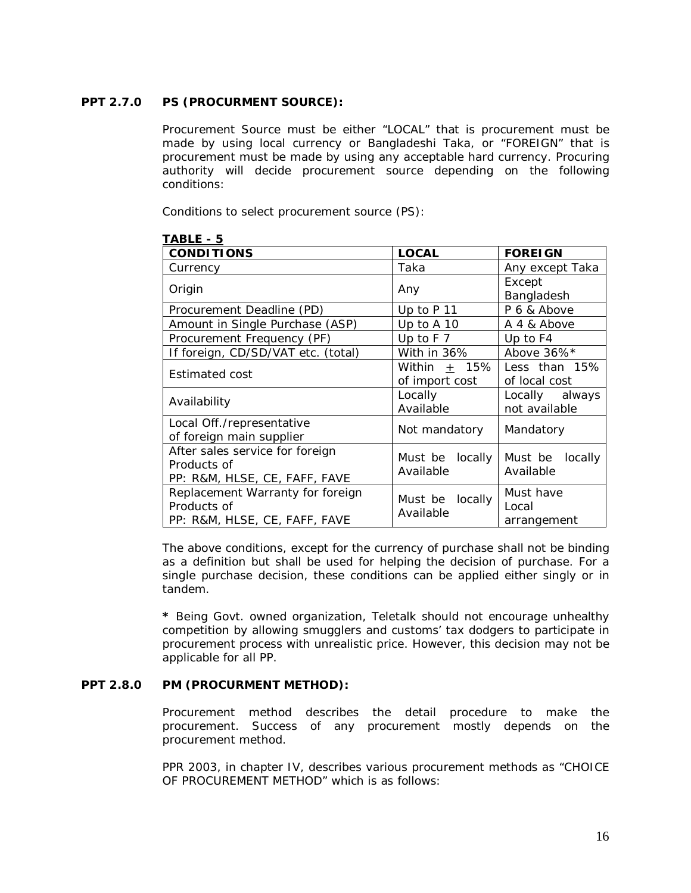## PPT 2.7.0 PS (PROCURMENT SOURCE):

Procurement Source must be either "LOCAL" that is procurement must be made by using local currency or Bangladeshi Taka, or "FOREIGN" that is procurement must be made by using any acceptable hard currency. Procuring authority will decide procurement source depending on the following conditions:

Conditions to select procurement source (PS):

**TABLE - 5**

| CONDITIONS | LOCAL | FOREIGN |
|---|---|---|
| Currency | Taka | Any except Taka |
| Origin | Any | Except Bangladesh |
| Procurement Deadline (PD) | Up to P 11 | P 6 & Above |
| Amount in Single Purchase (ASP) | Up to A 10 | A 4 & Above |
| Procurement Frequency (PF) | Up to F 7 | Up to F4 |
| If foreign, CD/SD/VAT etc. (total) | With in 36% | Above 36%* |
| Estimated cost | Within ± 15% of import cost | Less than 15% of local cost |
| Availability | Locally Available | Locally always not available |
| Local Off./representative of foreign main supplier | Not mandatory | Mandatory |
| After sales service for foreign Products of PP: R&M, HLSE, CE, FAFF, FAVE | Must be locally Available | Must be locally Available |
| Replacement Warranty for foreign Products of PP: R&M, HLSE, CE, FAFF, FAVE | Must be locally Available | Must have Local arrangement |

The above conditions, except for the currency of purchase shall not be binding as a definition but shall be used for helping the decision of purchase. For a single purchase decision, these conditions can be applied either singly or in tandem.

**\*** Being Govt. owned organization, Teletalk should not encourage unhealthy competition by allowing smugglers and customs' tax dodgers to participate in procurement process with unrealistic price. However, this decision may not be applicable for all PP.

## PPT 2.8.0 PM (PROCURMENT METHOD):

Procurement method describes the detail procedure to make the procurement. Success of any procurement mostly depends on the procurement method.

PPR 2003, in chapter IV, describes various procurement methods as "CHOICE OF PROCUREMENT METHOD" which is as follows: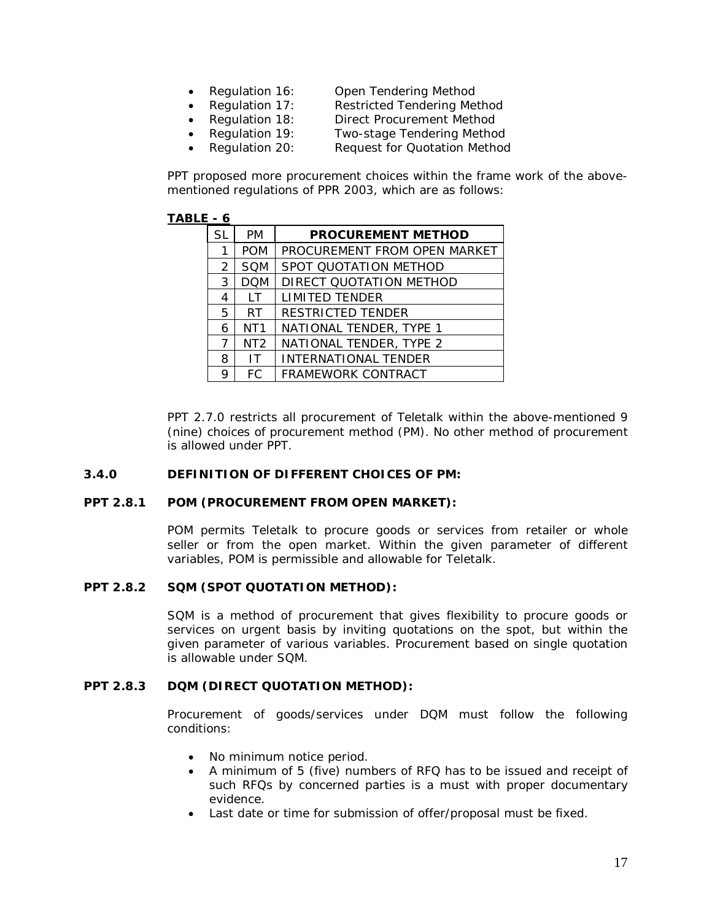- Regulation 16: Open Tendering Method
- Regulation 17: Restricted Tendering Method
- Regulation 18: Direct Procurement Method
- Regulation 19: Two-stage Tendering Method
- Regulation 20: Request for Quotation Method

PPT proposed more procurement choices within the frame work of the above-mentioned regulations of PPR 2003, which are as follows:

**TABLE - 6**

| SL | PM | PROCUREMENT METHOD |
|---|---|---|
| 1 | POM | PROCUREMENT FROM OPEN MARKET |
| 2 | SQM | SPOT QUOTATION METHOD |
| 3 | DQM | DIRECT QUOTATION METHOD |
| 4 | LT | LIMITED TENDER |
| 5 | RT | RESTRICTED TENDER |
| 6 | NT1 | NATIONAL TENDER, TYPE 1 |
| 7 | NT2 | NATIONAL TENDER, TYPE 2 |
| 8 | IT | INTERNATIONAL TENDER |
| 9 | FC | FRAMEWORK CONTRACT |

PPT 2.7.0 restricts all procurement of Teletalk within the above-mentioned 9 (nine) choices of procurement method (PM). No other method of procurement is allowed under PPT.

### 3.4.0 DEFINITION OF DIFFERENT CHOICES OF PM:

### PPT 2.8.1 POM (PROCUREMENT FROM OPEN MARKET):

POM permits Teletalk to procure goods or services from retailer or whole seller or from the open market. Within the given parameter of different variables, POM is permissible and allowable for Teletalk.

### PPT 2.8.2 SQM (SPOT QUOTATION METHOD):

SQM is a method of procurement that gives flexibility to procure goods or services on urgent basis by inviting quotations on the spot, but within the given parameter of various variables. Procurement based on single quotation is allowable under SQM.

### PPT 2.8.3 DQM (DIRECT QUOTATION METHOD):

Procurement of goods/services under DQM must follow the following conditions:

- No minimum notice period.
- A minimum of 5 (five) numbers of RFQ has to be issued and receipt of such RFQs by concerned parties is a must with proper documentary evidence.
- Last date or time for submission of offer/proposal must be fixed.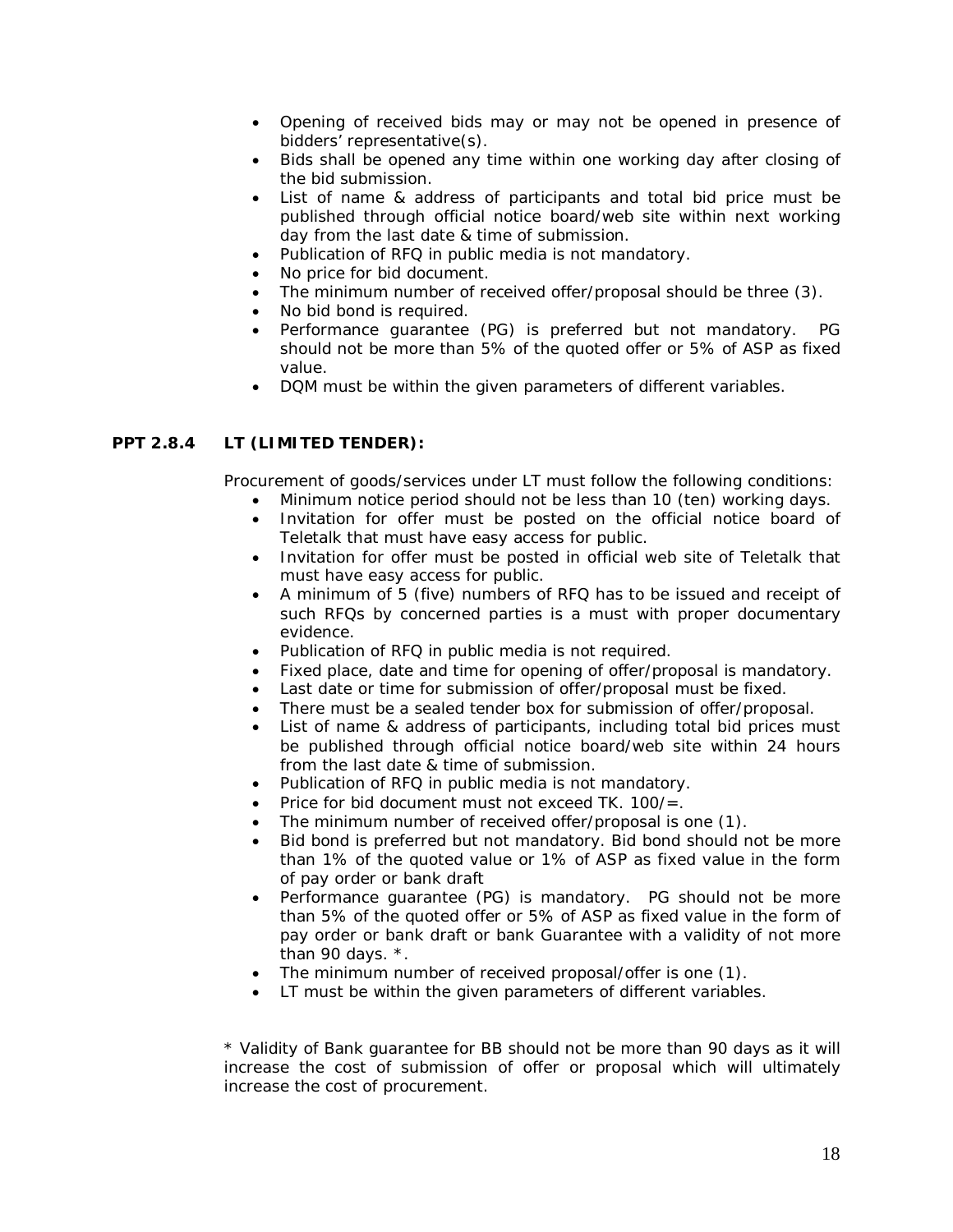- Opening of received bids may or may not be opened in presence of bidders' representative(s).
- Bids shall be opened any time within one working day after closing of the bid submission.
- List of name & address of participants and total bid price must be published through official notice board/web site within next working day from the last date & time of submission.
- Publication of RFQ in public media is not mandatory.
- No price for bid document.
- The minimum number of received offer/proposal should be three (3).
- No bid bond is required.
- Performance guarantee (PG) is preferred but not mandatory. PG should not be more than 5% of the quoted offer or 5% of ASP as fixed value.
- DQM must be within the given parameters of different variables.

### PPT 2.8.4 LT (LIMITED TENDER):

Procurement of goods/services under LT must follow the following conditions:

- Minimum notice period should not be less than 10 (ten) working days.
- Invitation for offer must be posted on the official notice board of Teletalk that must have easy access for public.
- Invitation for offer must be posted in official web site of Teletalk that must have easy access for public.
- A minimum of 5 (five) numbers of RFQ has to be issued and receipt of such RFQs by concerned parties is a must with proper documentary evidence.
- Publication of RFQ in public media is not required.
- Fixed place, date and time for opening of offer/proposal is mandatory.
- Last date or time for submission of offer/proposal must be fixed.
- There must be a sealed tender box for submission of offer/proposal.
- List of name & address of participants, including total bid prices must be published through official notice board/web site within 24 hours from the last date & time of submission.
- Publication of RFQ in public media is not mandatory.
- Price for bid document must not exceed TK. 100/=.
- The minimum number of received offer/proposal is one (1).
- Bid bond is preferred but not mandatory. Bid bond should not be more than 1% of the quoted value or 1% of ASP as fixed value in the form of pay order or bank draft
- Performance guarantee (PG) is mandatory. PG should not be more than 5% of the quoted offer or 5% of ASP as fixed value in the form of pay order or bank draft or bank Guarantee with a validity of not more than 90 days. *.
- The minimum number of received proposal/offer is one (1).
- LT must be within the given parameters of different variables.

* Validity of Bank guarantee for BB should not be more than 90 days as it will increase the cost of submission of offer or proposal which will ultimately increase the cost of procurement.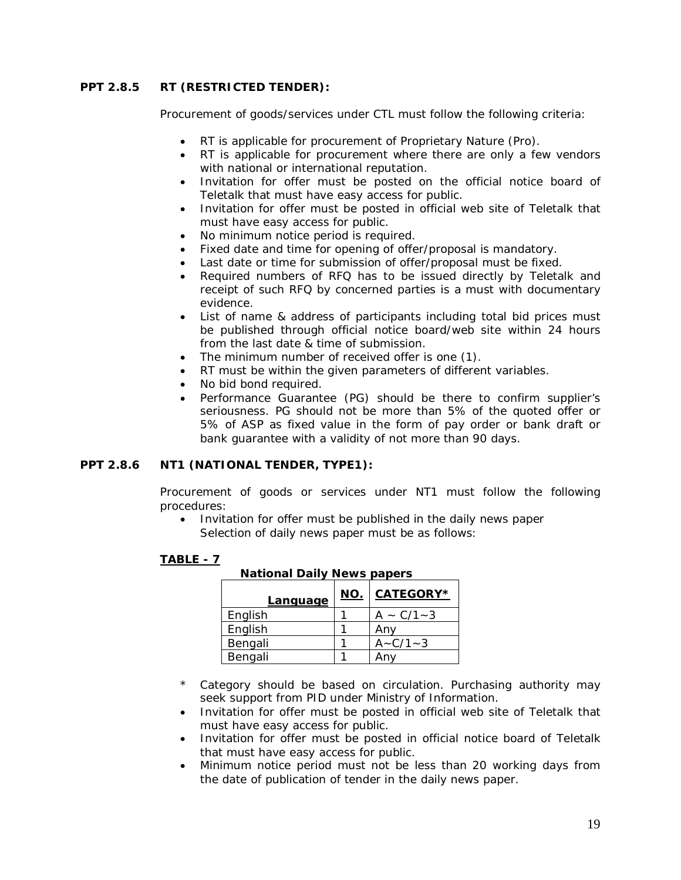### PPT 2.8.5 RT (RESTRICTED TENDER):

Procurement of goods/services under CTL must follow the following criteria:

- RT is applicable for procurement of Proprietary Nature (Pro).
- RT is applicable for procurement where there are only a few vendors with national or international reputation.
- Invitation for offer must be posted on the official notice board of Teletalk that must have easy access for public.
- Invitation for offer must be posted in official web site of Teletalk that must have easy access for public.
- No minimum notice period is required.
- Fixed date and time for opening of offer/proposal is mandatory.
- Last date or time for submission of offer/proposal must be fixed.
- Required numbers of RFQ has to be issued directly by Teletalk and receipt of such RFQ by concerned parties is a must with documentary evidence.
- List of name & address of participants including total bid prices must be published through official notice board/web site within 24 hours from the last date & time of submission.
- The minimum number of received offer is one (1).
- RT must be within the given parameters of different variables.
- No bid bond required.
- Performance Guarantee (PG) should be there to confirm supplier's seriousness. PG should not be more than 5% of the quoted offer or 5% of ASP as fixed value in the form of pay order or bank draft or bank guarantee with a validity of not more than 90 days.

### PPT 2.8.6 NT1 (NATIONAL TENDER, TYPE1):

Procurement of goods or services under NT1 must follow the following procedures:

- Invitation for offer must be published in the daily news paper
  Selection of daily news paper must be as follows:

**TABLE - 7**

**National Daily News papers**

| Language | NO. | CATEGORY* |
|---|---|---|
| English | 1 | A ~ C/1~3 |
| English | 1 | Any |
| Bengali | 1 | A~C/1~3 |
| Bengali | 1 | Any |

\* Category should be based on circulation. Purchasing authority may seek support from PID under Ministry of Information.

- Invitation for offer must be posted in official web site of Teletalk that must have easy access for public.
- Invitation for offer must be posted in official notice board of Teletalk that must have easy access for public.
- Minimum notice period must not be less than 20 working days from the date of publication of tender in the daily news paper.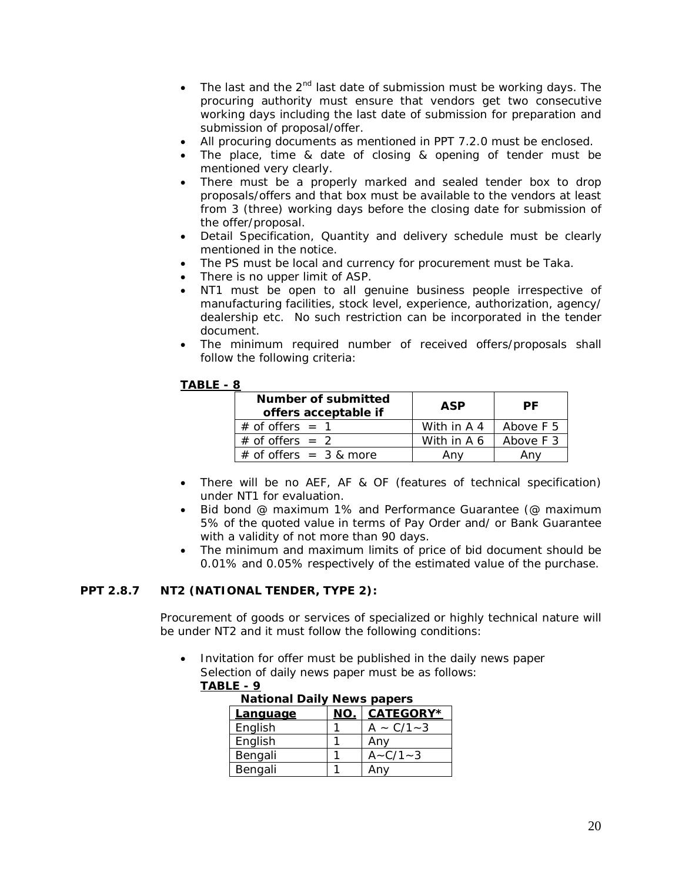- The last and the 2nd last date of submission must be working days. The procuring authority must ensure that vendors get two consecutive working days including the last date of submission for preparation and submission of proposal/offer.
- All procuring documents as mentioned in PPT 7.2.0 must be enclosed.
- The place, time & date of closing & opening of tender must be mentioned very clearly.
- There must be a properly marked and sealed tender box to drop proposals/offers and that box must be available to the vendors at least from 3 (three) working days before the closing date for submission of the offer/proposal.
- Detail Specification, Quantity and delivery schedule must be clearly mentioned in the notice.
- The PS must be local and currency for procurement must be Taka.
- There is no upper limit of ASP.
- NT1 must be open to all genuine business people irrespective of manufacturing facilities, stock level, experience, authorization, agency/ dealership etc. No such restriction can be incorporated in the tender document.
- The minimum required number of received offers/proposals shall follow the following criteria:

**TABLE - 8**

| Number of submitted offers acceptable if | ASP | PF |
|---|---|---|
| # of offers = 1 | With in A 4 | Above F 5 |
| # of offers = 2 | With in A 6 | Above F 3 |
| # of offers = 3 & more | Any | Any |

- There will be no AEF, AF & OF (features of technical specification) under NT1 for evaluation.
- Bid bond @ maximum 1% and Performance Guarantee (@ maximum 5% of the quoted value in terms of Pay Order and/ or Bank Guarantee with a validity of not more than 90 days.
- The minimum and maximum limits of price of bid document should be 0.01% and 0.05% respectively of the estimated value of the purchase.

## PPT 2.8.7 NT2 (NATIONAL TENDER, TYPE 2):

Procurement of goods or services of specialized or highly technical nature will be under NT2 and it must follow the following conditions:

- Invitation for offer must be published in the daily news paper
  Selection of daily news paper must be as follows:

**TABLE - 9**

**National Daily News papers**

| Language | NO. | CATEGORY* |
|---|---|---|
| English | 1 | A ~ C/1~3 |
| English | 1 | Any |
| Bengali | 1 | A~C/1~3 |
| Bengali | 1 | Any |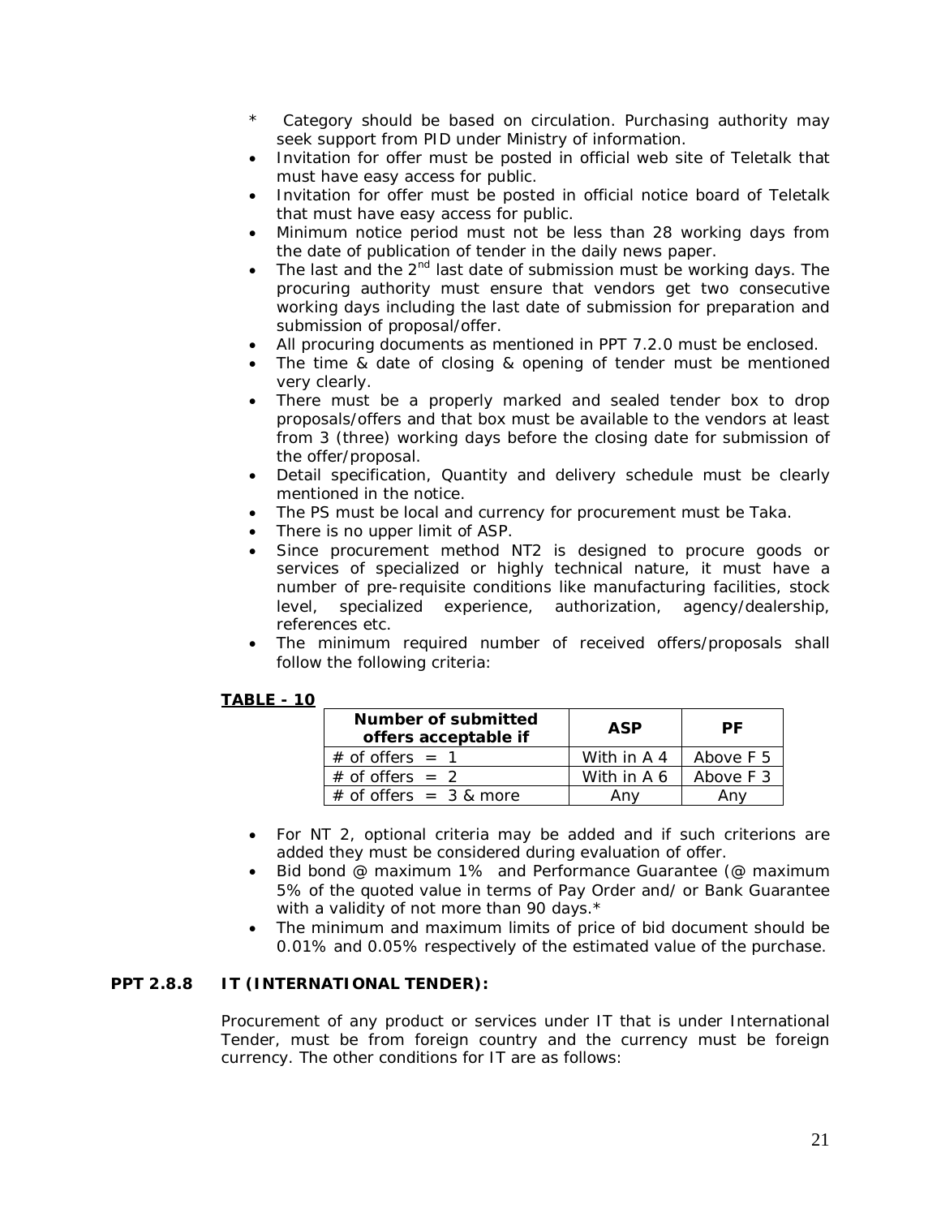\*  Category should be based on circulation. Purchasing authority may seek support from PID under Ministry of information.

- Invitation for offer must be posted in official web site of Teletalk that must have easy access for public.
- Invitation for offer must be posted in official notice board of Teletalk that must have easy access for public.
- Minimum notice period must not be less than 28 working days from the date of publication of tender in the daily news paper.
- The last and the 2nd last date of submission must be working days. The procuring authority must ensure that vendors get two consecutive working days including the last date of submission for preparation and submission of proposal/offer.
- All procuring documents as mentioned in PPT 7.2.0 must be enclosed.
- The time & date of closing & opening of tender must be mentioned very clearly.
- There must be a properly marked and sealed tender box to drop proposals/offers and that box must be available to the vendors at least from 3 (three) working days before the closing date for submission of the offer/proposal.
- Detail specification, Quantity and delivery schedule must be clearly mentioned in the notice.
- The PS must be local and currency for procurement must be Taka.
- There is no upper limit of ASP.
- Since procurement method NT2 is designed to procure goods or services of specialized or highly technical nature, it must have a number of pre-requisite conditions like manufacturing facilities, stock level, specialized experience, authorization, agency/dealership, references etc.
- The minimum required number of received offers/proposals shall follow the following criteria:

**TABLE - 10**

| Number of submitted offers acceptable if | ASP | PF |
|---|---|---|
| # of offers = 1 | With in A 4 | Above F 5 |
| # of offers = 2 | With in A 6 | Above F 3 |
| # of offers = 3 & more | Any | Any |

- For NT 2, optional criteria may be added and if such criterions are added they must be considered during evaluation of offer.
- Bid bond @ maximum 1% and Performance Guarantee (@ maximum 5% of the quoted value in terms of Pay Order and/ or Bank Guarantee with a validity of not more than 90 days.*
- The minimum and maximum limits of price of bid document should be 0.01% and 0.05% respectively of the estimated value of the purchase.

### PPT 2.8.8 IT (INTERNATIONAL TENDER):

Procurement of any product or services under IT that is under International Tender, must be from foreign country and the currency must be foreign currency. The other conditions for IT are as follows: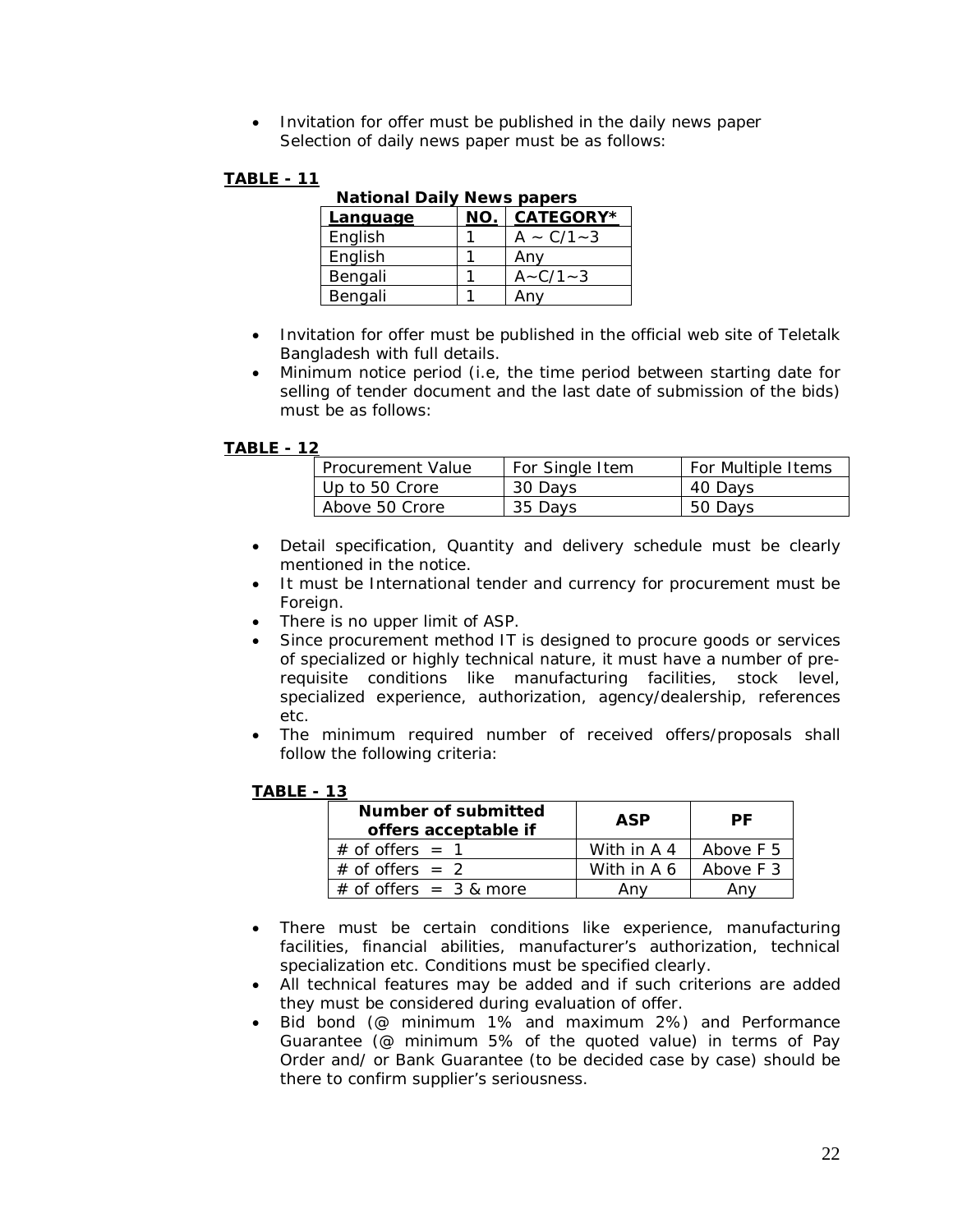- Invitation for offer must be published in the daily news paper Selection of daily news paper must be as follows:

**TABLE - 11**

**National Daily News papers**

| Language | NO. | CATEGORY* |
|---|---|---|
| English | 1 | A ~ C/1~3 |
| English | 1 | Any |
| Bengali | 1 | A~C/1~3 |
| Bengali | 1 | Any |

- Invitation for offer must be published in the official web site of Teletalk Bangladesh with full details.
- Minimum notice period (i.e, the time period between starting date for selling of tender document and the last date of submission of the bids) must be as follows:

**TABLE - 12**

| Procurement Value | For Single Item | For Multiple Items |
|---|---|---|
| Up to 50 Crore | 30 Days | 40 Days |
| Above 50 Crore | 35 Days | 50 Days |

- Detail specification, Quantity and delivery schedule must be clearly mentioned in the notice.
- It must be International tender and currency for procurement must be Foreign.
- There is no upper limit of ASP.
- Since procurement method IT is designed to procure goods or services of specialized or highly technical nature, it must have a number of pre-requisite conditions like manufacturing facilities, stock level, specialized experience, authorization, agency/dealership, references etc.
- The minimum required number of received offers/proposals shall follow the following criteria:

**TABLE - 13**

| Number of submitted offers acceptable if | ASP | PF |
|---|---|---|
| # of offers = 1 | With in A 4 | Above F 5 |
| # of offers = 2 | With in A 6 | Above F 3 |
| # of offers = 3 & more | Any | Any |

- There must be certain conditions like experience, manufacturing facilities, financial abilities, manufacturer's authorization, technical specialization etc. Conditions must be specified clearly.
- All technical features may be added and if such criterions are added they must be considered during evaluation of offer.
- Bid bond (@ minimum 1% and maximum 2%) and Performance Guarantee (@ minimum 5% of the quoted value) in terms of Pay Order and/ or Bank Guarantee (to be decided case by case) should be there to confirm supplier's seriousness.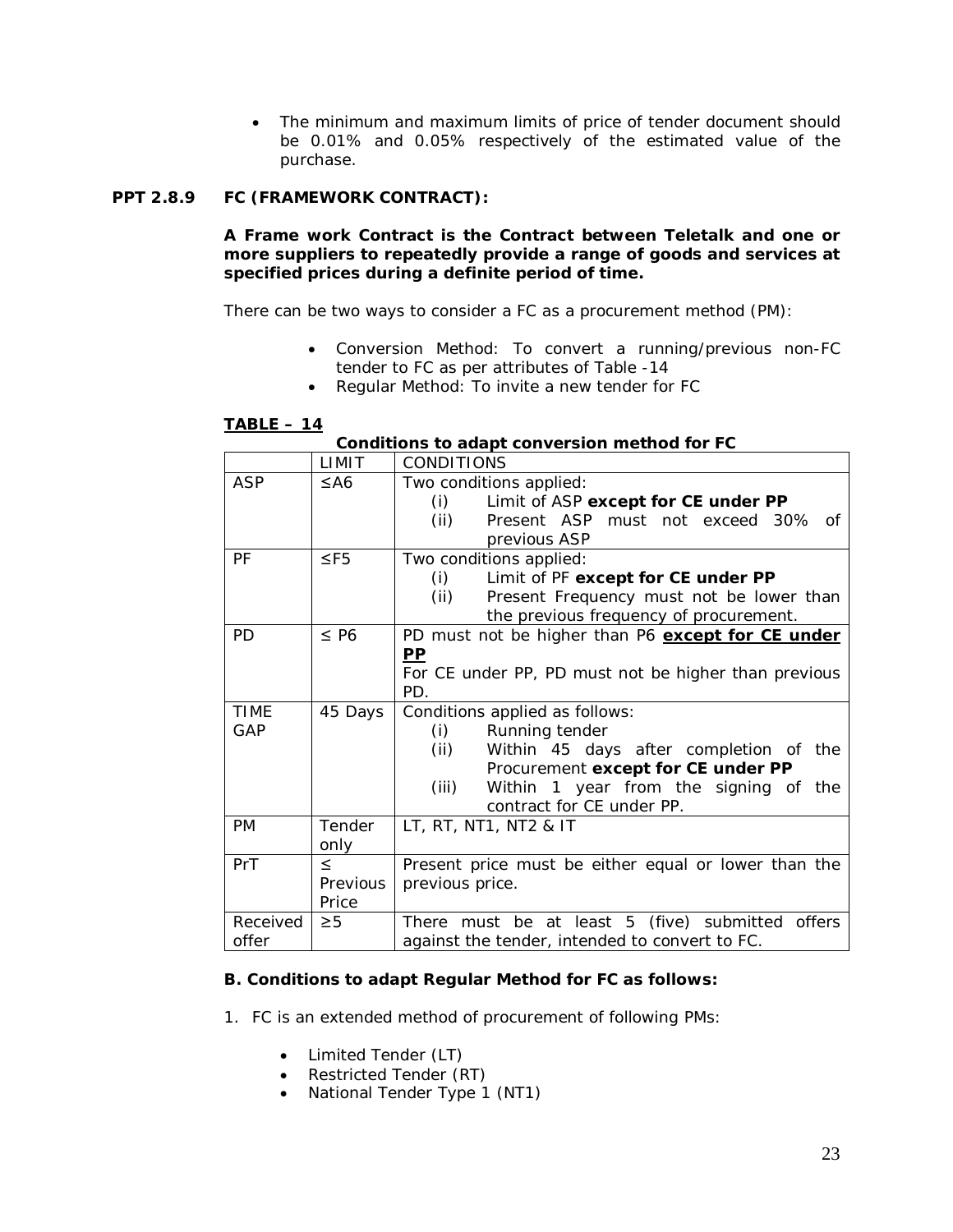- The minimum and maximum limits of price of tender document should be 0.01% and 0.05% respectively of the estimated value of the purchase.

### PPT 2.8.9 FC (FRAMEWORK CONTRACT):

**A Frame work Contract is the Contract between Teletalk and one or more suppliers to repeatedly provide a range of goods and services at specified prices during a definite period of time.**

There can be two ways to consider a FC as a procurement method (PM):

- Conversion Method: To convert a running/previous non-FC tender to FC as per attributes of Table -14
- Regular Method: To invite a new tender for FC

**TABLE – 14**

**Conditions to adapt conversion method for FC**

| | LIMIT | CONDITIONS |
|---|---|---|
| ASP | ≤A6 | Two conditions applied:<br>(i) Limit of ASP **except for CE under PP**<br>(ii) Present ASP must not exceed 30% of previous ASP |
| PF | ≤F5 | Two conditions applied:<br>(i) Limit of PF **except for CE under PP**<br>(ii) Present Frequency must not be lower than the previous frequency of procurement. |
| PD | ≤ P6 | PD must not be higher than P6 **except for CE under PP**<br>For CE under PP, PD must not be higher than previous PD. |
| TIME GAP | 45 Days | Conditions applied as follows:<br>(i) Running tender<br>(ii) Within 45 days after completion of the Procurement **except for CE under PP**<br>(iii) Within 1 year from the signing of the contract for CE under PP. |
| PM | Tender only | LT, RT, NT1, NT2 & IT |
| PrT | ≤ Previous Price | Present price must be either equal or lower than the previous price. |
| Received offer | ≥5 | There must be at least 5 (five) submitted offers against the tender, intended to convert to FC. |

**B. Conditions to adapt Regular Method for FC as follows:**

1. FC is an extended method of procurement of following PMs:
   - Limited Tender (LT)
   - Restricted Tender (RT)
   - National Tender Type 1 (NT1)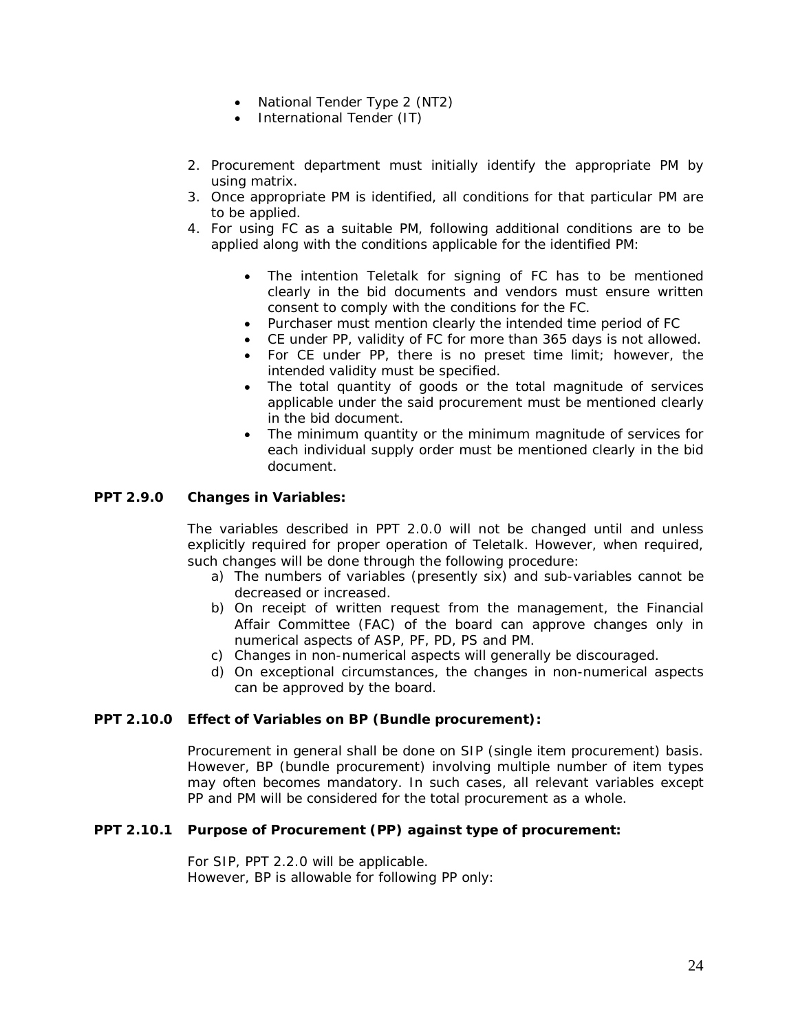- National Tender Type 2 (NT2)
- International Tender (IT)

2. Procurement department must initially identify the appropriate PM by using matrix.
3. Once appropriate PM is identified, all conditions for that particular PM are to be applied.
4. For using FC as a suitable PM, following additional conditions are to be applied along with the conditions applicable for the identified PM:

    - The intention Teletalk for signing of FC has to be mentioned clearly in the bid documents and vendors must ensure written consent to comply with the conditions for the FC.
    - Purchaser must mention clearly the intended time period of FC
    - CE under PP, validity of FC for more than 365 days is not allowed.
    - For CE under PP, there is no preset time limit; however, the intended validity must be specified.
    - The total quantity of goods or the total magnitude of services applicable under the said procurement must be mentioned clearly in the bid document.
    - The minimum quantity or the minimum magnitude of services for each individual supply order must be mentioned clearly in the bid document.

**PPT 2.9.0 Changes in Variables:**

The variables described in PPT 2.0.0 will not be changed until and unless explicitly required for proper operation of Teletalk. However, when required, such changes will be done through the following procedure:

a) The numbers of variables (presently six) and sub-variables cannot be decreased or increased.
b) On receipt of written request from the management, the Financial Affair Committee (FAC) of the board can approve changes only in numerical aspects of ASP, PF, PD, PS and PM.
c) Changes in non-numerical aspects will generally be discouraged.
d) On exceptional circumstances, the changes in non-numerical aspects can be approved by the board.

**PPT 2.10.0 Effect of Variables on BP (Bundle procurement):**

Procurement in general shall be done on SIP (single item procurement) basis. However, BP (bundle procurement) involving multiple number of item types may often becomes mandatory. In such cases, all relevant variables except PP and PM will be considered for the total procurement as a whole.

**PPT 2.10.1 Purpose of Procurement (PP) against type of procurement:**

For SIP, PPT 2.2.0 will be applicable.
However, BP is allowable for following PP only: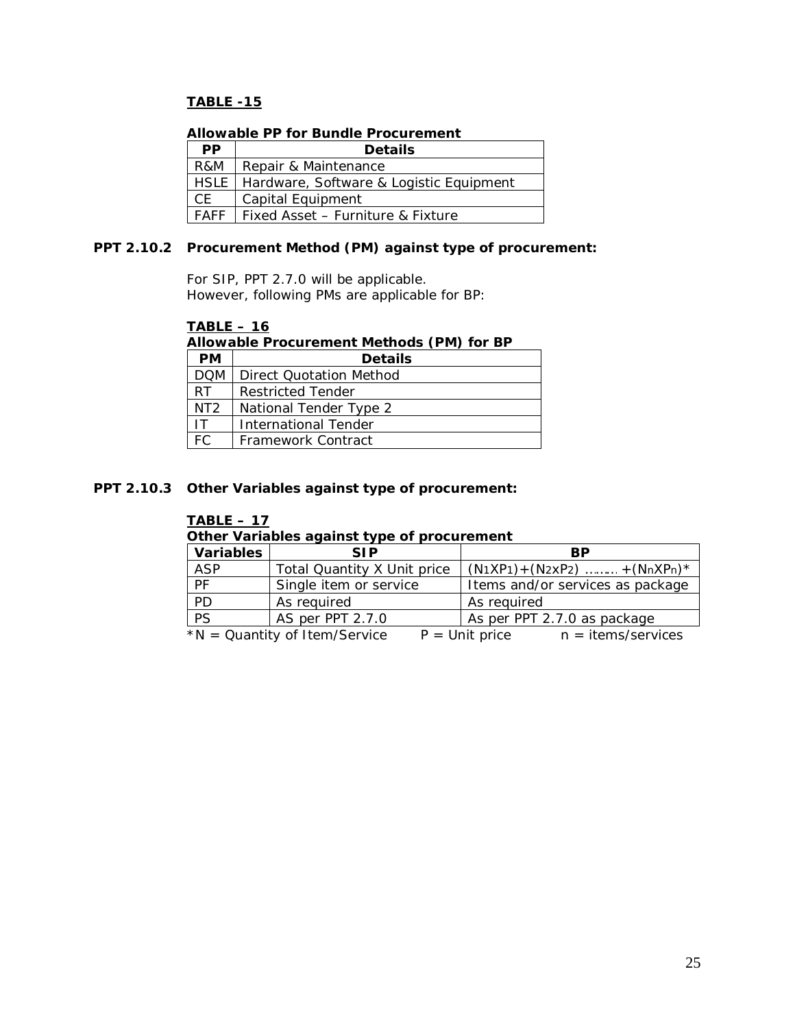**TABLE -15**

**Allowable PP for Bundle Procurement**

| PP | Details |
|---|---|
| R&M | Repair & Maintenance |
| HSLE | Hardware, Software & Logistic Equipment |
| CE | Capital Equipment |
| FAFF | Fixed Asset – Furniture & Fixture |

### PPT 2.10.2 Procurement Method (PM) against type of procurement:

For SIP, PPT 2.7.0 will be applicable.
However, following PMs are applicable for BP:

**TABLE – 16**

**Allowable Procurement Methods (PM) for BP**

| PM | Details |
|---|---|
| DQM | Direct Quotation Method |
| RT | Restricted Tender |
| NT2 | National Tender Type 2 |
| IT | International Tender |
| FC | Framework Contract |

### PPT 2.10.3 Other Variables against type of procurement:

**TABLE – 17**

**Other Variables against type of procurement**

| Variables | SIP | BP |
|---|---|---|
| ASP | Total Quantity X Unit price | $(N_1XP_1)+(N_2xP_2)$ ……… $+(N_nXP_n)$* |
| PF | Single item or service | Items and/or services as package |
| PD | As required | As required |
| PS | AS per PPT 2.7.0 | As per PPT 2.7.0 as package |

*N = Quantity of Item/Service P = Unit price n = items/services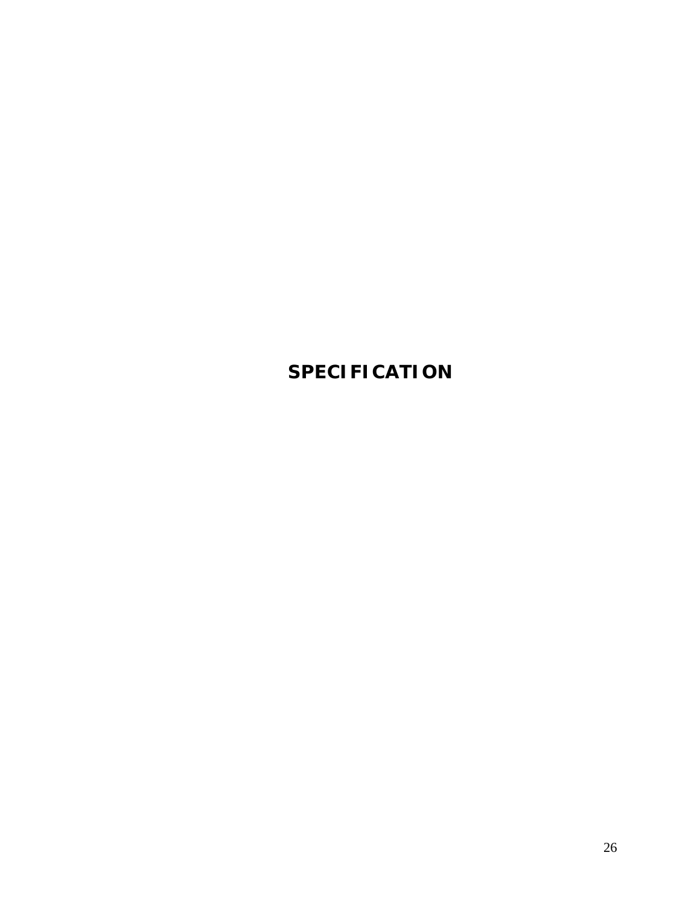# SPECIFICATION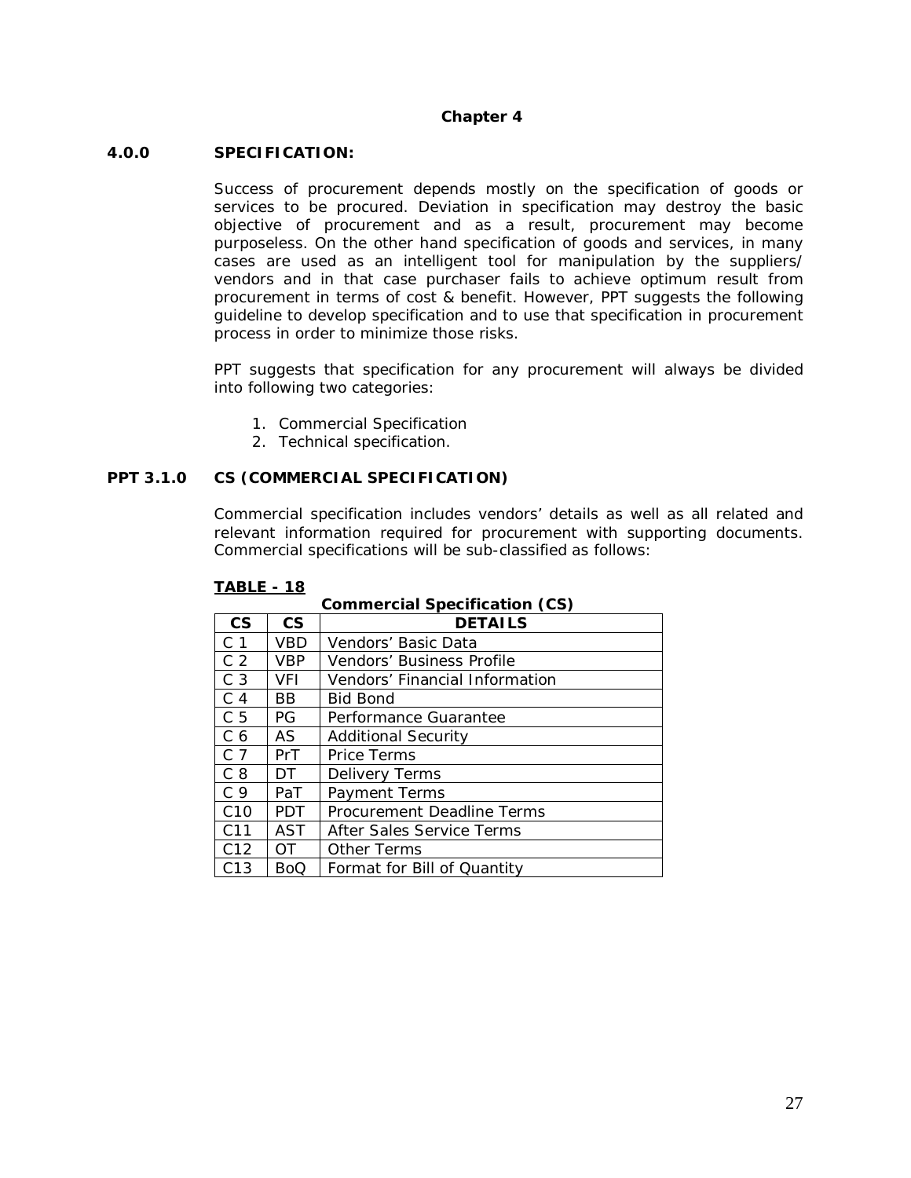## Chapter 4

### 4.0.0 SPECIFICATION:

Success of procurement depends mostly on the specification of goods or services to be procured. Deviation in specification may destroy the basic objective of procurement and as a result, procurement may become purposeless. On the other hand specification of goods and services, in many cases are used as an intelligent tool for manipulation by the suppliers/ vendors and in that case purchaser fails to achieve optimum result from procurement in terms of cost & benefit. However, PPT suggests the following guideline to develop specification and to use that specification in procurement process in order to minimize those risks.

PPT suggests that specification for any procurement will always be divided into following two categories:

1. Commercial Specification
2. Technical specification.

### PPT 3.1.0 CS (COMMERCIAL SPECIFICATION)

Commercial specification includes vendors' details as well as all related and relevant information required for procurement with supporting documents. Commercial specifications will be sub-classified as follows:

**TABLE - 18**

**Commercial Specification (CS)**

| CS | CS | DETAILS |
|---|---|---|
| C 1 | VBD | Vendors' Basic Data |
| C 2 | VBP | Vendors' Business Profile |
| C 3 | VFI | Vendors' Financial Information |
| C 4 | BB | Bid Bond |
| C 5 | PG | Performance Guarantee |
| C 6 | AS | Additional Security |
| C 7 | PrT | Price Terms |
| C 8 | DT | Delivery Terms |
| C 9 | PaT | Payment Terms |
| C10 | PDT | Procurement Deadline Terms |
| C11 | AST | After Sales Service Terms |
| C12 | OT | Other Terms |
| C13 | BoQ | Format for Bill of Quantity |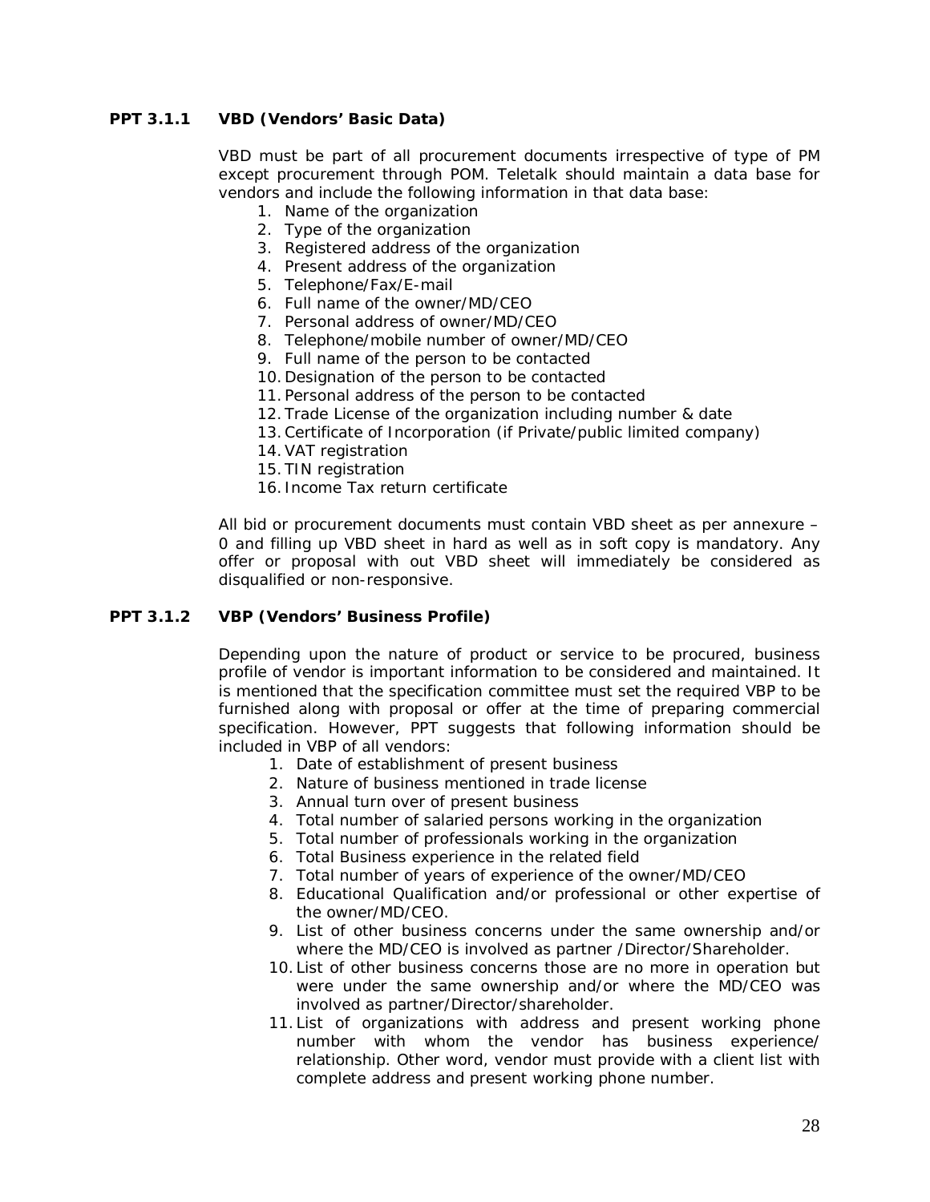### PPT 3.1.1 VBD (Vendors' Basic Data)

VBD must be part of all procurement documents irrespective of type of PM except procurement through POM. Teletalk should maintain a data base for vendors and include the following information in that data base:

1. Name of the organization
2. Type of the organization
3. Registered address of the organization
4. Present address of the organization
5. Telephone/Fax/E-mail
6. Full name of the owner/MD/CEO
7. Personal address of owner/MD/CEO
8. Telephone/mobile number of owner/MD/CEO
9. Full name of the person to be contacted
10. Designation of the person to be contacted
11. Personal address of the person to be contacted
12. Trade License of the organization including number & date
13. Certificate of Incorporation (if Private/public limited company)
14. VAT registration
15. TIN registration
16. Income Tax return certificate

All bid or procurement documents must contain VBD sheet as per annexure – 0 and filling up VBD sheet in hard as well as in soft copy is mandatory. Any offer or proposal with out VBD sheet will immediately be considered as disqualified or non-responsive.

### PPT 3.1.2 VBP (Vendors' Business Profile)

Depending upon the nature of product or service to be procured, business profile of vendor is important information to be considered and maintained. It is mentioned that the specification committee must set the required VBP to be furnished along with proposal or offer at the time of preparing commercial specification. However, PPT suggests that following information should be included in VBP of all vendors:

1. Date of establishment of present business
2. Nature of business mentioned in trade license
3. Annual turn over of present business
4. Total number of salaried persons working in the organization
5. Total number of professionals working in the organization
6. Total Business experience in the related field
7. Total number of years of experience of the owner/MD/CEO
8. Educational Qualification and/or professional or other expertise of the owner/MD/CEO.
9. List of other business concerns under the same ownership and/or where the MD/CEO is involved as partner /Director/Shareholder.
10. List of other business concerns those are no more in operation but were under the same ownership and/or where the MD/CEO was involved as partner/Director/shareholder.
11. List of organizations with address and present working phone number with whom the vendor has business experience/ relationship. Other word, vendor must provide with a client list with complete address and present working phone number.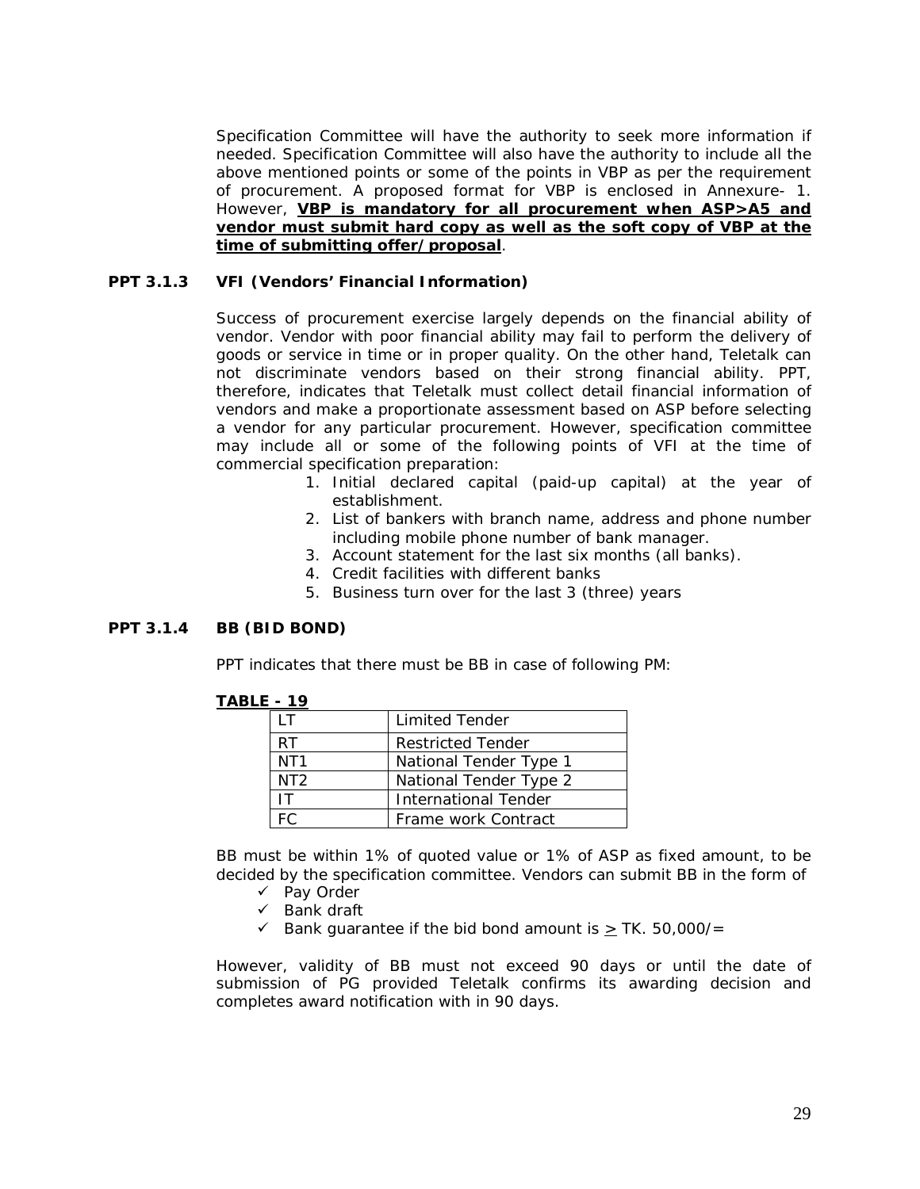Specification Committee will have the authority to seek more information if needed. Specification Committee will also have the authority to include all the above mentioned points or some of the points in VBP as per the requirement of procurement. A proposed format for VBP is enclosed in Annexure- 1. However, **VBP is mandatory for all procurement when ASP>A5 and vendor must submit hard copy as well as the soft copy of VBP at the time of submitting offer/proposal**.

### PPT 3.1.3 VFI (Vendors' Financial Information)

Success of procurement exercise largely depends on the financial ability of vendor. Vendor with poor financial ability may fail to perform the delivery of goods or service in time or in proper quality. On the other hand, Teletalk can not discriminate vendors based on their strong financial ability. PPT, therefore, indicates that Teletalk must collect detail financial information of vendors and make a proportionate assessment based on ASP before selecting a vendor for any particular procurement. However, specification committee may include all or some of the following points of VFI at the time of commercial specification preparation:

1. Initial declared capital (paid-up capital) at the year of establishment.
2. List of bankers with branch name, address and phone number including mobile phone number of bank manager.
3. Account statement for the last six months (all banks).
4. Credit facilities with different banks
5. Business turn over for the last 3 (three) years

### PPT 3.1.4 BB (BID BOND)

PPT indicates that there must be BB in case of following PM:

**TABLE - 19**

| | |
|---|---|
| LT | Limited Tender |
| RT | Restricted Tender |
| NT1 | National Tender Type 1 |
| NT2 | National Tender Type 2 |
| IT | International Tender |
| FC | Frame work Contract |

BB must be within 1% of quoted value or 1% of ASP as fixed amount, to be decided by the specification committee. Vendors can submit BB in the form of

- ✓ Pay Order
- ✓ Bank draft
- ✓ Bank guarantee if the bid bond amount is $\geq$ TK. 50,000/=

However, validity of BB must not exceed 90 days or until the date of submission of PG provided Teletalk confirms its awarding decision and completes award notification with in 90 days.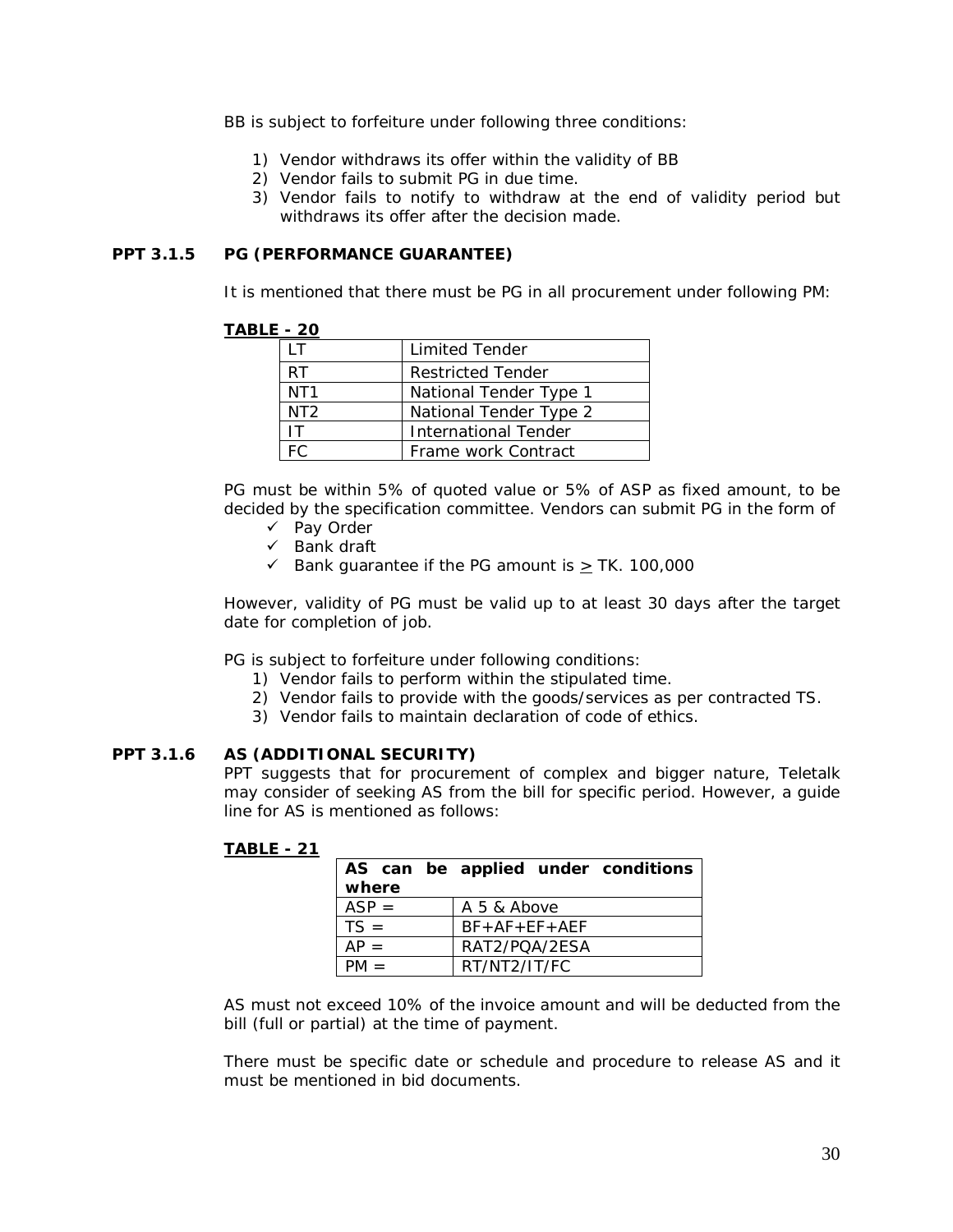BB is subject to forfeiture under following three conditions:

1) Vendor withdraws its offer within the validity of BB
2) Vendor fails to submit PG in due time.
3) Vendor fails to notify to withdraw at the end of validity period but withdraws its offer after the decision made.

### PPT 3.1.5 PG (PERFORMANCE GUARANTEE)

It is mentioned that there must be PG in all procurement under following PM:

**TABLE - 20**

| | |
|---|---|
| LT | Limited Tender |
| RT | Restricted Tender |
| NT1 | National Tender Type 1 |
| NT2 | National Tender Type 2 |
| IT | International Tender |
| FC | Frame work Contract |

PG must be within 5% of quoted value or 5% of ASP as fixed amount, to be decided by the specification committee. Vendors can submit PG in the form of

- ✓ Pay Order
- ✓ Bank draft
- ✓ Bank guarantee if the PG amount is $\geq$ TK. 100,000

However, validity of PG must be valid up to at least 30 days after the target date for completion of job.

PG is subject to forfeiture under following conditions:

1) Vendor fails to perform within the stipulated time.
2) Vendor fails to provide with the goods/services as per contracted TS.
3) Vendor fails to maintain declaration of code of ethics.

### PPT 3.1.6 AS (ADDITIONAL SECURITY)

PPT suggests that for procurement of complex and bigger nature, Teletalk may consider of seeking AS from the bill for specific period. However, a guide line for AS is mentioned as follows:

**TABLE - 21**

| **AS can be applied under conditions where** | |
|---|---|
| ASP = | A 5 & Above |
| TS = | BF+AF+EF+AEF |
| AP = | RAT2/PQA/2ESA |
| PM = | RT/NT2/IT/FC |

AS must not exceed 10% of the invoice amount and will be deducted from the bill (full or partial) at the time of payment.

There must be specific date or schedule and procedure to release AS and it must be mentioned in bid documents.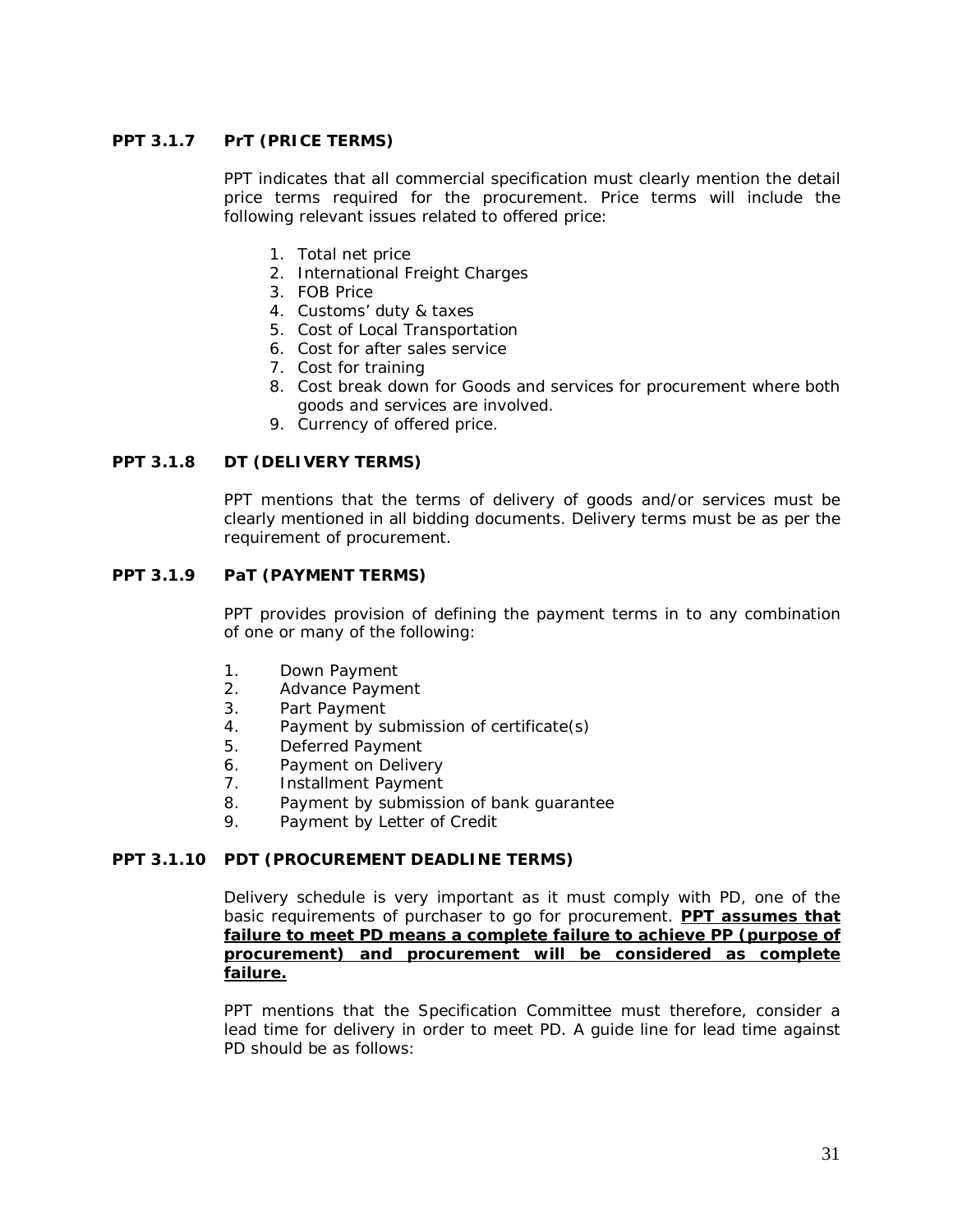### PPT 3.1.7 PrT (PRICE TERMS)

PPT indicates that all commercial specification must clearly mention the detail price terms required for the procurement. Price terms will include the following relevant issues related to offered price:

1. Total net price
2. International Freight Charges
3. FOB Price
4. Customs' duty & taxes
5. Cost of Local Transportation
6. Cost for after sales service
7. Cost for training
8. Cost break down for Goods and services for procurement where both goods and services are involved.
9. Currency of offered price.

### PPT 3.1.8 DT (DELIVERY TERMS)

PPT mentions that the terms of delivery of goods and/or services must be clearly mentioned in all bidding documents. Delivery terms must be as per the requirement of procurement.

### PPT 3.1.9 PaT (PAYMENT TERMS)

PPT provides provision of defining the payment terms in to any combination of one or many of the following:

1. Down Payment
2. Advance Payment
3. Part Payment
4. Payment by submission of certificate(s)
5. Deferred Payment
6. Payment on Delivery
7. Installment Payment
8. Payment by submission of bank guarantee
9. Payment by Letter of Credit

### PPT 3.1.10 PDT (PROCUREMENT DEADLINE TERMS)

Delivery schedule is very important as it must comply with PD, one of the basic requirements of purchaser to go for procurement. **PPT assumes that failure to meet PD means a complete failure to achieve PP (purpose of procurement) and procurement will be considered as complete failure.**

PPT mentions that the Specification Committee must therefore, consider a lead time for delivery in order to meet PD. A guide line for lead time against PD should be as follows: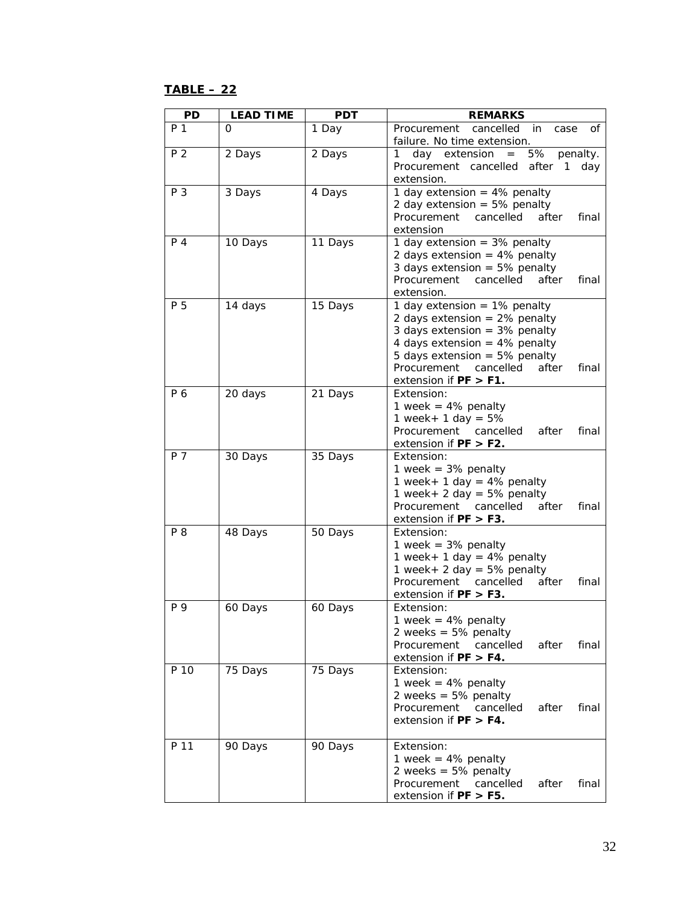**TABLE – 22**

| PD | LEAD TIME | PDT | REMARKS |
|---|---|---|---|
| P 1 | 0 | 1 Day | Procurement cancelled in case of failure. No time extension. |
| P 2 | 2 Days | 2 Days | 1 day extension = 5% penalty. Procurement cancelled after 1 day extension. |
| P 3 | 3 Days | 4 Days | 1 day extension = 4% penalty<br>2 day extension = 5% penalty<br>Procurement cancelled after final extension |
| P 4 | 10 Days | 11 Days | 1 day extension = 3% penalty<br>2 days extension = 4% penalty<br>3 days extension = 5% penalty<br>Procurement cancelled after final extension. |
| P 5 | 14 days | 15 Days | 1 day extension = 1% penalty<br>2 days extension = 2% penalty<br>3 days extension = 3% penalty<br>4 days extension = 4% penalty<br>5 days extension = 5% penalty<br>Procurement cancelled after final extension if **PF > F1.** |
| P 6 | 20 days | 21 Days | Extension:<br>1 week = 4% penalty<br>1 week+ 1 day = 5%<br>Procurement cancelled after final extension if **PF > F2.** |
| P 7 | 30 Days | 35 Days | Extension:<br>1 week = 3% penalty<br>1 week+ 1 day = 4% penalty<br>1 week+ 2 day = 5% penalty<br>Procurement cancelled after final extension if **PF > F3.** |
| P 8 | 48 Days | 50 Days | Extension:<br>1 week = 3% penalty<br>1 week+ 1 day = 4% penalty<br>1 week+ 2 day = 5% penalty<br>Procurement cancelled after final extension if **PF > F3.** |
| P 9 | 60 Days | 60 Days | Extension:<br>1 week = 4% penalty<br>2 weeks = 5% penalty<br>Procurement cancelled after final extension if **PF > F4.** |
| P 10 | 75 Days | 75 Days | Extension:<br>1 week = 4% penalty<br>2 weeks = 5% penalty<br>Procurement cancelled after final extension if **PF > F4.** |
| P 11 | 90 Days | 90 Days | Extension:<br>1 week = 4% penalty<br>2 weeks = 5% penalty<br>Procurement cancelled after final extension if **PF > F5.** |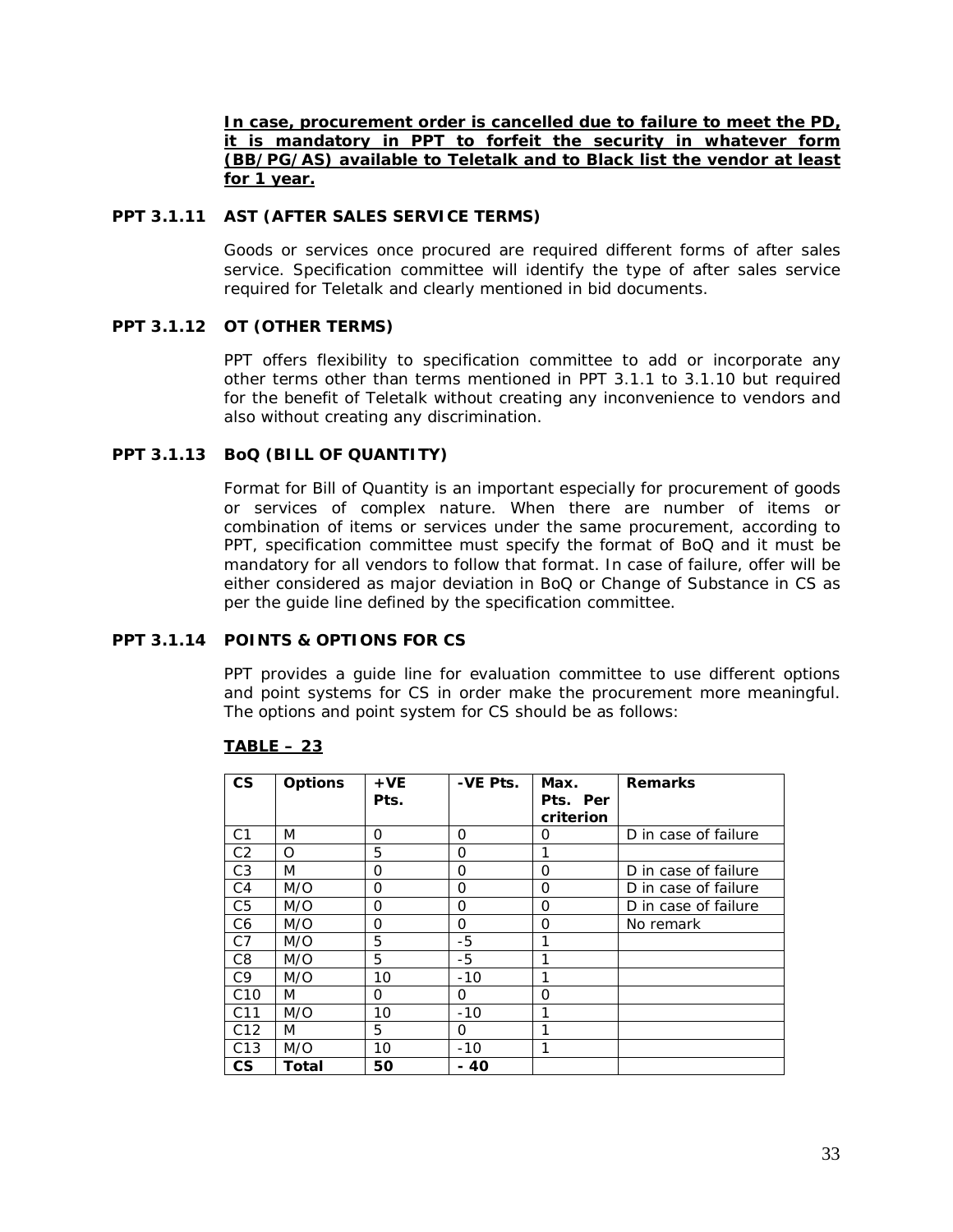**<u>In case, procurement order is cancelled due to failure to meet the PD, it is mandatory in PPT to forfeit the security in whatever form (BB/PG/AS) available to Teletalk and to Black list the vendor at least for 1 year.</u>**

### PPT 3.1.11 AST (AFTER SALES SERVICE TERMS)

Goods or services once procured are required different forms of after sales service. Specification committee will identify the type of after sales service required for Teletalk and clearly mentioned in bid documents.

### PPT 3.1.12 OT (OTHER TERMS)

PPT offers flexibility to specification committee to add or incorporate any other terms other than terms mentioned in PPT 3.1.1 to 3.1.10 but required for the benefit of Teletalk without creating any inconvenience to vendors and also without creating any discrimination.

### PPT 3.1.13 BoQ (BILL OF QUANTITY)

Format for Bill of Quantity is an important especially for procurement of goods or services of complex nature. When there are number of items or combination of items or services under the same procurement, according to PPT, specification committee must specify the format of BoQ and it must be mandatory for all vendors to follow that format. In case of failure, offer will be either considered as major deviation in BoQ or Change of Substance in CS as per the guide line defined by the specification committee.

### PPT 3.1.14 POINTS & OPTIONS FOR CS

PPT provides a guide line for evaluation committee to use different options and point systems for CS in order make the procurement more meaningful. The options and point system for CS should be as follows:

**<u>TABLE – 23</u>**

| CS | Options | +VE Pts. | -VE Pts. | Max. Pts. Per criterion | Remarks |
|---|---|---|---|---|---|
| C1 | M | 0 | 0 | 0 | D in case of failure |
| C2 | O | 5 | 0 | 1 | |
| C3 | M | 0 | 0 | 0 | D in case of failure |
| C4 | M/O | 0 | 0 | 0 | D in case of failure |
| C5 | M/O | 0 | 0 | 0 | D in case of failure |
| C6 | M/O | 0 | 0 | 0 | No remark |
| C7 | M/O | 5 | -5 | 1 | |
| C8 | M/O | 5 | -5 | 1 | |
| C9 | M/O | 10 | -10 | 1 | |
| C10 | M | 0 | 0 | 0 | |
| C11 | M/O | 10 | -10 | 1 | |
| C12 | M | 5 | 0 | 1 | |
| C13 | M/O | 10 | -10 | 1 | |
| **CS** | **Total** | **50** | **- 40** | | |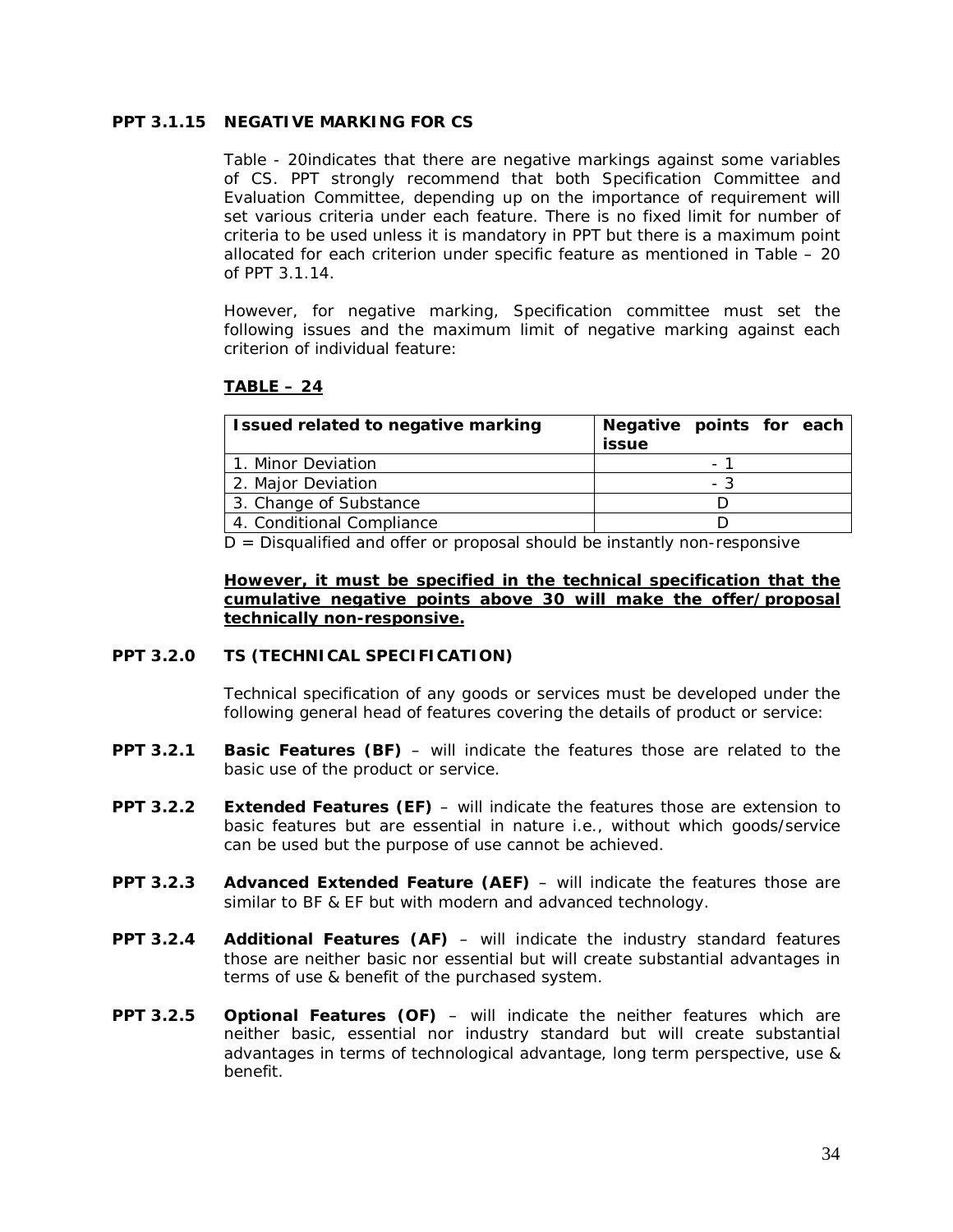**PPT 3.1.15 NEGATIVE MARKING FOR CS**

Table - 20indicates that there are negative markings against some variables of CS. PPT strongly recommend that both Specification Committee and Evaluation Committee, depending up on the importance of requirement will set various criteria under each feature. There is no fixed limit for number of criteria to be used unless it is mandatory in PPT but there is a maximum point allocated for each criterion under specific feature as mentioned in Table – 20 of PPT 3.1.14.

However, for negative marking, Specification committee must set the following issues and the maximum limit of negative marking against each criterion of individual feature:

**TABLE – 24**

| Issued related to negative marking | Negative points for each issue |
|---|---|
| 1. Minor Deviation | - 1 |
| 2. Major Deviation | - 3 |
| 3. Change of Substance | D |
| 4. Conditional Compliance | D |

D = Disqualified and offer or proposal should be instantly non-responsive

**However, it must be specified in the technical specification that the cumulative negative points above 30 will make the offer/proposal technically non-responsive.**

**PPT 3.2.0 TS (TECHNICAL SPECIFICATION)**

Technical specification of any goods or services must be developed under the following general head of features covering the details of product or service:

**PPT 3.2.1** **Basic Features (BF)** – will indicate the features those are related to the basic use of the product or service.

**PPT 3.2.2** **Extended Features (EF)** – will indicate the features those are extension to basic features but are essential in nature i.e., without which goods/service can be used but the purpose of use cannot be achieved.

**PPT 3.2.3** **Advanced Extended Feature (AEF)** – will indicate the features those are similar to BF & EF but with modern and advanced technology.

**PPT 3.2.4** **Additional Features (AF)** – will indicate the industry standard features those are neither basic nor essential but will create substantial advantages in terms of use & benefit of the purchased system.

**PPT 3.2.5** **Optional Features (OF)** – will indicate the neither features which are neither basic, essential nor industry standard but will create substantial advantages in terms of technological advantage, long term perspective, use & benefit.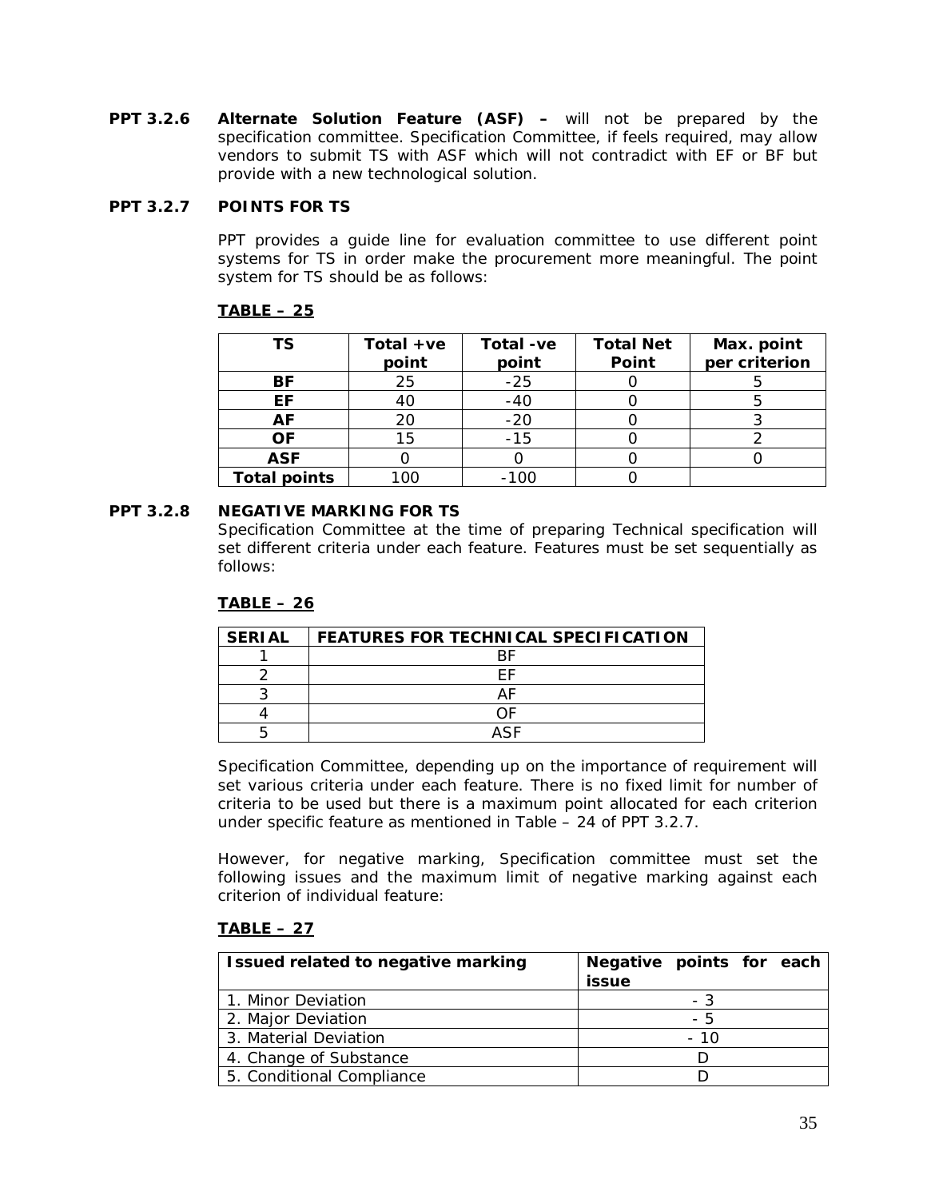**PPT 3.2.6** **Alternate Solution Feature (ASF) –** will not be prepared by the specification committee. Specification Committee, if feels required, may allow vendors to submit TS with ASF which will not contradict with EF or BF but provide with a new technological solution.

**PPT 3.2.7** **POINTS FOR TS**

PPT provides a guide line for evaluation committee to use different point systems for TS in order make the procurement more meaningful. The point system for TS should be as follows:

**TABLE – 25**

| TS | Total +ve point | Total -ve point | Total Net Point | Max. point per criterion |
|---|---|---|---|---|
| **BF** | 25 | -25 | 0 | 5 |
| **EF** | 40 | -40 | 0 | 5 |
| **AF** | 20 | -20 | 0 | 3 |
| **OF** | 15 | -15 | 0 | 2 |
| **ASF** | 0 | 0 | 0 | 0 |
| **Total points** | 100 | -100 | 0 | |

**PPT 3.2.8** **NEGATIVE MARKING FOR TS**

Specification Committee at the time of preparing Technical specification will set different criteria under each feature. Features must be set sequentially as follows:

**TABLE – 26**

| SERIAL | FEATURES FOR TECHNICAL SPECIFICATION |
|---|---|
| 1 | BF |
| 2 | EF |
| 3 | AF |
| 4 | OF |
| 5 | ASF |

Specification Committee, depending up on the importance of requirement will set various criteria under each feature. There is no fixed limit for number of criteria to be used but there is a maximum point allocated for each criterion under specific feature as mentioned in Table – 24 of PPT 3.2.7.

However, for negative marking, Specification committee must set the following issues and the maximum limit of negative marking against each criterion of individual feature:

**TABLE – 27**

| Issued related to negative marking | Negative points for each issue |
|---|---|
| 1. Minor Deviation | - 3 |
| 2. Major Deviation | - 5 |
| 3. Material Deviation | - 10 |
| 4. Change of Substance | D |
| 5. Conditional Compliance | D |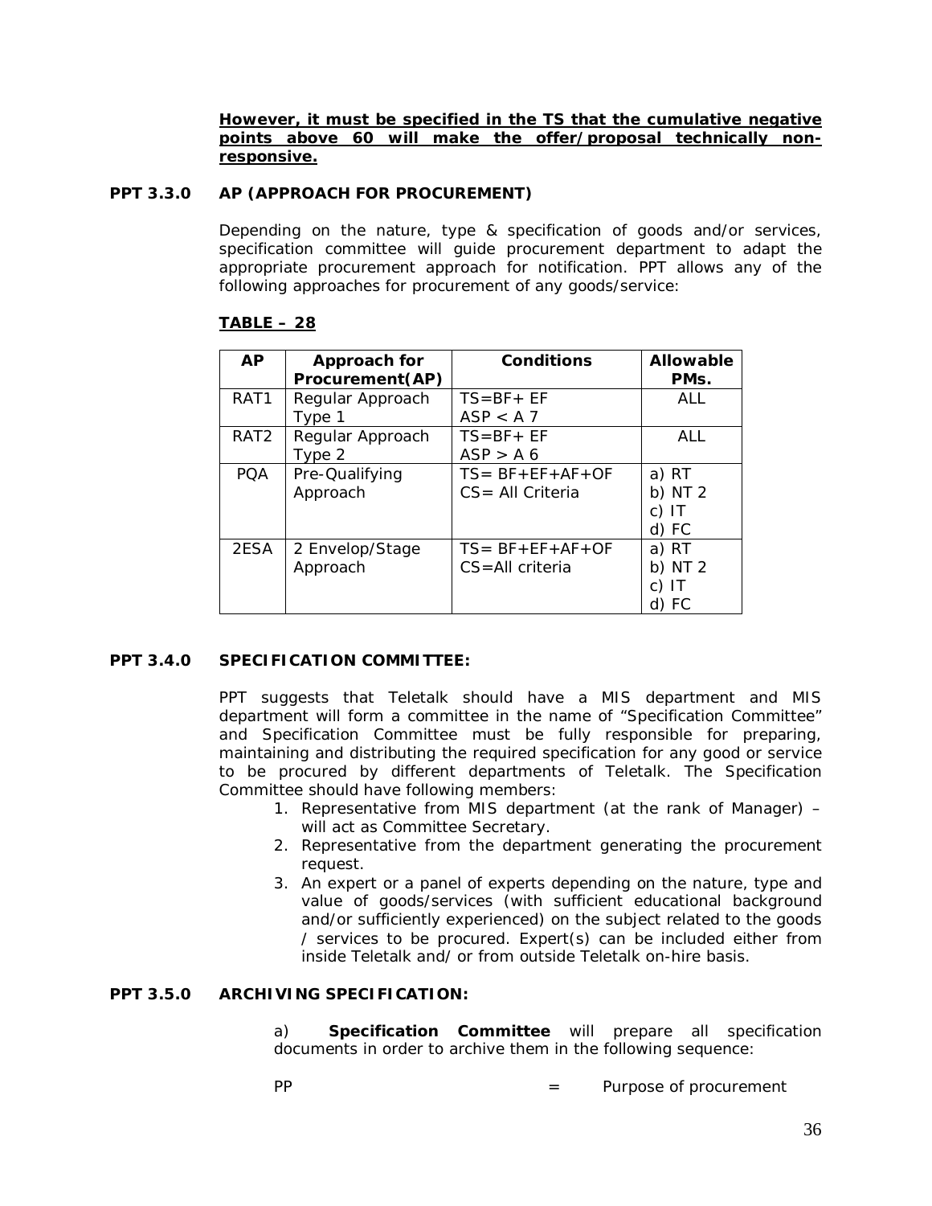**However, it must be specified in the TS that the cumulative negative points above 60 will make the offer/proposal technically non-responsive.**

### PPT 3.3.0 AP (APPROACH FOR PROCUREMENT)

Depending on the nature, type & specification of goods and/or services, specification committee will guide procurement department to adapt the appropriate procurement approach for notification. PPT allows any of the following approaches for procurement of any goods/service:

**TABLE – 28**

| AP | Approach for Procurement(AP) | Conditions | Allowable PMs. |
|---|---|---|---|
| RAT1 | Regular Approach Type 1 | TS=BF+ EF<br>ASP < A 7 | ALL |
| RAT2 | Regular Approach Type 2 | TS=BF+ EF<br>ASP > A 6 | ALL |
| PQA | Pre-Qualifying Approach | TS= BF+EF+AF+OF<br>CS= All Criteria | a) RT<br>b) NT 2<br>c) IT<br>d) FC |
| 2ESA | 2 Envelop/Stage Approach | TS= BF+EF+AF+OF<br>CS=All criteria | a) RT<br>b) NT 2<br>c) IT<br>d) FC |

### PPT 3.4.0 SPECIFICATION COMMITTEE:

PPT suggests that Teletalk should have a MIS department and MIS department will form a committee in the name of "Specification Committee" and Specification Committee must be fully responsible for preparing, maintaining and distributing the required specification for any good or service to be procured by different departments of Teletalk. The Specification Committee should have following members:

1. Representative from MIS department (at the rank of Manager) – will act as Committee Secretary.
2. Representative from the department generating the procurement request.
3. An expert or a panel of experts depending on the nature, type and value of goods/services (with sufficient educational background and/or sufficiently experienced) on the subject related to the goods / services to be procured. Expert(s) can be included either from inside Teletalk and/ or from outside Teletalk on-hire basis.

### PPT 3.5.0 ARCHIVING SPECIFICATION:

a) **Specification Committee** will prepare all specification documents in order to archive them in the following sequence:

PP = Purpose of procurement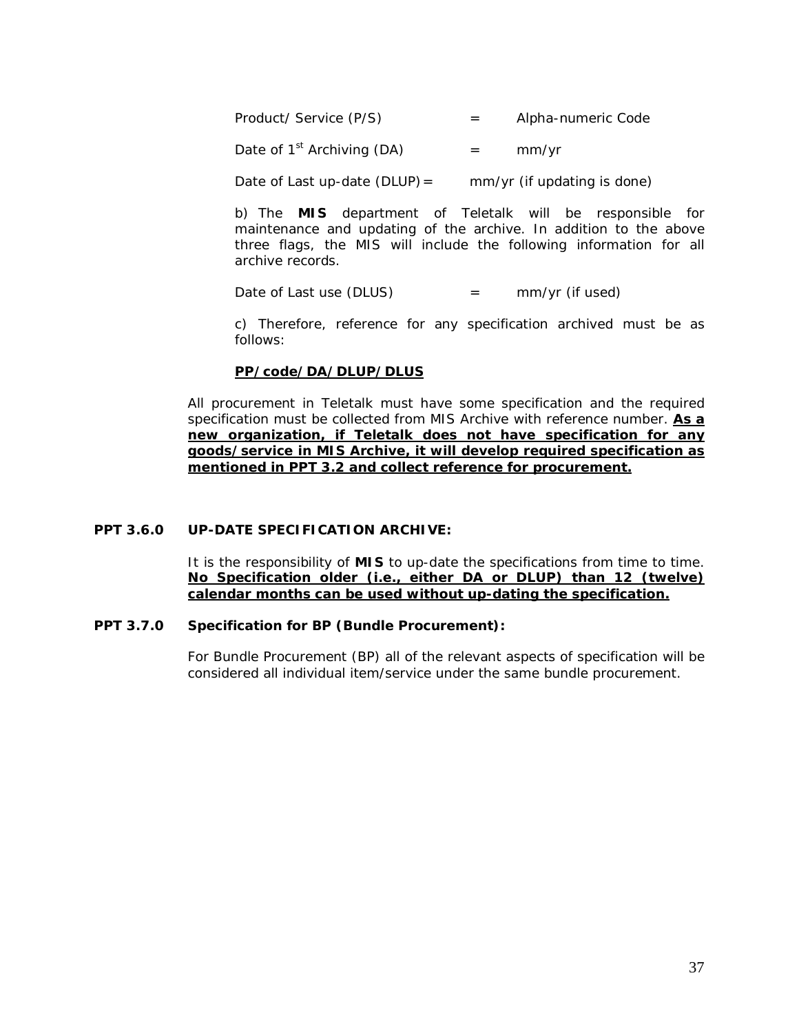Product/ Service (P/S) = Alpha-numeric Code

Date of 1st Archiving (DA) = mm/yr

Date of Last up-date (DLUP) = mm/yr (if updating is done)

b) The **MIS** department of Teletalk will be responsible for maintenance and updating of the archive. In addition to the above three flags, the MIS will include the following information for all archive records.

Date of Last use (DLUS) = mm/yr (if used)

c) Therefore, reference for any specification archived must be as follows:

**PP/code/DA/DLUP/DLUS**

All procurement in Teletalk must have some specification and the required specification must be collected from MIS Archive with reference number. **As a new organization, if Teletalk does not have specification for any goods/service in MIS Archive, it will develop required specification as mentioned in PPT 3.2 and collect reference for procurement.**

### PPT 3.6.0 UP-DATE SPECIFICATION ARCHIVE:

It is the responsibility of **MIS** to up-date the specifications from time to time. **No Specification older (i.e., either DA or DLUP) than 12 (twelve) calendar months can be used without up-dating the specification.**

### PPT 3.7.0 Specification for BP (Bundle Procurement):

For Bundle Procurement (BP) all of the relevant aspects of specification will be considered all individual item/service under the same bundle procurement.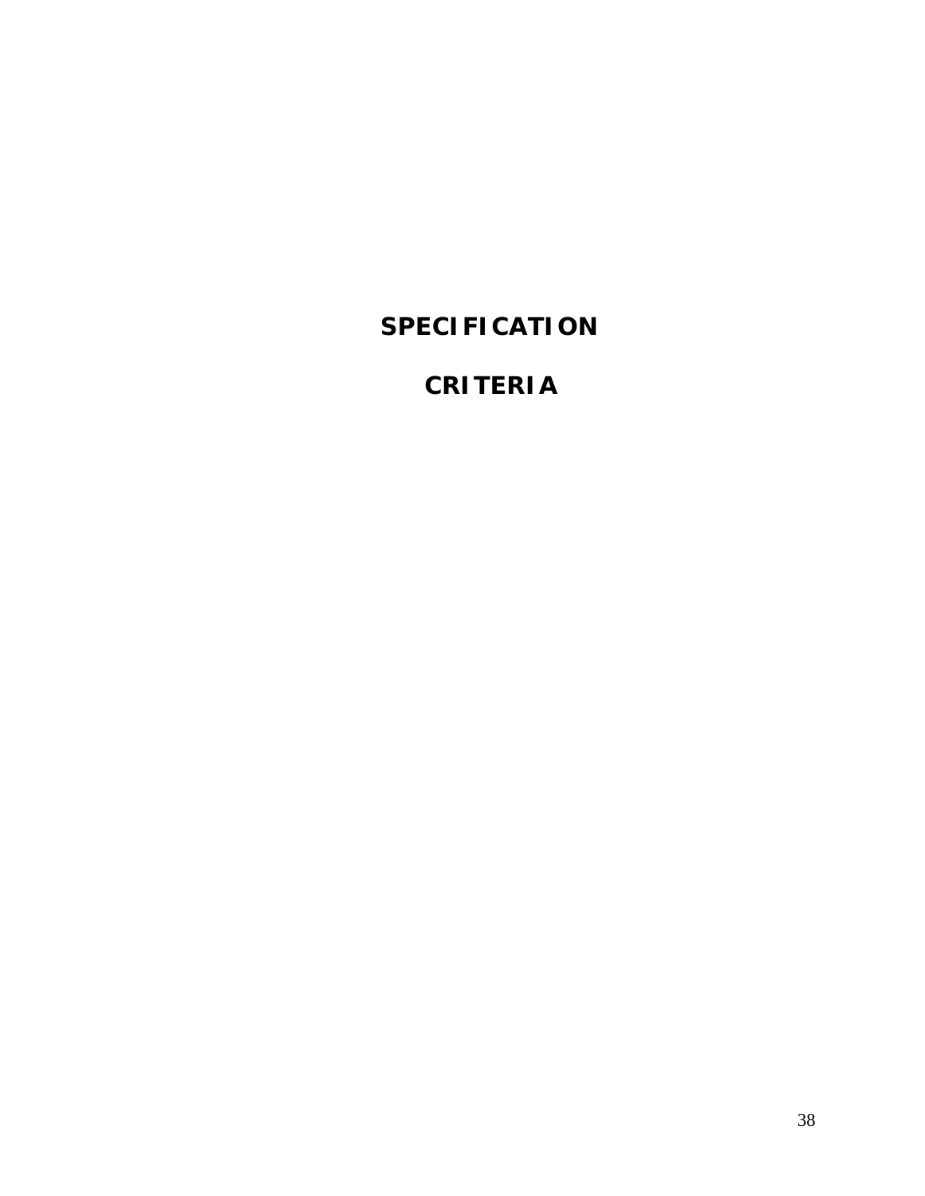# SPECIFICATION

# CRITERIA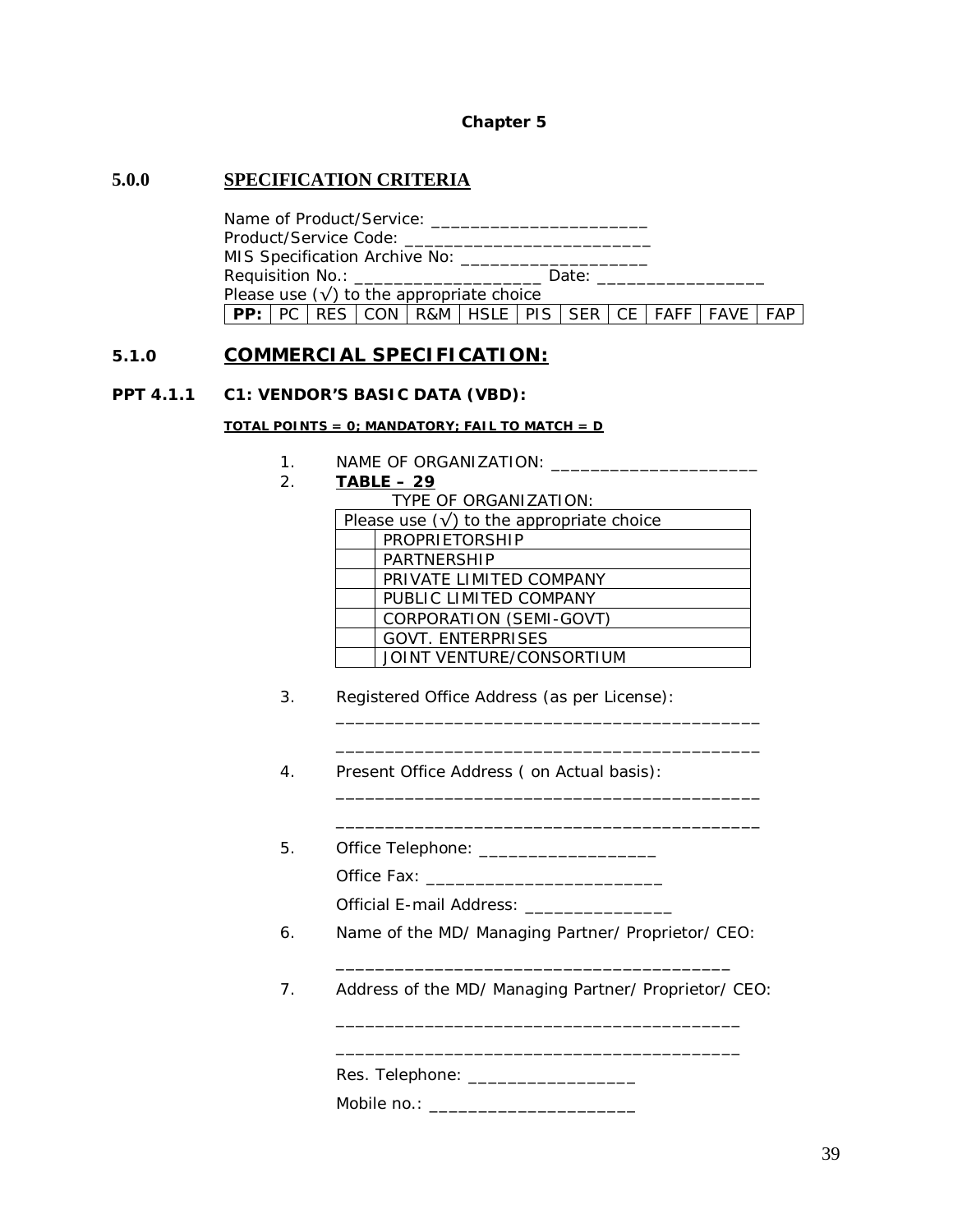**Chapter 5**

## 5.0.0 SPECIFICATION CRITERIA

Name of Product/Service: _______________________
Product/Service Code: __________________________
MIS Specification Archive No: ___________________
Requisition No.: ___________________ Date: _________________
Please use (√) to the appropriate choice

| **PP:** | PC | RES | CON | R&M | HSLE | PIS | SER | CE | FAFF | FAVE | FAP |
|---|---|---|---|---|---|---|---|---|---|---|---|

## 5.1.0 COMMERCIAL SPECIFICATION:

### PPT 4.1.1 C1: VENDOR'S BASIC DATA (VBD):

**TOTAL POINTS = 0; MANDATORY; FAIL TO MATCH = D**

1. NAME OF ORGANIZATION: _____________________
2. **TABLE – 29**

TYPE OF ORGANIZATION:

| Please use (√) to the appropriate choice | |
|---|---|
| | PROPRIETORSHIP |
| | PARTNERSHIP |
| | PRIVATE LIMITED COMPANY |
| | PUBLIC LIMITED COMPANY |
| | CORPORATION (SEMI-GOVT) |
| | GOVT. ENTERPRISES |
| | JOINT VENTURE/CONSORTIUM |

3. Registered Office Address (as per License):
   __________________________________________
   __________________________________________
4. Present Office Address ( on Actual basis):
   __________________________________________
   __________________________________________
5. Office Telephone: __________________
   Office Fax: ________________________
   Official E-mail Address: _______________
6. Name of the MD/ Managing Partner/ Proprietor/ CEO:
   ________________________________________
7. Address of the MD/ Managing Partner/ Proprietor/ CEO:
   ________________________________________
   ________________________________________
   Res. Telephone: _________________
   Mobile no.: _____________________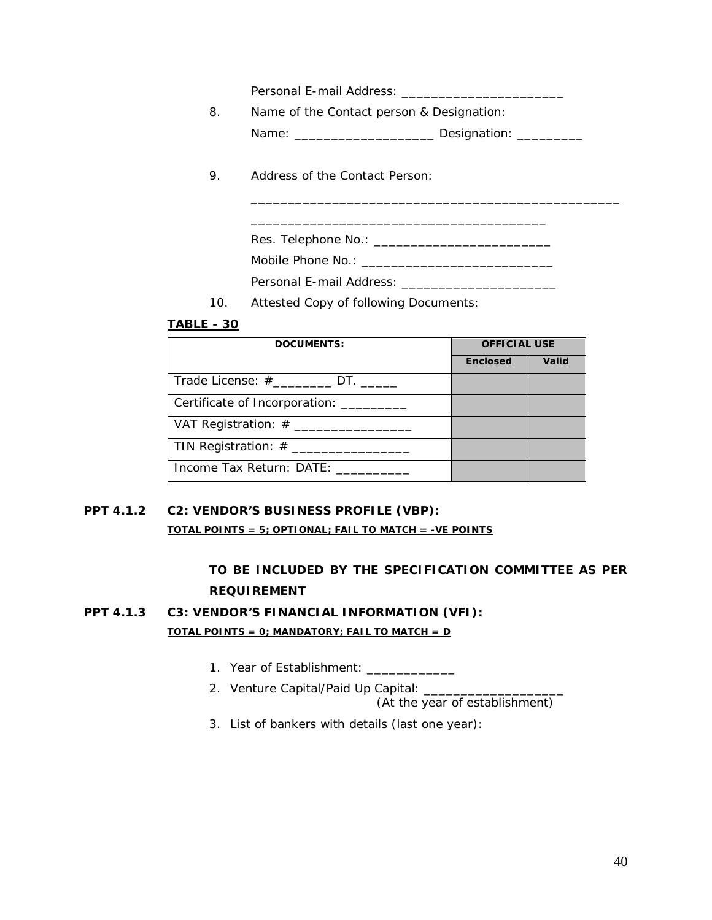Personal E-mail Address: ______________________

8. Name of the Contact person & Designation:

   Name: ___________________ Designation: _________

9. Address of the Contact Person:

   __________________________________________________

   ________________________________________

   Res. Telephone No.: ________________________

   Mobile Phone No.: __________________________

   Personal E-mail Address: _____________________

10. Attested Copy of following Documents:

**TABLE - 30**

| DOCUMENTS: | OFFICIAL USE | |
|---|---|---|
| | Enclosed | Valid |
| Trade License: #________ DT. _____ | | |
| Certificate of Incorporation: _________ | | |
| VAT Registration: # ________________ | | |
| TIN Registration: # ________________ | | |
| Income Tax Return: DATE: __________ | | |

**PPT 4.1.2 C2: VENDOR'S BUSINESS PROFILE (VBP):**

**TOTAL POINTS = 5; OPTIONAL; FAIL TO MATCH = -VE POINTS**

**TO BE INCLUDED BY THE SPECIFICATION COMMITTEE AS PER REQUIREMENT**

**PPT 4.1.3 C3: VENDOR'S FINANCIAL INFORMATION (VFI):**

**TOTAL POINTS = 0; MANDATORY; FAIL TO MATCH = D**

1. Year of Establishment: ____________
2. Venture Capital/Paid Up Capital: ___________________
   (At the year of establishment)
3. List of bankers with details (last one year):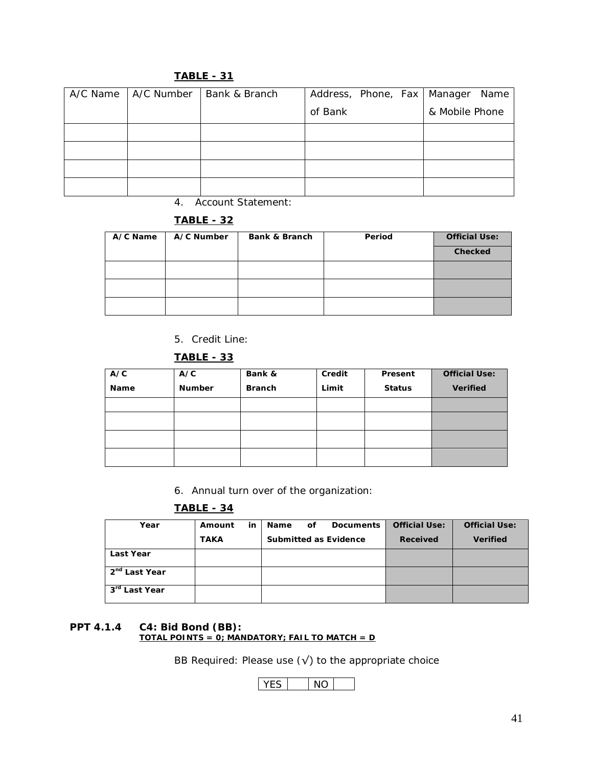**TABLE - 31**

| A/C Name | A/C Number | Bank & Branch | Address, Phone, Fax of Bank | Manager Name & Mobile Phone |
|---|---|---|---|---|
| | | | | |
| | | | | |
| | | | | |
| | | | | |

4. Account Statement:

**TABLE - 32**

| A/C Name | A/C Number | Bank & Branch | Period | Official Use: Checked |
|---|---|---|---|---|
| | | | | |
| | | | | |
| | | | | |

5. Credit Line:

**TABLE - 33**

| A/C Name | A/C Number | Bank & Branch | Credit Limit | Present Status | Official Use: Verified |
|---|---|---|---|---|---|
| | | | | | |
| | | | | | |
| | | | | | |
| | | | | | |

6. Annual turn over of the organization:

**TABLE - 34**

| Year | Amount in TAKA | Name of Documents Submitted as Evidence | Official Use: Received | Official Use: Verified |
|---|---|---|---|---|
| Last Year | | | | |
| 2nd Last Year | | | | |
| 3rd Last Year | | | | |

**PPT 4.1.4 C4: Bid Bond (BB):**
**TOTAL POINTS = 0; MANDATORY; FAIL TO MATCH = D**

BB Required: Please use (√) to the appropriate choice

| YES | | NO | |
|---|---|---|---|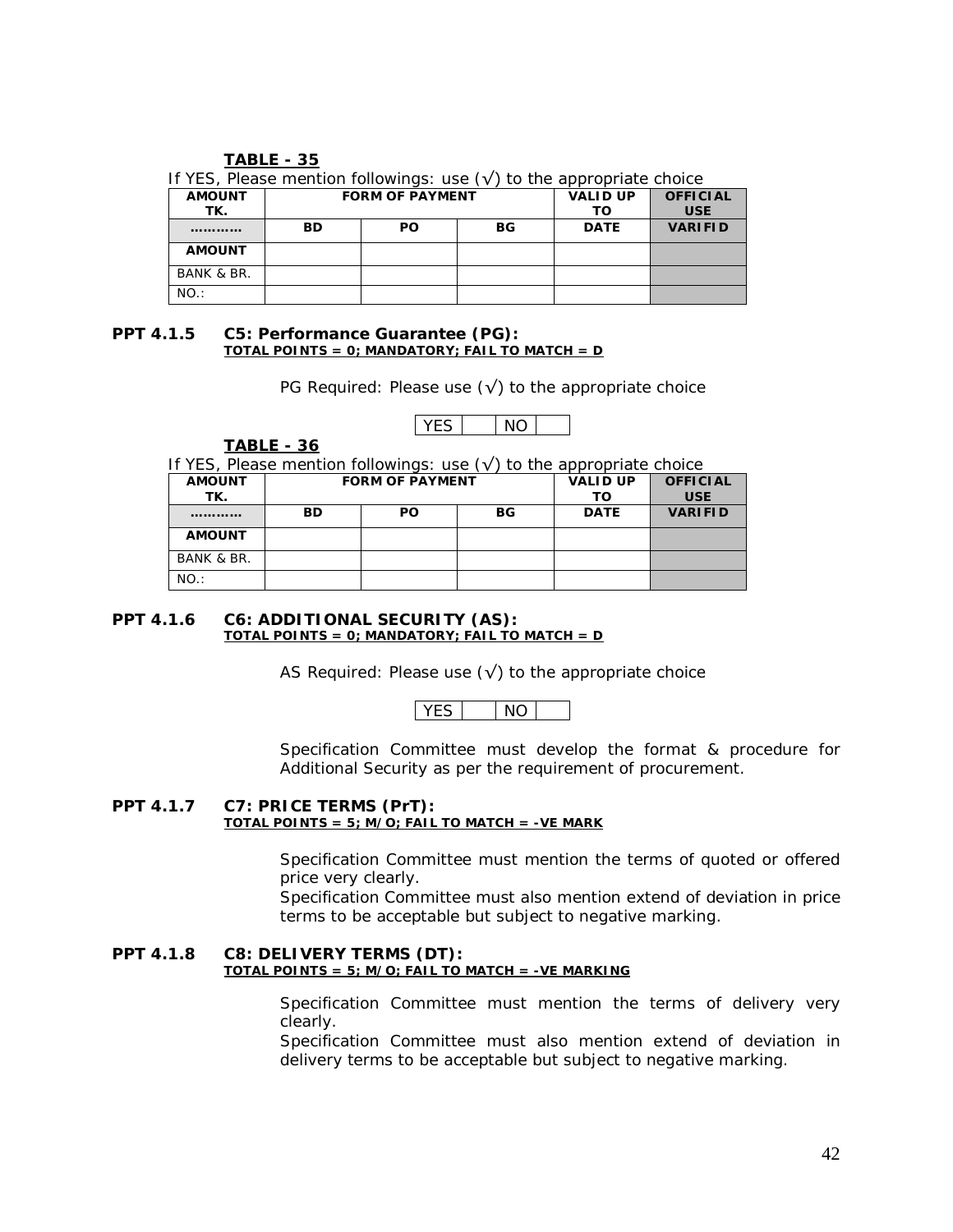**TABLE - 35**

If YES, Please mention followings: use (√) to the appropriate choice

| AMOUNT TK. | FORM OF PAYMENT | | | VALID UP TO | OFFICIAL USE |
|---|---|---|---|---|---|
| ………… | BD | PO | BG | DATE | VARIFID |
| AMOUNT | | | | | |
| BANK & BR. | | | | | |
| NO.: | | | | | |

**PPT 4.1.5 C5: Performance Guarantee (PG):**
**TOTAL POINTS = 0; MANDATORY; FAIL TO MATCH = D**

PG Required: Please use (√) to the appropriate choice

| YES | | NO | |
|---|---|---|---|

**TABLE - 36**

If YES, Please mention followings: use (√) to the appropriate choice

| AMOUNT TK. | FORM OF PAYMENT | | | VALID UP TO | OFFICIAL USE |
|---|---|---|---|---|---|
| ………… | BD | PO | BG | DATE | VARIFID |
| AMOUNT | | | | | |
| BANK & BR. | | | | | |
| NO.: | | | | | |

**PPT 4.1.6 C6: ADDITIONAL SECURITY (AS):**
**TOTAL POINTS = 0; MANDATORY; FAIL TO MATCH = D**

AS Required: Please use (√) to the appropriate choice

| YES | | NO | |
|---|---|---|---|

Specification Committee must develop the format & procedure for Additional Security as per the requirement of procurement.

**PPT 4.1.7 C7: PRICE TERMS (PrT):**
**TOTAL POINTS = 5; M/O; FAIL TO MATCH = -VE MARK**

Specification Committee must mention the terms of quoted or offered price very clearly.
Specification Committee must also mention extend of deviation in price terms to be acceptable but subject to negative marking.

**PPT 4.1.8 C8: DELIVERY TERMS (DT):**
**TOTAL POINTS = 5; M/O; FAIL TO MATCH = -VE MARKING**

Specification Committee must mention the terms of delivery very clearly.
Specification Committee must also mention extend of deviation in delivery terms to be acceptable but subject to negative marking.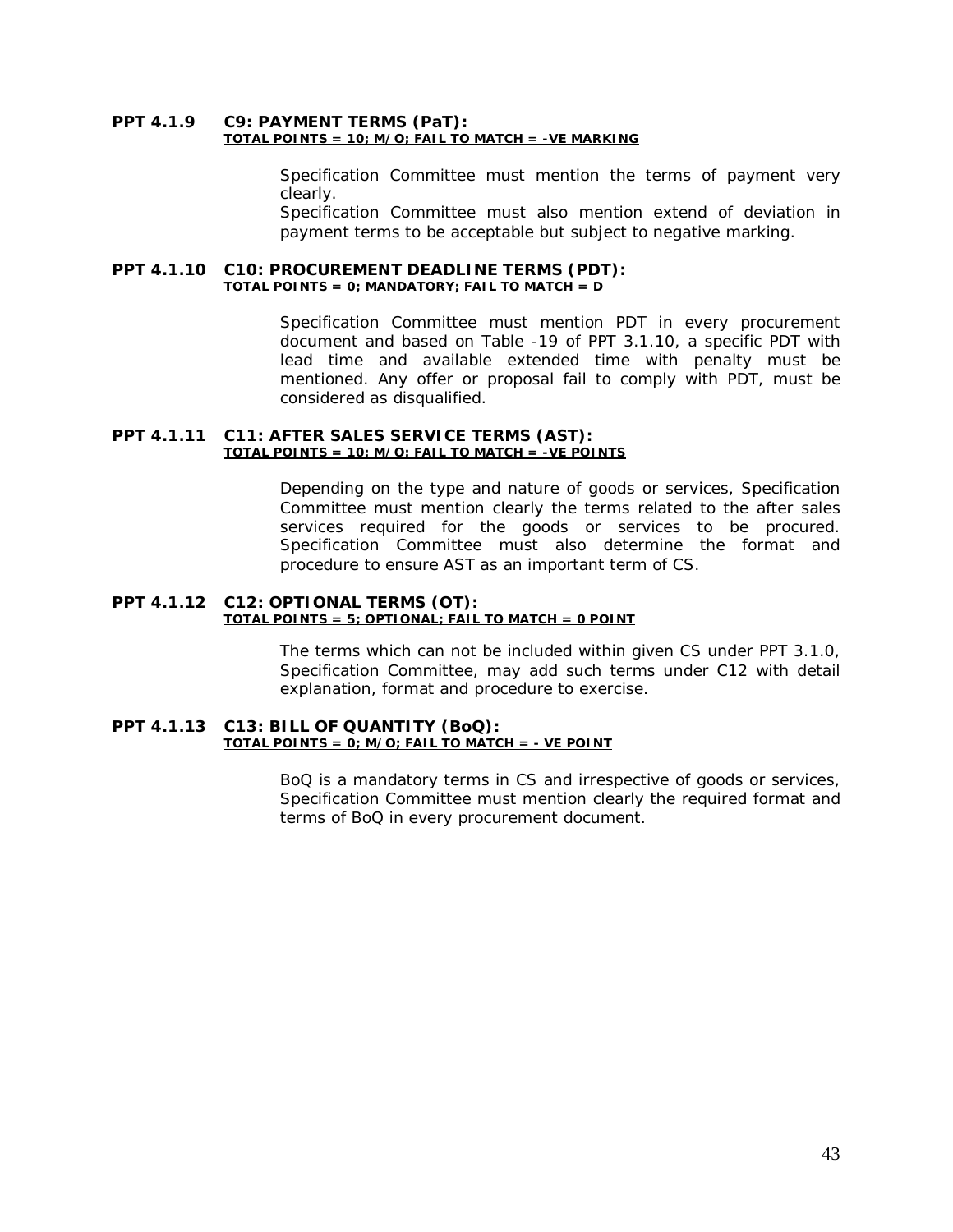### PPT 4.1.9 C9: PAYMENT TERMS (PaT):

**<u>TOTAL POINTS = 10; M/O; FAIL TO MATCH = -VE MARKING</u>**

Specification Committee must mention the terms of payment very clearly.
Specification Committee must also mention extend of deviation in payment terms to be acceptable but subject to negative marking.

### PPT 4.1.10 C10: PROCUREMENT DEADLINE TERMS (PDT):

**<u>TOTAL POINTS = 0; MANDATORY; FAIL TO MATCH = D</u>**

Specification Committee must mention PDT in every procurement document and based on Table -19 of PPT 3.1.10, a specific PDT with lead time and available extended time with penalty must be mentioned. Any offer or proposal fail to comply with PDT, must be considered as disqualified.

### PPT 4.1.11 C11: AFTER SALES SERVICE TERMS (AST):

**<u>TOTAL POINTS = 10; M/O; FAIL TO MATCH = -VE POINTS</u>**

Depending on the type and nature of goods or services, Specification Committee must mention clearly the terms related to the after sales services required for the goods or services to be procured. Specification Committee must also determine the format and procedure to ensure AST as an important term of CS.

### PPT 4.1.12 C12: OPTIONAL TERMS (OT):

**<u>TOTAL POINTS = 5; OPTIONAL; FAIL TO MATCH = 0 POINT</u>**

The terms which can not be included within given CS under PPT 3.1.0, Specification Committee, may add such terms under C12 with detail explanation, format and procedure to exercise.

### PPT 4.1.13 C13: BILL OF QUANTITY (BoQ):

**<u>TOTAL POINTS = 0; M/O; FAIL TO MATCH = - VE POINT</u>**

BoQ is a mandatory terms in CS and irrespective of goods or services, Specification Committee must mention clearly the required format and terms of BoQ in every procurement document.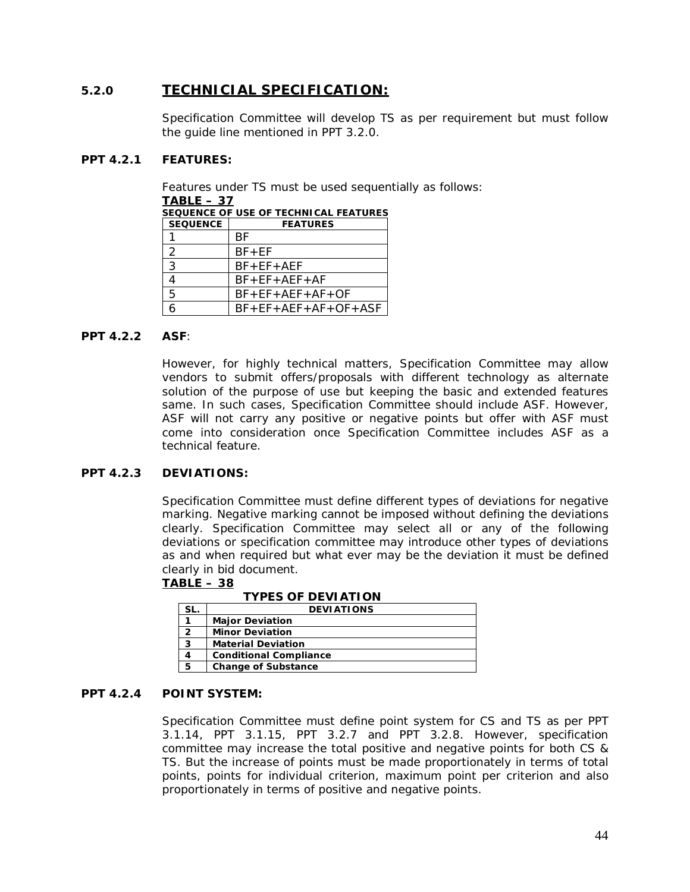## 5.2.0 TECHNICIAL SPECIFICATION:

Specification Committee will develop TS as per requirement but must follow the guide line mentioned in PPT 3.2.0.

### PPT 4.2.1 FEATURES:

Features under TS must be used sequentially as follows:

**TABLE – 37**

**SEQUENCE OF USE OF TECHNICAL FEATURES**

| SEQUENCE | FEATURES |
|---|---|
| 1 | BF |
| 2 | BF+EF |
| 3 | BF+EF+AEF |
| 4 | BF+EF+AEF+AF |
| 5 | BF+EF+AEF+AF+OF |
| 6 | BF+EF+AEF+AF+OF+ASF |

### PPT 4.2.2 ASF:

However, for highly technical matters, Specification Committee may allow vendors to submit offers/proposals with different technology as alternate solution of the purpose of use but keeping the basic and extended features same. In such cases, Specification Committee should include ASF. However, ASF will not carry any positive or negative points but offer with ASF must come into consideration once Specification Committee includes ASF as a technical feature.

### PPT 4.2.3 DEVIATIONS:

Specification Committee must define different types of deviations for negative marking. Negative marking cannot be imposed without defining the deviations clearly. Specification Committee may select all or any of the following deviations or specification committee may introduce other types of deviations as and when required but what ever may be the deviation it must be defined clearly in bid document.

**TABLE – 38**

**TYPES OF DEVIATION**

| SL. | DEVIATIONS |
|---|---|
| 1 | Major Deviation |
| 2 | Minor Deviation |
| 3 | Material Deviation |
| 4 | Conditional Compliance |
| 5 | Change of Substance |

### PPT 4.2.4 POINT SYSTEM:

Specification Committee must define point system for CS and TS as per PPT 3.1.14, PPT 3.1.15, PPT 3.2.7 and PPT 3.2.8. However, specification committee may increase the total positive and negative points for both CS & TS. But the increase of points must be made proportionately in terms of total points, points for individual criterion, maximum point per criterion and also proportionately in terms of positive and negative points.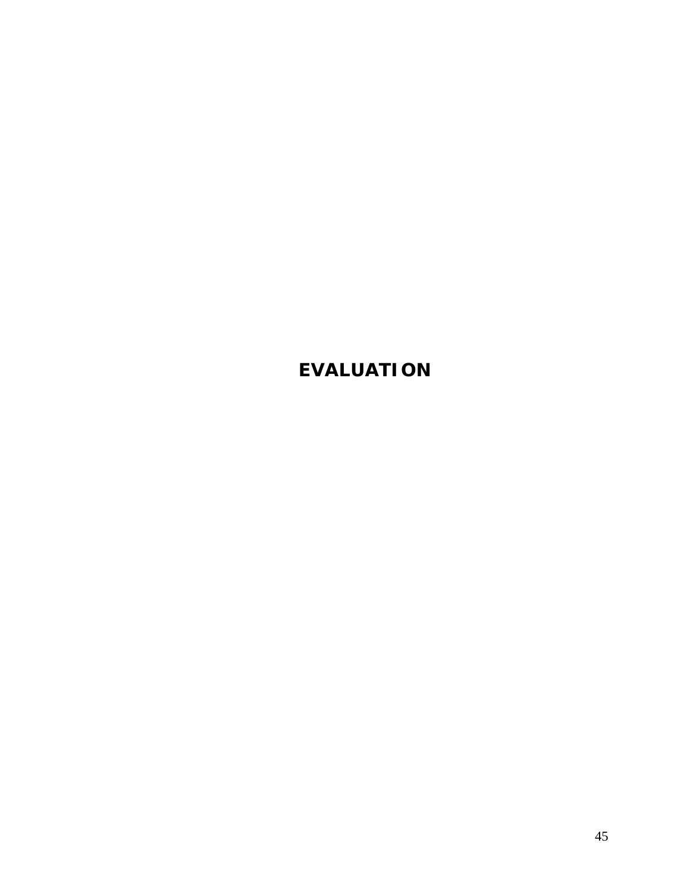# EVALUATION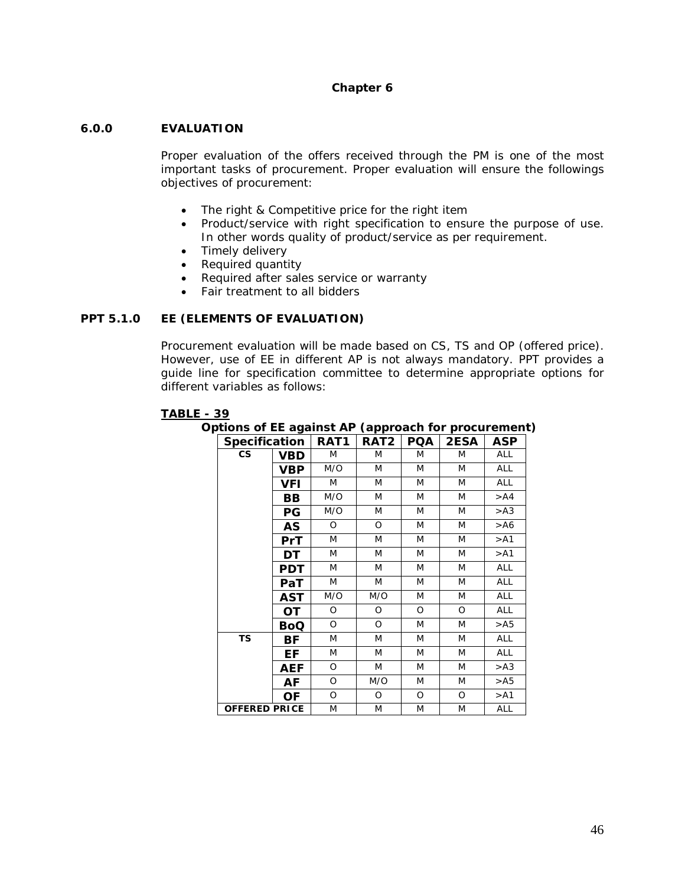## Chapter 6

### 6.0.0 EVALUATION

Proper evaluation of the offers received through the PM is one of the most important tasks of procurement. Proper evaluation will ensure the followings objectives of procurement:

- The right & Competitive price for the right item
- Product/service with right specification to ensure the purpose of use. In other words quality of product/service as per requirement.
- Timely delivery
- Required quantity
- Required after sales service or warranty
- Fair treatment to all bidders

### PPT 5.1.0 EE (ELEMENTS OF EVALUATION)

Procurement evaluation will be made based on CS, TS and OP (offered price). However, use of EE in different AP is not always mandatory. PPT provides a guide line for specification committee to determine appropriate options for different variables as follows:

**TABLE - 39**

**Options of EE against AP (approach for procurement)**

| Specification | | RAT1 | RAT2 | PQA | 2ESA | ASP |
|---|---|---|---|---|---|---|
| CS | VBD | M | M | M | M | ALL |
| | VBP | M/O | M | M | M | ALL |
| | VFI | M | M | M | M | ALL |
| | BB | M/O | M | M | M | >A4 |
| | PG | M/O | M | M | M | >A3 |
| | AS | O | O | M | M | >A6 |
| | PrT | M | M | M | M | >A1 |
| | DT | M | M | M | M | >A1 |
| | PDT | M | M | M | M | ALL |
| | PaT | M | M | M | M | ALL |
| | AST | M/O | M/O | M | M | ALL |
| | OT | O | O | O | O | ALL |
| | BoQ | O | O | M | M | >A5 |
| TS | BF | M | M | M | M | ALL |
| | EF | M | M | M | M | ALL |
| | AEF | O | M | M | M | >A3 |
| | AF | O | M/O | M | M | >A5 |
| | OF | O | O | O | O | >A1 |
| OFFERED PRICE | | M | M | M | M | ALL |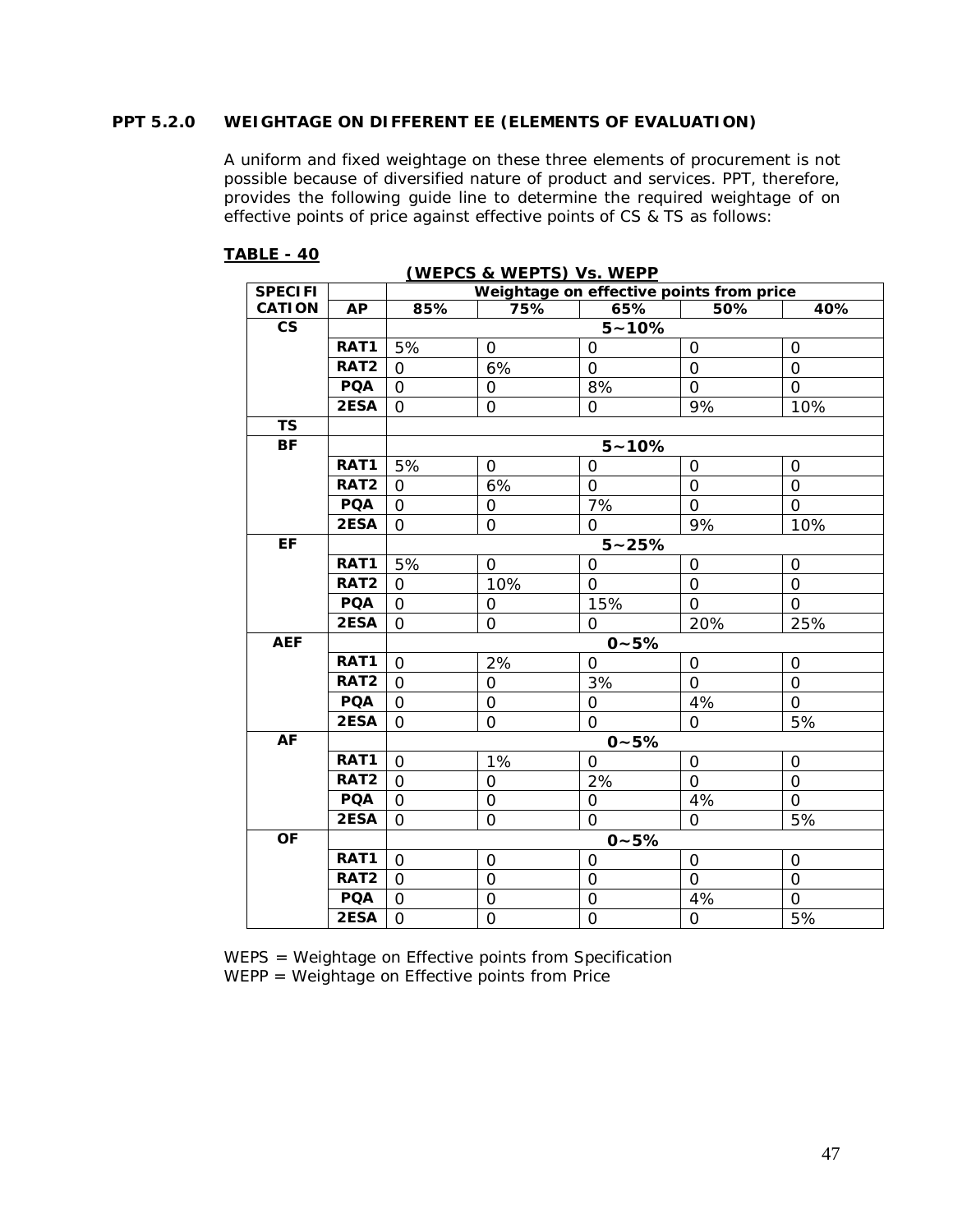### PPT 5.2.0 WEIGHTAGE ON DIFFERENT EE (ELEMENTS OF EVALUATION)

A uniform and fixed weightage on these three elements of procurement is not possible because of diversified nature of product and services. PPT, therefore, provides the following guide line to determine the required weightage of on effective points of price against effective points of CS & TS as follows:

**TABLE - 40**

**(WEPCS & WEPTS) Vs. WEPP**

| SPECIFICATION | | Weightage on effective points from price | | | | |
|---|---|---|---|---|---|---|
| | **AP** | **85%** | **75%** | **65%** | **50%** | **40%** |
| **CS** | | | | 5~10% | | |
| | **RAT1** | 5% | 0 | 0 | 0 | 0 |
| | **RAT2** | 0 | 6% | 0 | 0 | 0 |
| | **PQA** | 0 | 0 | 8% | 0 | 0 |
| | **2ESA** | 0 | 0 | 0 | 9% | 10% |
| **TS** | | | | | | |
| **BF** | | | | 5~10% | | |
| | **RAT1** | 5% | 0 | 0 | 0 | 0 |
| | **RAT2** | 0 | 6% | 0 | 0 | 0 |
| | **PQA** | 0 | 0 | 7% | 0 | 0 |
| | **2ESA** | 0 | 0 | 0 | 9% | 10% |
| **EF** | | | | 5~25% | | |
| | **RAT1** | 5% | 0 | 0 | 0 | 0 |
| | **RAT2** | 0 | 10% | 0 | 0 | 0 |
| | **PQA** | 0 | 0 | 15% | 0 | 0 |
| | **2ESA** | 0 | 0 | 0 | 20% | 25% |
| **AEF** | | | | 0~5% | | |
| | **RAT1** | 0 | 2% | 0 | 0 | 0 |
| | **RAT2** | 0 | 0 | 3% | 0 | 0 |
| | **PQA** | 0 | 0 | 0 | 4% | 0 |
| | **2ESA** | 0 | 0 | 0 | 0 | 5% |
| **AF** | | | | 0~5% | | |
| | **RAT1** | 0 | 1% | 0 | 0 | 0 |
| | **RAT2** | 0 | 0 | 2% | 0 | 0 |
| | **PQA** | 0 | 0 | 0 | 4% | 0 |
| | **2ESA** | 0 | 0 | 0 | 0 | 5% |
| **OF** | | | | 0~5% | | |
| | **RAT1** | 0 | 0 | 0 | 0 | 0 |
| | **RAT2** | 0 | 0 | 0 | 0 | 0 |
| | **PQA** | 0 | 0 | 0 | 4% | 0 |
| | **2ESA** | 0 | 0 | 0 | 0 | 5% |

WEPS = Weightage on Effective points from Specification
WEPP = Weightage on Effective points from Price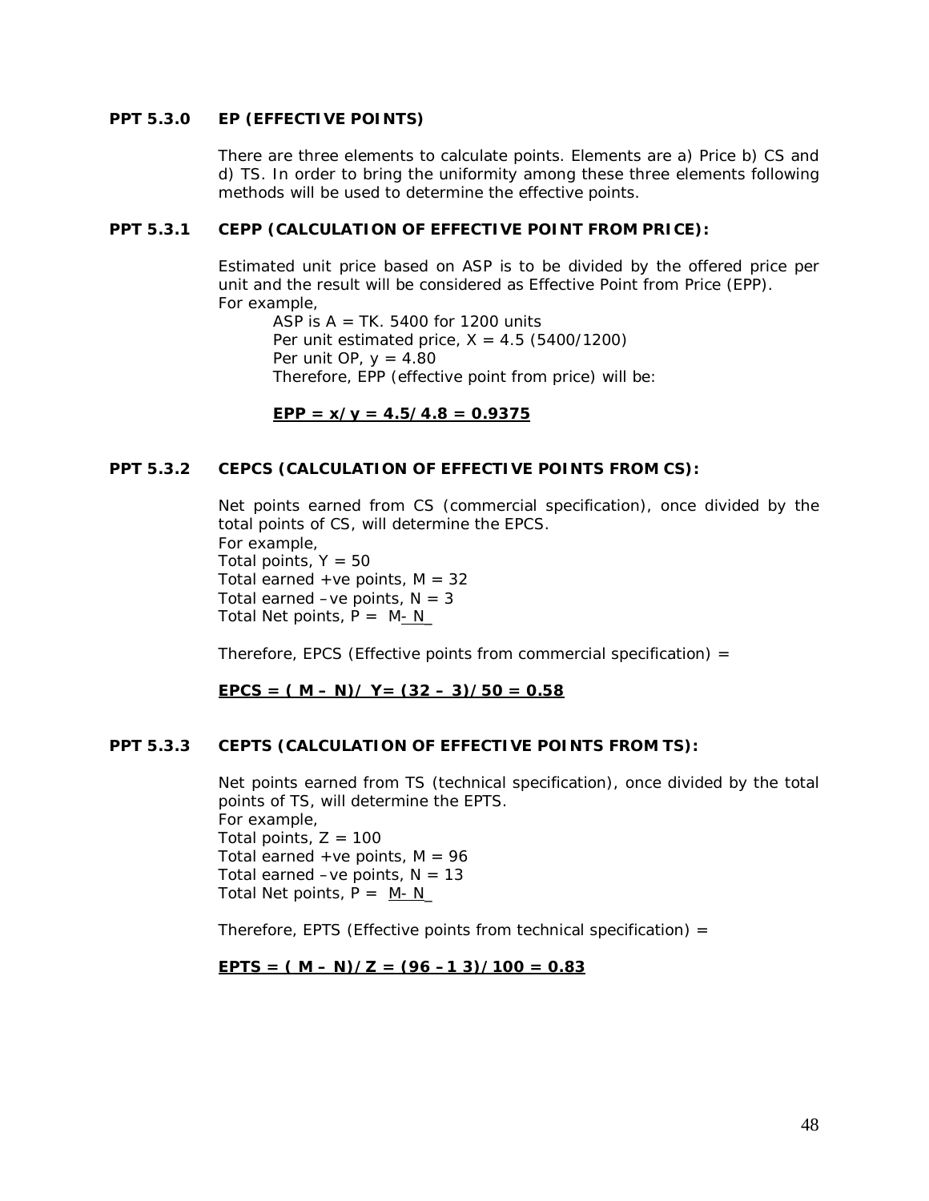### PPT 5.3.0 EP (EFFECTIVE POINTS)

There are three elements to calculate points. Elements are a) Price b) CS and d) TS. In order to bring the uniformity among these three elements following methods will be used to determine the effective points.

### PPT 5.3.1 CEPP (CALCULATION OF EFFECTIVE POINT FROM PRICE):

Estimated unit price based on ASP is to be divided by the offered price per unit and the result will be considered as Effective Point from Price (EPP).
For example,

ASP is A = TK. 5400 for 1200 units
Per unit estimated price, X = 4.5 (5400/1200)
Per unit OP, y = 4.80
Therefore, EPP (effective point from price) will be:

**EPP = x/y = 4.5/4.8 = 0.9375**

### PPT 5.3.2 CEPCS (CALCULATION OF EFFECTIVE POINTS FROM CS):

Net points earned from CS (commercial specification), once divided by the total points of CS, will determine the EPCS.
For example,
Total points, Y = 50
Total earned +ve points, M = 32
Total earned –ve points, N = 3
Total Net points, P = M- N

Therefore, EPCS (Effective points from commercial specification) =

**EPCS = ( M – N)/ Y= (32 – 3)/50 = 0.58**

### PPT 5.3.3 CEPTS (CALCULATION OF EFFECTIVE POINTS FROM TS):

Net points earned from TS (technical specification), once divided by the total points of TS, will determine the EPTS.
For example,
Total points, Z = 100
Total earned +ve points, M = 96
Total earned –ve points, N = 13
Total Net points, P = M- N

Therefore, EPTS (Effective points from technical specification) =

**EPTS = ( M – N)/Z = (96 –1 3)/100 = 0.83**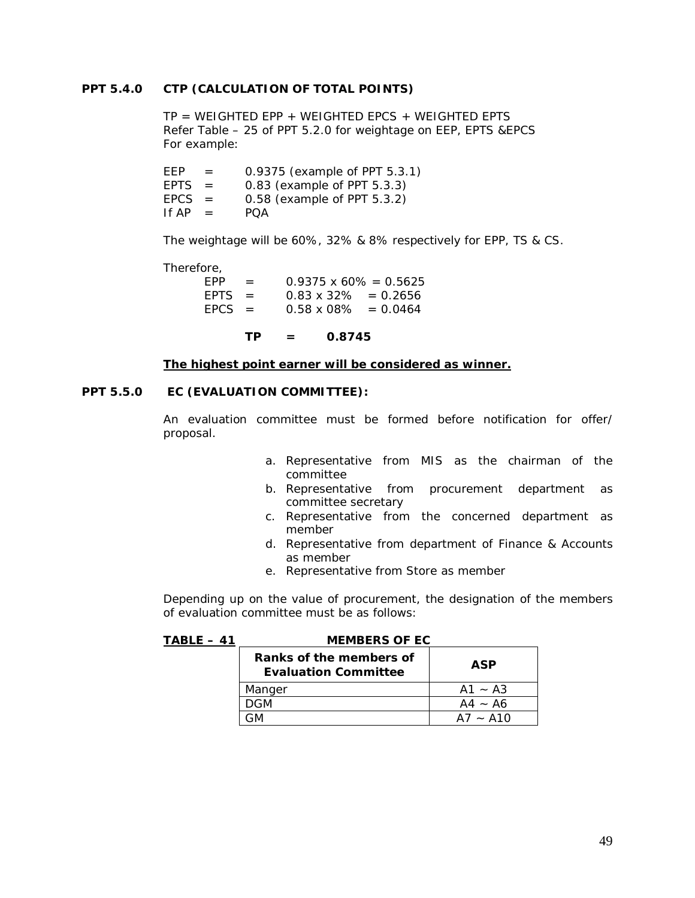### PPT 5.4.0 CTP (CALCULATION OF TOTAL POINTS)

TP = WEIGHTED EPP + WEIGHTED EPCS + WEIGHTED EPTS
Refer Table – 25 of PPT 5.2.0 for weightage on EEP, EPTS &EPCS
For example:

EEP = 0.9375 (example of PPT 5.3.1)
EPTS = 0.83 (example of PPT 5.3.3)
EPCS = 0.58 (example of PPT 5.3.2)
If AP = PQA

The weightage will be 60%, 32% & 8% respectively for EPP, TS & CS.

Therefore,

EPP = 0.9375 x 60% = 0.5625
EPTS = 0.83 x 32% = 0.2656
EPCS = 0.58 x 08% = 0.0464

**TP = 0.8745**

**The highest point earner will be considered as winner.**

### PPT 5.5.0 EC (EVALUATION COMMITTEE):

An evaluation committee must be formed before notification for offer/ proposal.

a. Representative from MIS as the chairman of the committee
b. Representative from procurement department as committee secretary
c. Representative from the concerned department as member
d. Representative from department of Finance & Accounts as member
e. Representative from Store as member

Depending up on the value of procurement, the designation of the members of evaluation committee must be as follows:

**TABLE – 41 MEMBERS OF EC**

| Ranks of the members of Evaluation Committee | ASP |
|---|---|
| Manger | A1 ~ A3 |
| DGM | A4 ~ A6 |
| GM | A7 ~ A10 |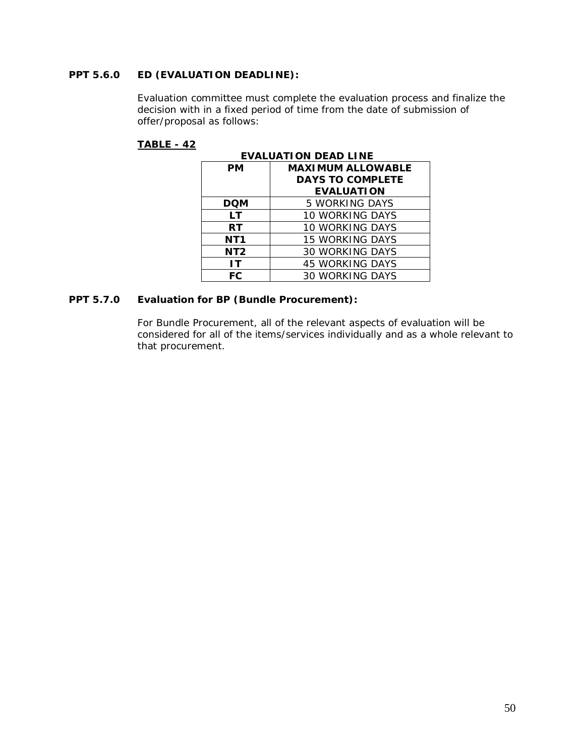### PPT 5.6.0 ED (EVALUATION DEADLINE):

Evaluation committee must complete the evaluation process and finalize the decision with in a fixed period of time from the date of submission of offer/proposal as follows:

**TABLE - 42**

**EVALUATION DEAD LINE**

| PM | MAXIMUM ALLOWABLE DAYS TO COMPLETE EVALUATION |
|---|---|
| DQM | 5 WORKING DAYS |
| LT | 10 WORKING DAYS |
| RT | 10 WORKING DAYS |
| NT1 | 15 WORKING DAYS |
| NT2 | 30 WORKING DAYS |
| IT | 45 WORKING DAYS |
| FC | 30 WORKING DAYS |

### PPT 5.7.0 Evaluation for BP (Bundle Procurement):

For Bundle Procurement, all of the relevant aspects of evaluation will be considered for all of the items/services individually and as a whole relevant to that procurement.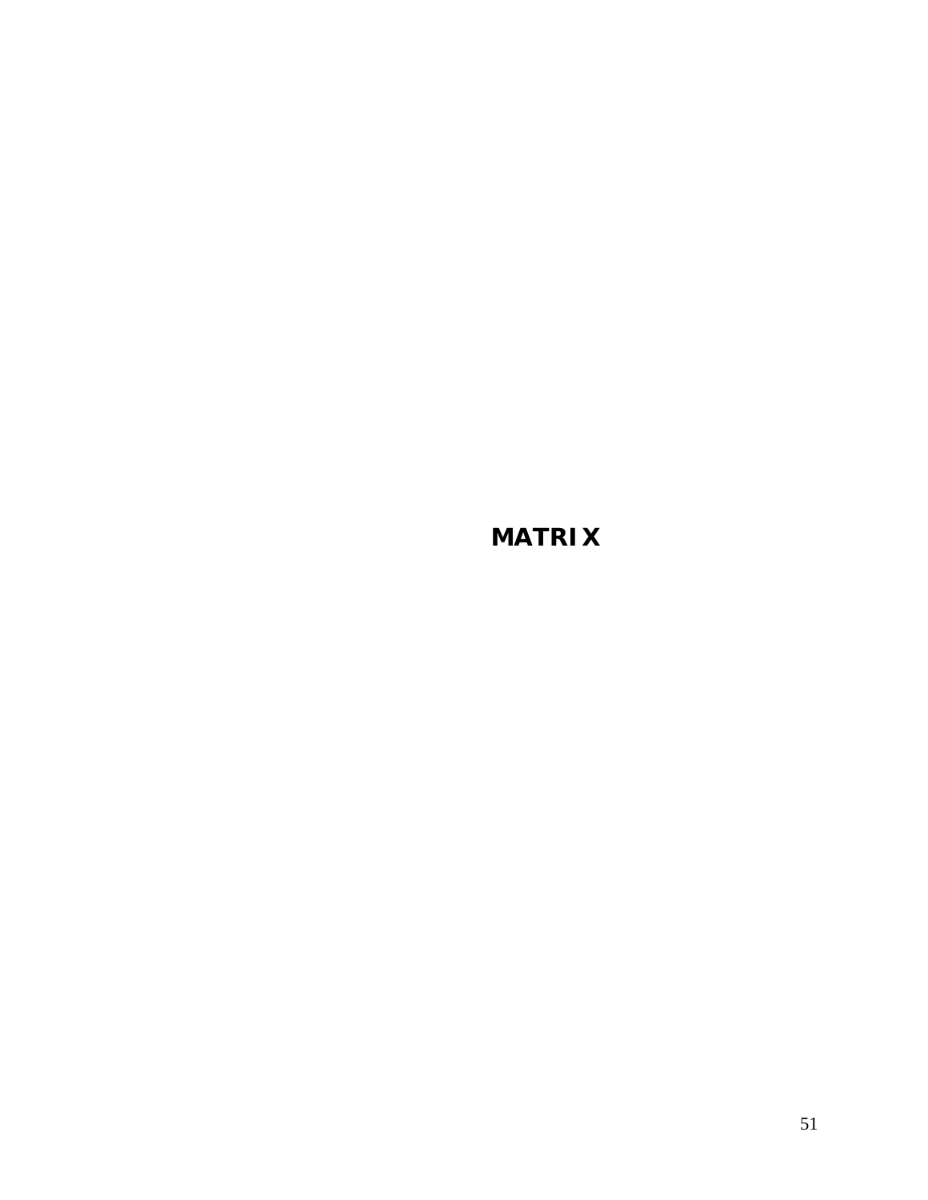# MATRIX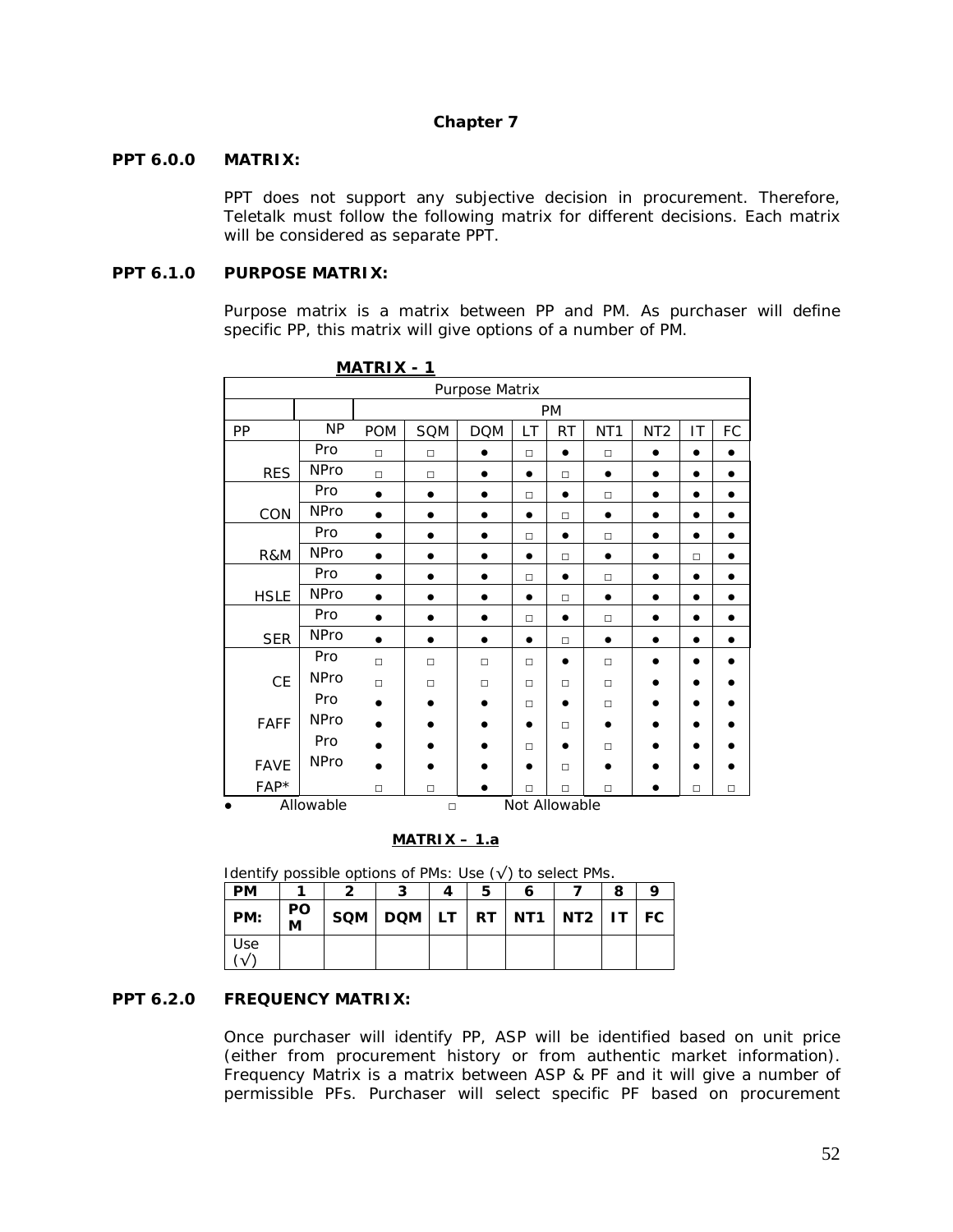# Chapter 7

**PPT 6.0.0 MATRIX:**

PPT does not support any subjective decision in procurement. Therefore, Teletalk must follow the following matrix for different decisions. Each matrix will be considered as separate PPT.

**PPT 6.1.0 PURPOSE MATRIX:**

Purpose matrix is a matrix between PP and PM. As purchaser will define specific PP, this matrix will give options of a number of PM.

**MATRIX - 1**

| Purpose Matrix | | | | | | | | | | |
|---|---|---|---|---|---|---|---|---|---|---|
| | | PM | | | | | | | | |
| PP | NP | POM | SQM | DQM | LT | RT | NT1 | NT2 | IT | FC |
| RES | Pro | □ | □ | ● | □ | ● | □ | ● | ● | ● |
| | NPro | □ | □ | ● | ● | □ | ● | ● | ● | ● |
| CON | Pro | ● | ● | ● | □ | ● | □ | ● | ● | ● |
| | NPro | ● | ● | ● | ● | □ | ● | ● | ● | ● |
| R&M | Pro | ● | ● | ● | □ | ● | □ | ● | ● | ● |
| | NPro | ● | ● | ● | ● | □ | ● | ● | □ | ● |
| HSLE | Pro | ● | ● | ● | □ | ● | □ | ● | ● | ● |
| | NPro | ● | ● | ● | ● | □ | ● | ● | ● | ● |
| SER | Pro | ● | ● | ● | □ | ● | □ | ● | ● | ● |
| | NPro | ● | ● | ● | ● | □ | ● | ● | ● | ● |
| CE | Pro | □ | □ | □ | □ | ● | □ | ● | ● | ● |
| | NPro | □ | □ | □ | □ | □ | □ | ● | ● | ● |
| FAFF | Pro | ● | ● | ● | □ | ● | □ | ● | ● | ● |
| | NPro | ● | ● | ● | ● | □ | ● | ● | ● | ● |
| FAVE | Pro | ● | ● | ● | □ | ● | □ | ● | ● | ● |
| | NPro | ● | ● | ● | ● | □ | ● | ● | ● | ● |
| FAP* | | □ | □ | ● | □ | □ | □ | ● | □ | □ |

● Allowable □ Not Allowable

**MATRIX – 1.a**

Identify possible options of PMs: Use (√) to select PMs.

| PM | 1 | 2 | 3 | 4 | 5 | 6 | 7 | 8 | 9 |
|---|---|---|---|---|---|---|---|---|---|
| PM: | POM | SQM | DQM | LT | RT | NT1 | NT2 | IT | FC |
| Use (√) | | | | | | | | | |

**PPT 6.2.0 FREQUENCY MATRIX:**

Once purchaser will identify PP, ASP will be identified based on unit price (either from procurement history or from authentic market information). Frequency Matrix is a matrix between ASP & PF and it will give a number of permissible PFs. Purchaser will select specific PF based on procurement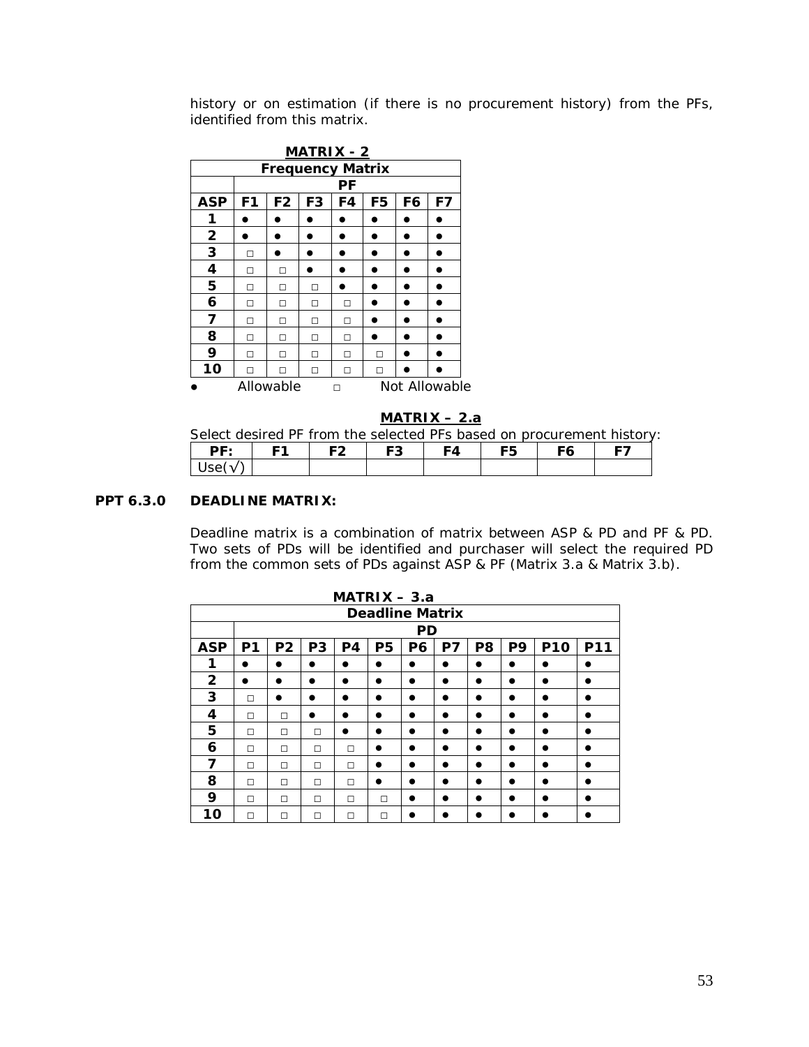history or on estimation (if there is no procurement history) from the PFs, identified from this matrix.

**MATRIX - 2**

| Frequency Matrix | | | | | | | |
|---|---|---|---|---|---|---|---|
| | PF | | | | | | |
| **ASP** | **F1** | **F2** | **F3** | **F4** | **F5** | **F6** | **F7** |
| **1** | ● | ● | ● | ● | ● | ● | ● |
| **2** | ● | ● | ● | ● | ● | ● | ● |
| **3** | □ | ● | ● | ● | ● | ● | ● |
| **4** | □ | □ | ● | ● | ● | ● | ● |
| **5** | □ | □ | □ | ● | ● | ● | ● |
| **6** | □ | □ | □ | □ | ● | ● | ● |
| **7** | □ | □ | □ | □ | ● | ● | ● |
| **8** | □ | □ | □ | □ | ● | ● | ● |
| **9** | □ | □ | □ | □ | □ | ● | ● |
| **10** | □ | □ | □ | □ | □ | ● | ● |

● Allowable □ Not Allowable

**MATRIX – 2.a**

Select desired PF from the selected PFs based on procurement history:

| PF: | F1 | F2 | F3 | F4 | F5 | F6 | F7 |
|---|---|---|---|---|---|---|---|
| Use(√) | | | | | | | |

**PPT 6.3.0 DEADLINE MATRIX:**

Deadline matrix is a combination of matrix between ASP & PD and PF & PD. Two sets of PDs will be identified and purchaser will select the required PD from the common sets of PDs against ASP & PF (Matrix 3.a & Matrix 3.b).

**MATRIX – 3.a**

| Deadline Matrix | | | | | | | | | | | |
|---|---|---|---|---|---|---|---|---|---|---|---|
| | PD | | | | | | | | | | |
| **ASP** | **P1** | **P2** | **P3** | **P4** | **P5** | **P6** | **P7** | **P8** | **P9** | **P10** | **P11** |
| **1** | ● | ● | ● | ● | ● | ● | ● | ● | ● | ● | ● |
| **2** | ● | ● | ● | ● | ● | ● | ● | ● | ● | ● | ● |
| **3** | □ | ● | ● | ● | ● | ● | ● | ● | ● | ● | ● |
| **4** | □ | □ | ● | ● | ● | ● | ● | ● | ● | ● | ● |
| **5** | □ | □ | □ | ● | ● | ● | ● | ● | ● | ● | ● |
| **6** | □ | □ | □ | □ | ● | ● | ● | ● | ● | ● | ● |
| **7** | □ | □ | □ | □ | ● | ● | ● | ● | ● | ● | ● |
| **8** | □ | □ | □ | □ | ● | ● | ● | ● | ● | ● | ● |
| **9** | □ | □ | □ | □ | □ | ● | ● | ● | ● | ● | ● |
| **10** | □ | □ | □ | □ | □ | ● | ● | ● | ● | ● | ● |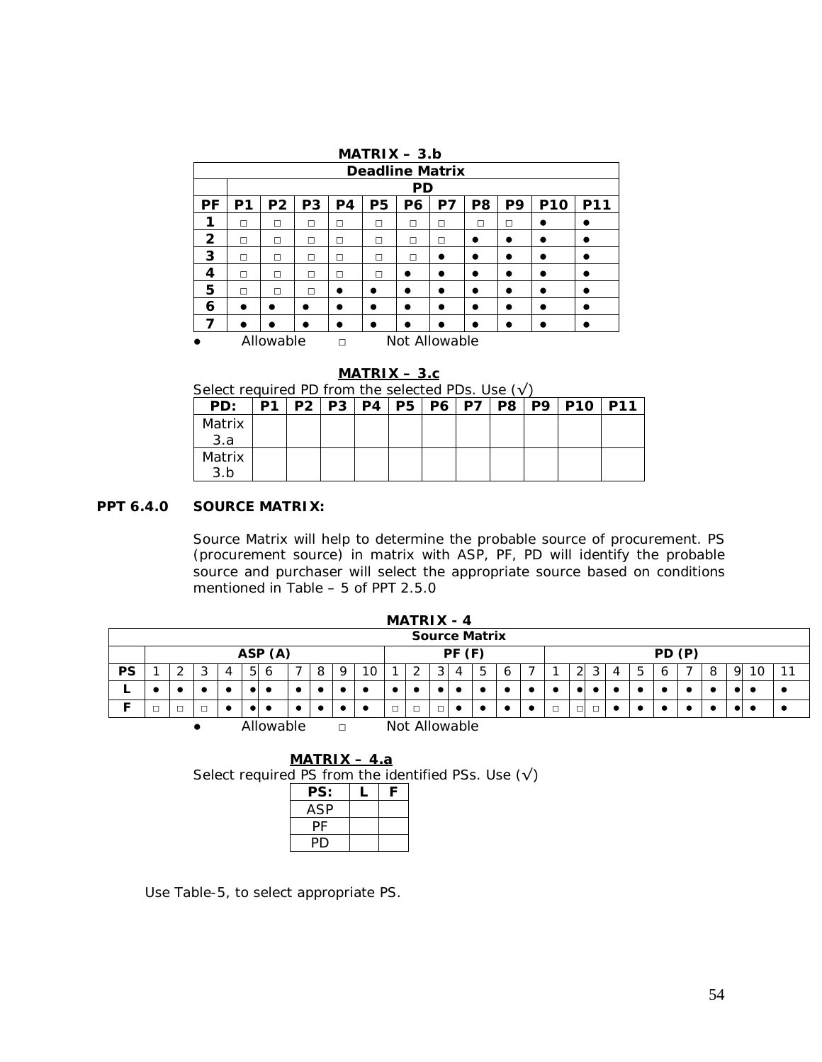**MATRIX – 3.b**

| Deadline Matrix | | | | | | | | | | | |
|---|---|---|---|---|---|---|---|---|---|---|---|
| | PD | | | | | | | | | | |
| **PF** | **P1** | **P2** | **P3** | **P4** | **P5** | **P6** | **P7** | **P8** | **P9** | **P10** | **P11** |
| **1** | □ | □ | □ | □ | □ | □ | □ | □ | □ | ● | ● |
| **2** | □ | □ | □ | □ | □ | □ | □ | ● | ● | ● | ● |
| **3** | □ | □ | □ | □ | □ | □ | ● | ● | ● | ● | ● |
| **4** | □ | □ | □ | □ | □ | ● | ● | ● | ● | ● | ● |
| **5** | □ | □ | □ | ● | ● | ● | ● | ● | ● | ● | ● |
| **6** | ● | ● | ● | ● | ● | ● | ● | ● | ● | ● | ● |
| **7** | ● | ● | ● | ● | ● | ● | ● | ● | ● | ● | ● |

● Allowable □ Not Allowable

**MATRIX – 3.c**

Select required PD from the selected PDs. Use (√)

| PD: | P1 | P2 | P3 | P4 | P5 | P6 | P7 | P8 | P9 | P10 | P11 |
|---|---|---|---|---|---|---|---|---|---|---|---|
| Matrix 3.a | | | | | | | | | | | |
| Matrix 3.b | | | | | | | | | | | |

## PPT 6.4.0 SOURCE MATRIX:

Source Matrix will help to determine the probable source of procurement. PS (procurement source) in matrix with ASP, PF, PD will identify the probable source and purchaser will select the appropriate source based on conditions mentioned in Table – 5 of PPT 2.5.0

**MATRIX - 4**

| Source Matrix | | | | | | | | | | | | | | | | | | | | | | | | | | | | | |
|---|---|---|---|---|---|---|---|---|---|---|---|---|---|---|---|---|---|---|---|---|---|---|---|---|---|---|---|---|
| | ASP (A) | | | | | | | | | | PF (F) | | | | | | | PD (P) | | | | | | | | | | | |
| **PS** | 1 | 2 | 3 | 4 | 5 | 6 | 7 | 8 | 9 | 10 | 1 | 2 | 3 | 4 | 5 | 6 | 7 | 1 | 2 | 3 | 4 | 5 | 6 | 7 | 8 | 9 | 10 | 11 |
| **L** | ● | ● | ● | ● | ● | ● | ● | ● | ● | ● | ● | ● | ● | ● | ● | ● | ● | ● | ● | ● | ● | ● | ● | ● | ● | ● | ● | ● |
| **F** | □ | □ | □ | ● | ● | ● | ● | ● | ● | ● | □ | □ | □ | ● | ● | ● | ● | □ | □ | □ | ● | ● | ● | ● | ● | ● | ● | ● |

● Allowable □ Not Allowable

**MATRIX – 4.a**

Select required PS from the identified PSs. Use (√)

| PS: | L | F |
|---|---|---|
| ASP | | |
| PF | | |
| PD | | |

Use Table-5, to select appropriate PS.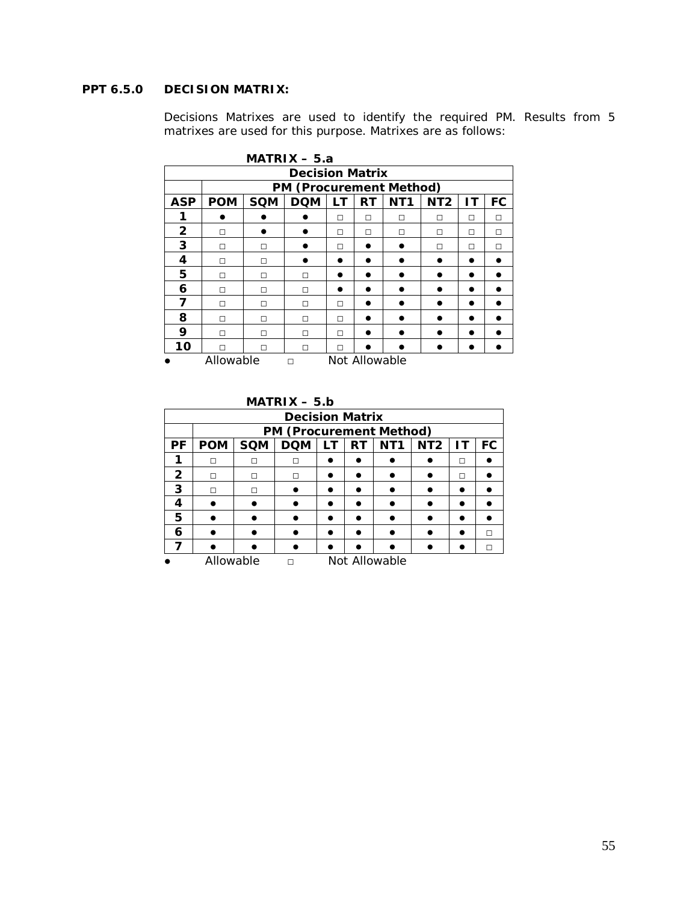### PPT 6.5.0 DECISION MATRIX:

Decisions Matrixes are used to identify the required PM. Results from 5 matrixes are used for this purpose. Matrixes are as follows:

**MATRIX – 5.a**

| Decision Matrix | | | | | | | | | |
|---|---|---|---|---|---|---|---|---|---|
| | PM (Procurement Method) | | | | | | | | |
| ASP | POM | SQM | DQM | LT | RT | NT1 | NT2 | IT | FC |
| 1 | ● | ● | ● | □ | □ | □ | □ | □ | □ |
| 2 | □ | ● | ● | □ | □ | □ | □ | □ | □ |
| 3 | □ | □ | ● | □ | ● | ● | □ | □ | □ |
| 4 | □ | □ | ● | ● | ● | ● | ● | ● | ● |
| 5 | □ | □ | □ | ● | ● | ● | ● | ● | ● |
| 6 | □ | □ | □ | ● | ● | ● | ● | ● | ● |
| 7 | □ | □ | □ | □ | ● | ● | ● | ● | ● |
| 8 | □ | □ | □ | □ | ● | ● | ● | ● | ● |
| 9 | □ | □ | □ | □ | ● | ● | ● | ● | ● |
| 10 | □ | □ | □ | □ | ● | ● | ● | ● | ● |

● Allowable □ Not Allowable

**MATRIX – 5.b**

| Decision Matrix | | | | | | | | | |
|---|---|---|---|---|---|---|---|---|---|
| | PM (Procurement Method) | | | | | | | | |
| PF | POM | SQM | DQM | LT | RT | NT1 | NT2 | IT | FC |
| 1 | □ | □ | □ | ● | ● | ● | ● | □ | ● |
| 2 | □ | □ | □ | ● | ● | ● | ● | □ | ● |
| 3 | □ | □ | ● | ● | ● | ● | ● | ● | ● |
| 4 | ● | ● | ● | ● | ● | ● | ● | ● | ● |
| 5 | ● | ● | ● | ● | ● | ● | ● | ● | ● |
| 6 | ● | ● | ● | ● | ● | ● | ● | ● | □ |
| 7 | ● | ● | ● | ● | ● | ● | ● | ● | □ |

● Allowable □ Not Allowable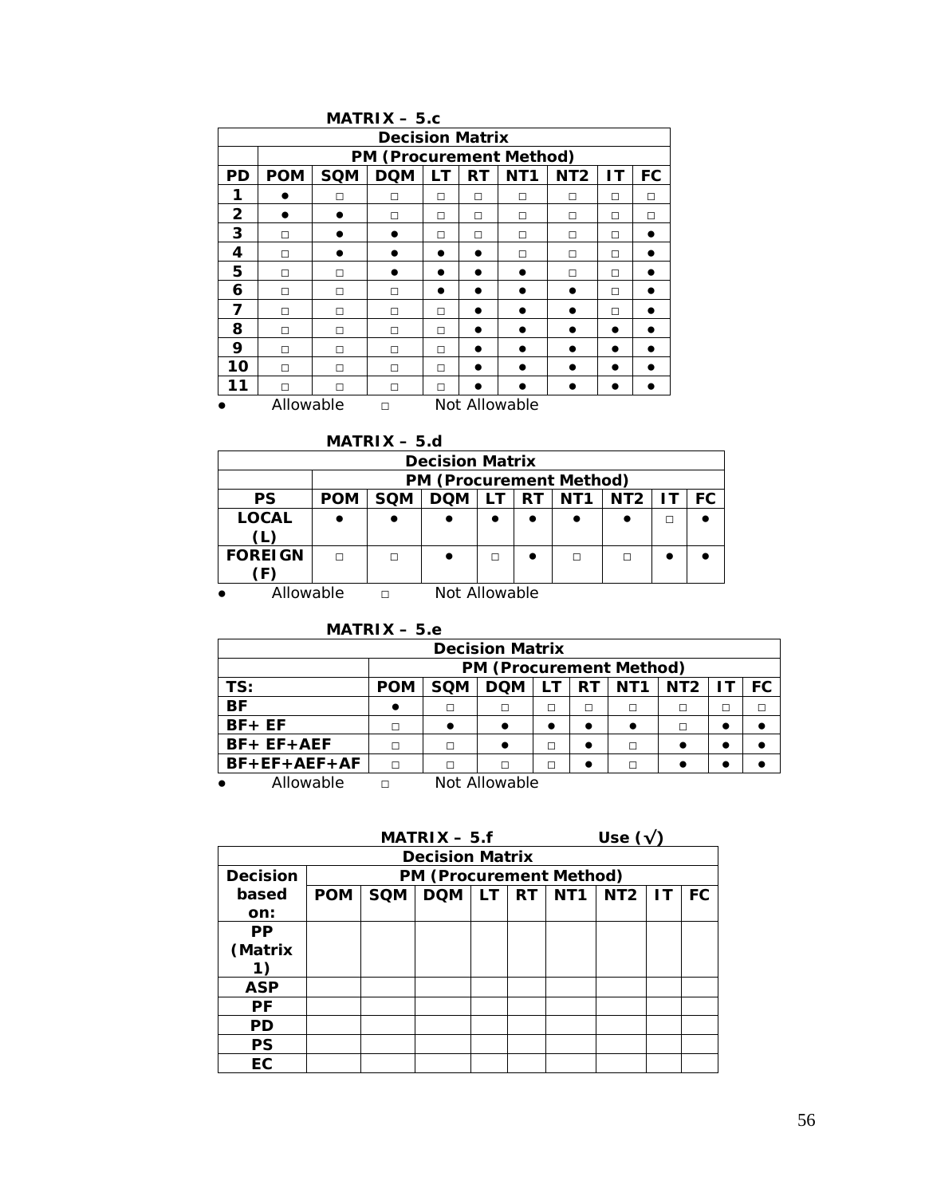**MATRIX – 5.c**

| Decision Matrix | | | | | | | | | |
|---|---|---|---|---|---|---|---|---|---|
| | PM (Procurement Method) | | | | | | | | |
| **PD** | **POM** | **SQM** | **DQM** | **LT** | **RT** | **NT1** | **NT2** | **IT** | **FC** |
| **1** | ● | □ | □ | □ | □ | □ | □ | □ | □ |
| **2** | ● | ● | □ | □ | □ | □ | □ | □ | □ |
| **3** | □ | ● | ● | □ | □ | □ | □ | □ | ● |
| **4** | □ | ● | ● | ● | ● | □ | □ | □ | ● |
| **5** | □ | □ | ● | ● | ● | ● | □ | □ | ● |
| **6** | □ | □ | □ | ● | ● | ● | ● | □ | ● |
| **7** | □ | □ | □ | □ | ● | ● | ● | □ | ● |
| **8** | □ | □ | □ | □ | ● | ● | ● | ● | ● |
| **9** | □ | □ | □ | □ | ● | ● | ● | ● | ● |
| **10** | □ | □ | □ | □ | ● | ● | ● | ● | ● |
| **11** | □ | □ | □ | □ | ● | ● | ● | ● | ● |

● Allowable □ Not Allowable

**MATRIX – 5.d**

| Decision Matrix | | | | | | | | | |
|---|---|---|---|---|---|---|---|---|---|
| | PM (Procurement Method) | | | | | | | | |
| **PS** | **POM** | **SQM** | **DQM** | **LT** | **RT** | **NT1** | **NT2** | **IT** | **FC** |
| **LOCAL (L)** | ● | ● | ● | ● | ● | ● | ● | □ | ● |
| **FOREIGN (F)** | □ | □ | ● | □ | ● | □ | □ | ● | ● |

● Allowable □ Not Allowable

**MATRIX – 5.e**

| Decision Matrix | | | | | | | | | |
|---|---|---|---|---|---|---|---|---|---|
| | PM (Procurement Method) | | | | | | | | |
| **TS:** | **POM** | **SQM** | **DQM** | **LT** | **RT** | **NT1** | **NT2** | **IT** | **FC** |
| **BF** | ● | □ | □ | □ | □ | □ | □ | □ | □ |
| **BF+ EF** | □ | ● | ● | ● | ● | ● | □ | ● | ● |
| **BF+ EF+AEF** | □ | □ | ● | □ | ● | □ | ● | ● | ● |
| **BF+EF+AEF+AF** | □ | □ | □ | □ | ● | □ | ● | ● | ● |

● Allowable □ Not Allowable

**MATRIX – 5.f** **Use (√)**

| Decision Matrix | | | | | | | | | |
|---|---|---|---|---|---|---|---|---|---|
| **Decision based on:** | PM (Procurement Method) | | | | | | | | |
| | **POM** | **SQM** | **DQM** | **LT** | **RT** | **NT1** | **NT2** | **IT** | **FC** |
| **PP (Matrix 1)** | | | | | | | | | |
| **ASP** | | | | | | | | | |
| **PF** | | | | | | | | | |
| **PD** | | | | | | | | | |
| **PS** | | | | | | | | | |
| **EC** | | | | | | | | | |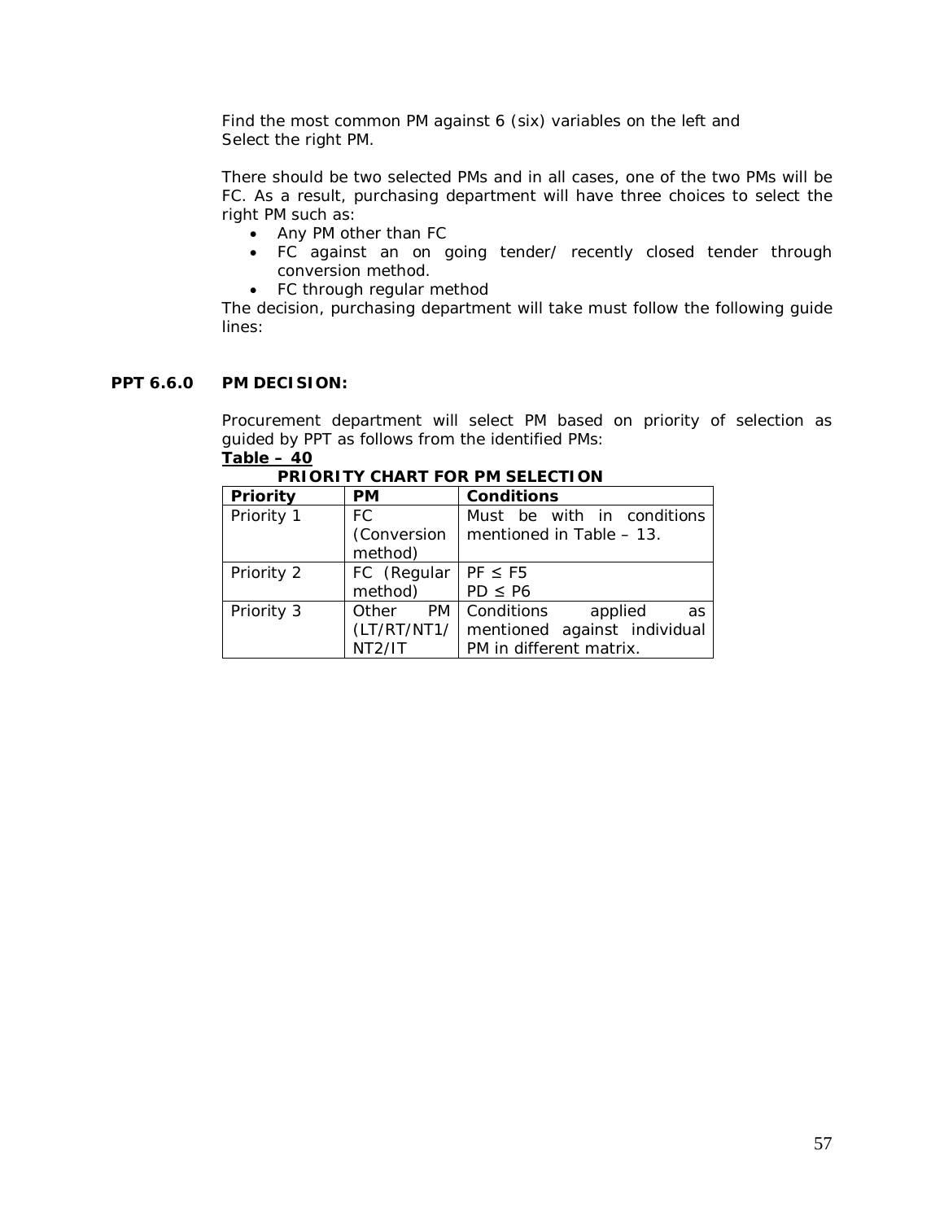Find the most common PM against 6 (six) variables on the left and Select the right PM.

There should be two selected PMs and in all cases, one of the two PMs will be FC. As a result, purchasing department will have three choices to select the right PM such as:

- Any PM other than FC
- FC against an on going tender/ recently closed tender through conversion method.
- FC through regular method

The decision, purchasing department will take must follow the following guide lines:

## PPT 6.6.0 PM DECISION:

Procurement department will select PM based on priority of selection as guided by PPT as follows from the identified PMs:

**<u>Table – 40</u>**

**PRIORITY CHART FOR PM SELECTION**

| Priority | PM | Conditions |
|---|---|---|
| Priority 1 | FC (Conversion method) | Must be with in conditions mentioned in Table – 13. |
| Priority 2 | FC (Regular method) | PF ≤ F5<br>PD ≤ P6 |
| Priority 3 | Other PM (LT/RT/NT1/NT2/IT | Conditions applied as mentioned against individual PM in different matrix. |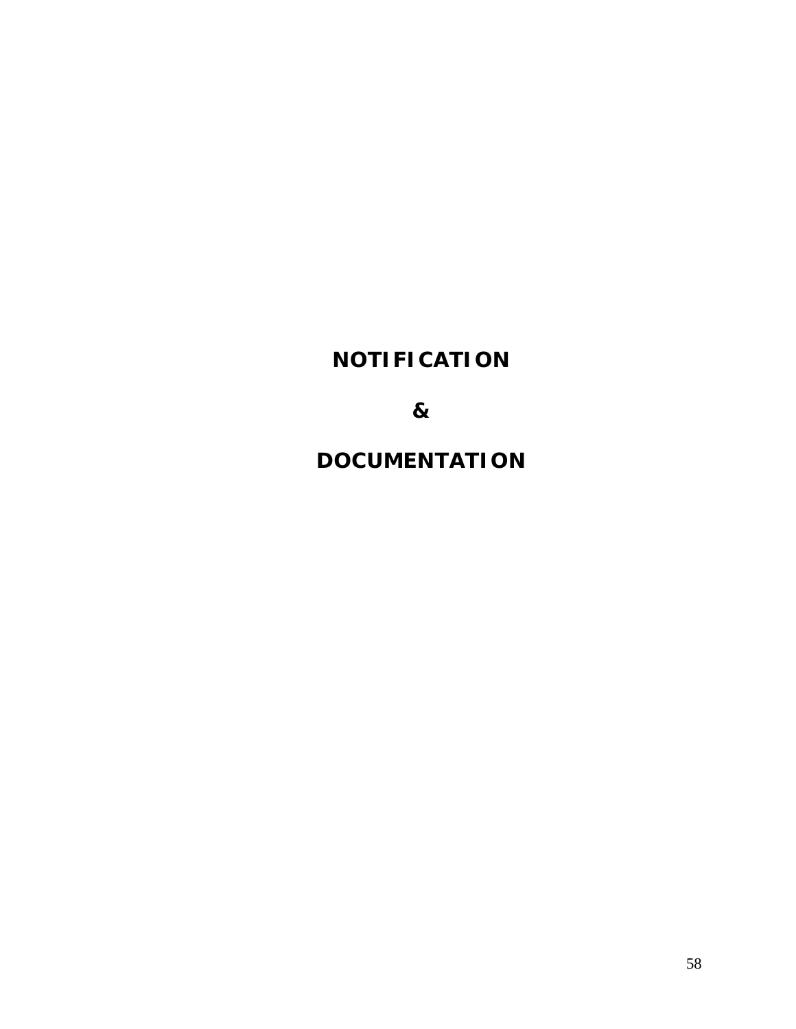# NOTIFICATION

# &

# DOCUMENTATION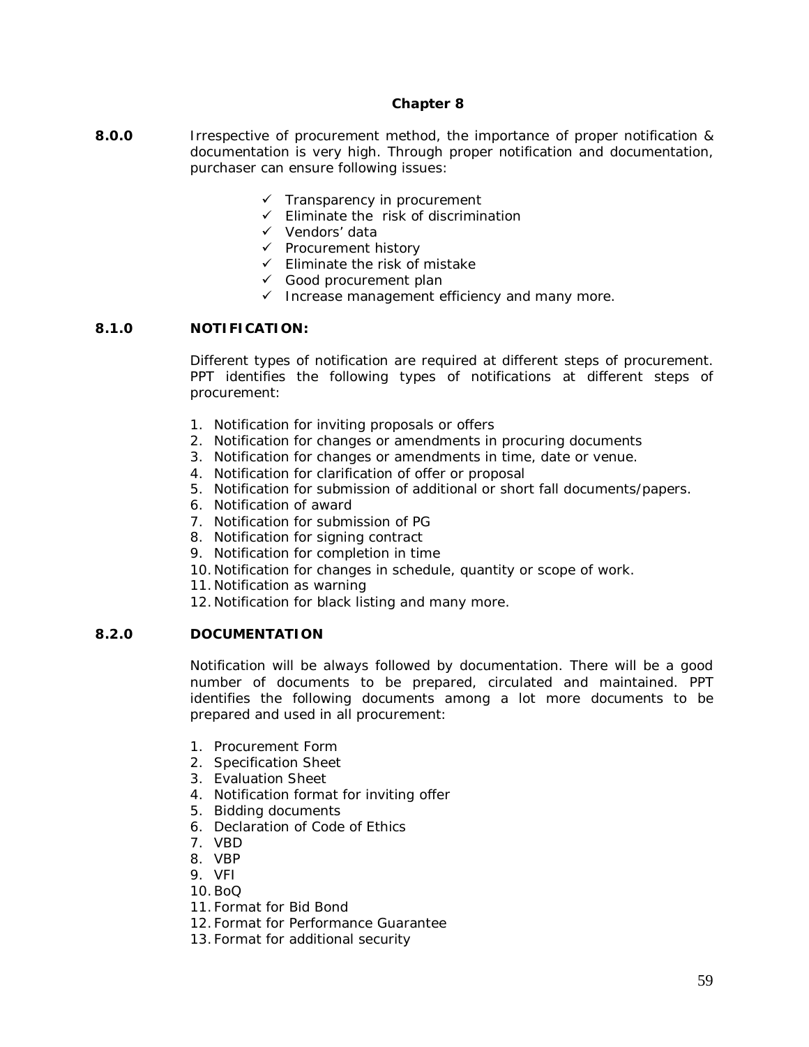## Chapter 8

**8.0.0** Irrespective of procurement method, the importance of proper notification & documentation is very high. Through proper notification and documentation, purchaser can ensure following issues:

- ✓ Transparency in procurement
- ✓ Eliminate the risk of discrimination
- ✓ Vendors' data
- ✓ Procurement history
- ✓ Eliminate the risk of mistake
- ✓ Good procurement plan
- ✓ Increase management efficiency and many more.

### 8.1.0 NOTIFICATION:

Different types of notification are required at different steps of procurement. PPT identifies the following types of notifications at different steps of procurement:

1. Notification for inviting proposals or offers
2. Notification for changes or amendments in procuring documents
3. Notification for changes or amendments in time, date or venue.
4. Notification for clarification of offer or proposal
5. Notification for submission of additional or short fall documents/papers.
6. Notification of award
7. Notification for submission of PG
8. Notification for signing contract
9. Notification for completion in time
10. Notification for changes in schedule, quantity or scope of work.
11. Notification as warning
12. Notification for black listing and many more.

### 8.2.0 DOCUMENTATION

Notification will be always followed by documentation. There will be a good number of documents to be prepared, circulated and maintained. PPT identifies the following documents among a lot more documents to be prepared and used in all procurement:

1. Procurement Form
2. Specification Sheet
3. Evaluation Sheet
4. Notification format for inviting offer
5. Bidding documents
6. Declaration of Code of Ethics
7. VBD
8. VBP
9. VFI
10. BoQ
11. Format for Bid Bond
12. Format for Performance Guarantee
13. Format for additional security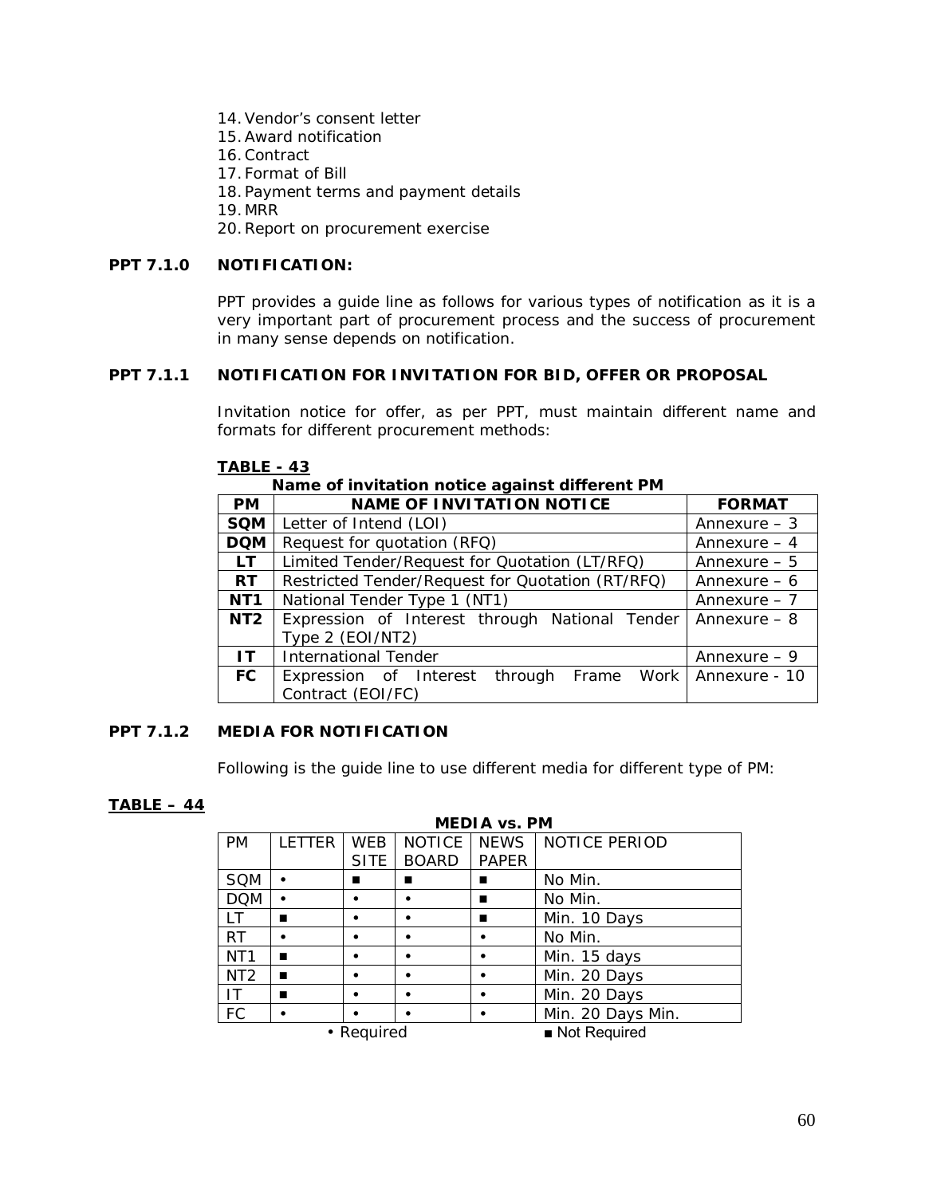14. Vendor's consent letter
15. Award notification
16. Contract
17. Format of Bill
18. Payment terms and payment details
19. MRR
20. Report on procurement exercise

**PPT 7.1.0 NOTIFICATION:**

PPT provides a guide line as follows for various types of notification as it is a very important part of procurement process and the success of procurement in many sense depends on notification.

**PPT 7.1.1 NOTIFICATION FOR INVITATION FOR BID, OFFER OR PROPOSAL**

Invitation notice for offer, as per PPT, must maintain different name and formats for different procurement methods:

**TABLE - 43**

**Name of invitation notice against different PM**

| PM | NAME OF INVITATION NOTICE | FORMAT |
|---|---|---|
| **SQM** | Letter of Intend (LOI) | Annexure – 3 |
| **DQM** | Request for quotation (RFQ) | Annexure – 4 |
| **LT** | Limited Tender/Request for Quotation (LT/RFQ) | Annexure – 5 |
| **RT** | Restricted Tender/Request for Quotation (RT/RFQ) | Annexure – 6 |
| **NT1** | National Tender Type 1 (NT1) | Annexure – 7 |
| **NT2** | Expression of Interest through National Tender Type 2 (EOI/NT2) | Annexure – 8 |
| **IT** | International Tender | Annexure – 9 |
| **FC** | Expression of Interest through Frame Work Contract (EOI/FC) | Annexure - 10 |

**PPT 7.1.2 MEDIA FOR NOTIFICATION**

Following is the guide line to use different media for different type of PM:

**TABLE – 44**

**MEDIA vs. PM**

| PM | LETTER | WEB SITE | NOTICE BOARD | NEWS PAPER | NOTICE PERIOD |
|---|---|---|---|---|---|
| SQM | • | ■ | ■ | ■ | No Min. |
| DQM | • | • | • | ■ | No Min. |
| LT | ■ | • | • | ■ | Min. 10 Days |
| RT | • | • | • | • | No Min. |
| NT1 | ■ | • | • | • | Min. 15 days |
| NT2 | ■ | • | • | • | Min. 20 Days |
| IT | ■ | • | • | • | Min. 20 Days |
| FC | • | • | • | • | Min. 20 Days Min. |

• Required ■ Not Required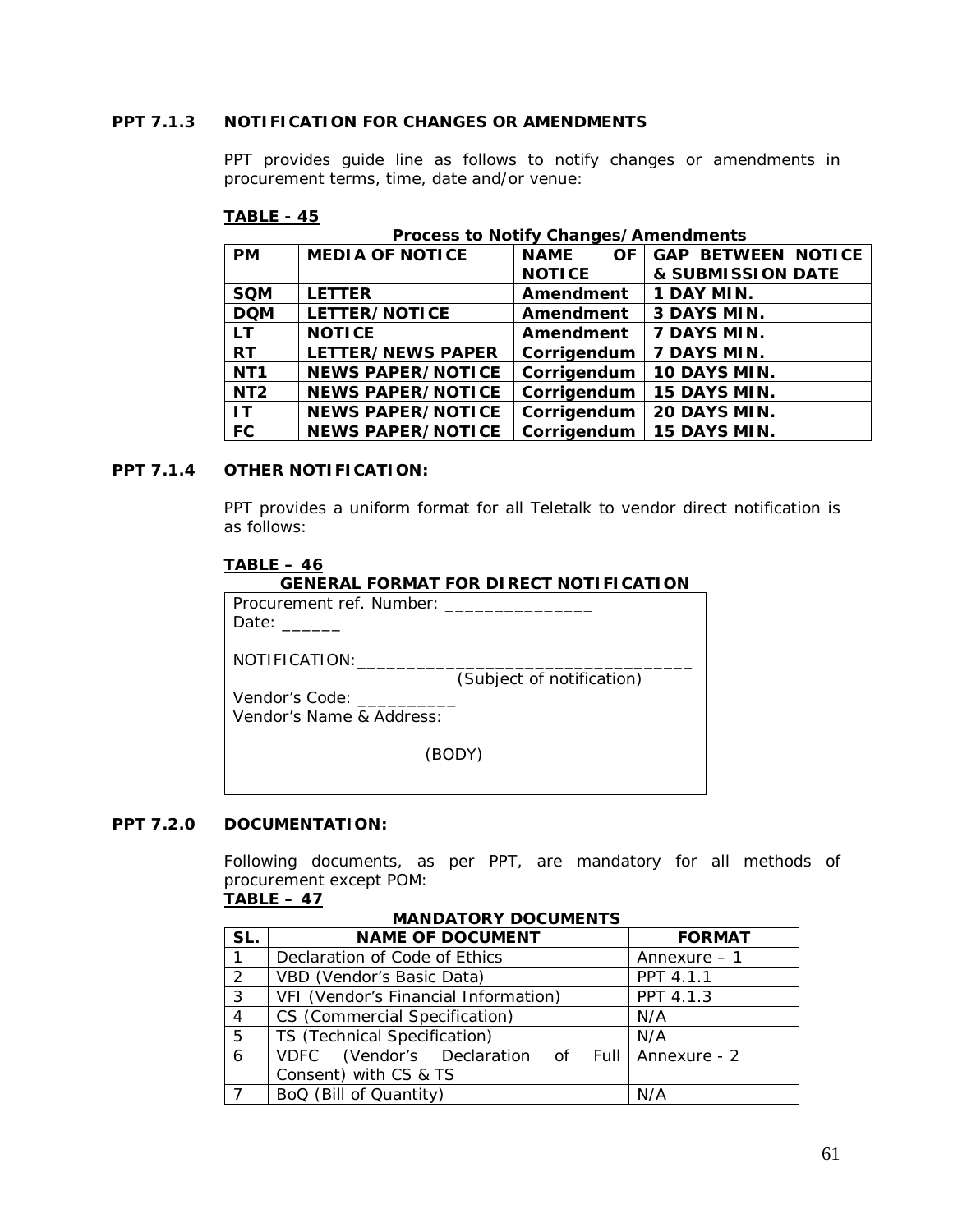### PPT 7.1.3 NOTIFICATION FOR CHANGES OR AMENDMENTS

PPT provides guide line as follows to notify changes or amendments in procurement terms, time, date and/or venue:

**TABLE - 45**

**Process to Notify Changes/Amendments**

| PM | MEDIA OF NOTICE | NAME OF NOTICE | GAP BETWEEN NOTICE & SUBMISSION DATE |
|---|---|---|---|
| SQM | LETTER | Amendment | 1 DAY MIN. |
| DQM | LETTER/NOTICE | Amendment | 3 DAYS MIN. |
| LT | NOTICE | Amendment | 7 DAYS MIN. |
| RT | LETTER/NEWS PAPER | Corrigendum | 7 DAYS MIN. |
| NT1 | NEWS PAPER/NOTICE | Corrigendum | 10 DAYS MIN. |
| NT2 | NEWS PAPER/NOTICE | Corrigendum | 15 DAYS MIN. |
| IT | NEWS PAPER/NOTICE | Corrigendum | 20 DAYS MIN. |
| FC | NEWS PAPER/NOTICE | Corrigendum | 15 DAYS MIN. |

### PPT 7.1.4 OTHER NOTIFICATION:

PPT provides a uniform format for all Teletalk to vendor direct notification is as follows:

**TABLE – 46**

**GENERAL FORMAT FOR DIRECT NOTIFICATION**

| |
|---|
| Procurement ref. Number: _______________<br>Date: ______<br><br>NOTIFICATION:___________________________________<br>(Subject of notification)<br>Vendor's Code: __________<br>Vendor's Name & Address:<br><br>(BODY) |

### PPT 7.2.0 DOCUMENTATION:

Following documents, as per PPT, are mandatory for all methods of procurement except POM:

**TABLE – 47**

**MANDATORY DOCUMENTS**

| SL. | NAME OF DOCUMENT | FORMAT |
|---|---|---|
| 1 | Declaration of Code of Ethics | Annexure – 1 |
| 2 | VBD (Vendor's Basic Data) | PPT 4.1.1 |
| 3 | VFI (Vendor's Financial Information) | PPT 4.1.3 |
| 4 | CS (Commercial Specification) | N/A |
| 5 | TS (Technical Specification) | N/A |
| 6 | VDFC (Vendor's Declaration of Full Consent) with CS & TS | Annexure - 2 |
| 7 | BoQ (Bill of Quantity) | N/A |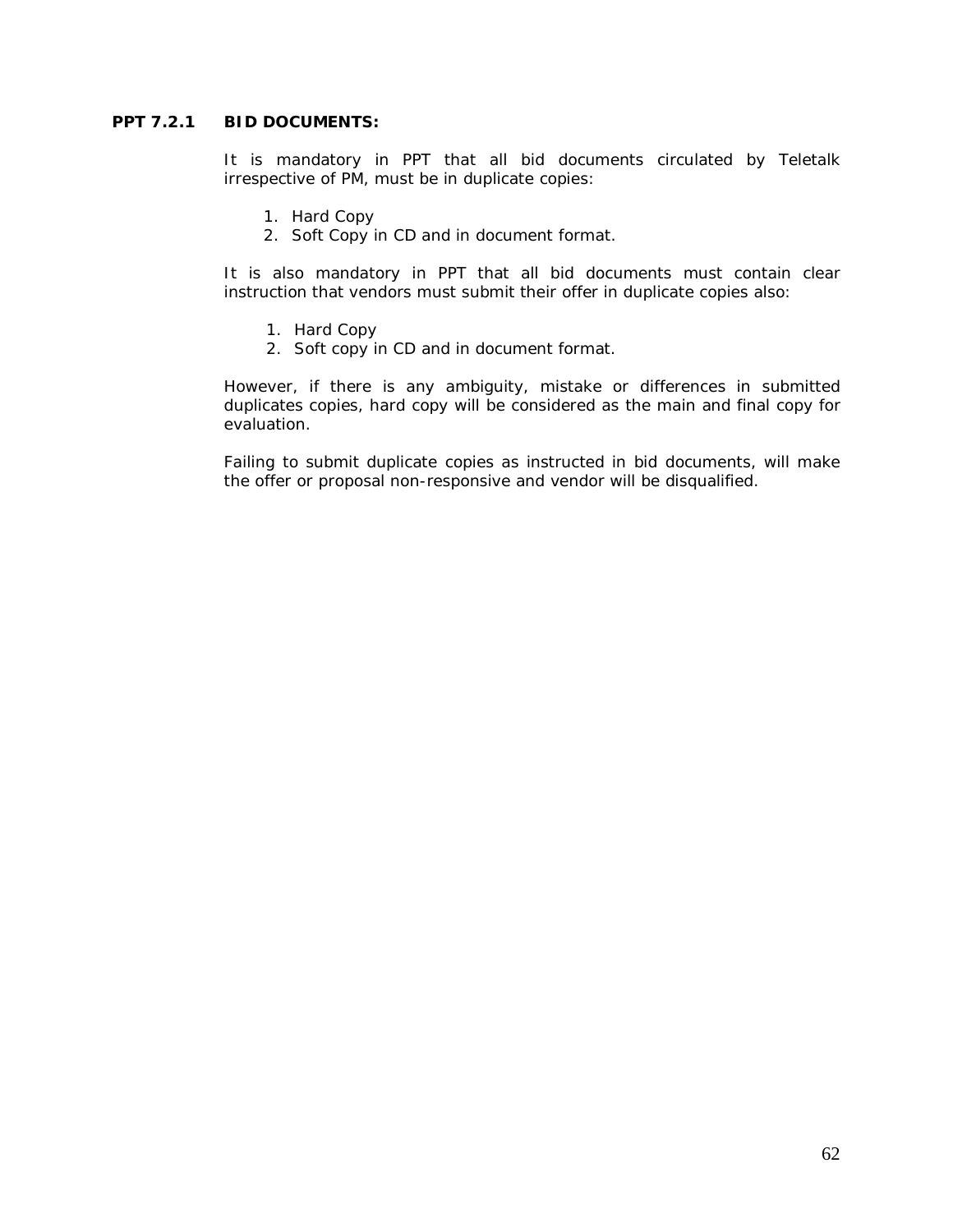### PPT 7.2.1 BID DOCUMENTS:

It is mandatory in PPT that all bid documents circulated by Teletalk irrespective of PM, must be in duplicate copies:

1. Hard Copy
2. Soft Copy in CD and in document format.

It is also mandatory in PPT that all bid documents must contain clear instruction that vendors must submit their offer in duplicate copies also:

1. Hard Copy
2. Soft copy in CD and in document format.

However, if there is any ambiguity, mistake or differences in submitted duplicates copies, hard copy will be considered as the main and final copy for evaluation.

Failing to submit duplicate copies as instructed in bid documents, will make the offer or proposal non-responsive and vendor will be disqualified.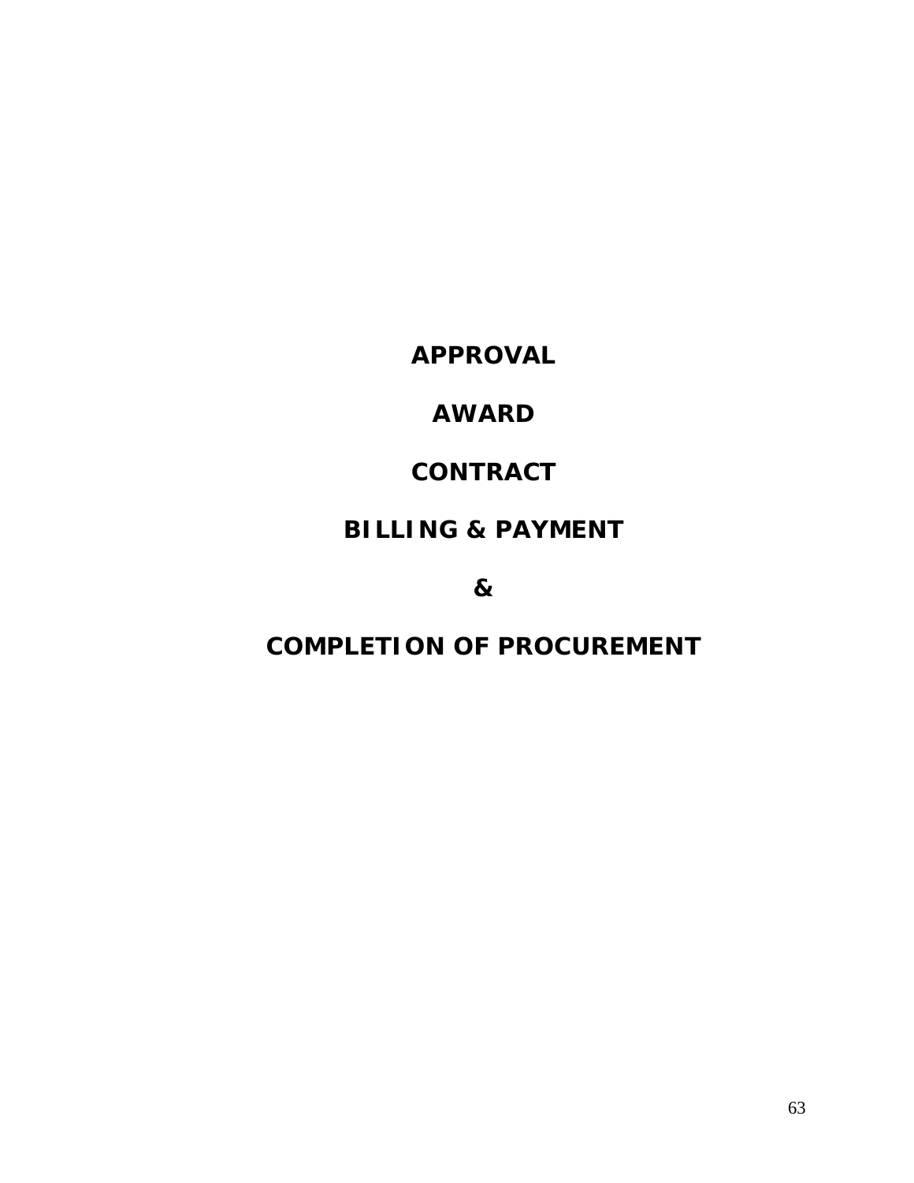# APPROVAL

# AWARD

# CONTRACT

# BILLING & PAYMENT

# &

# COMPLETION OF PROCUREMENT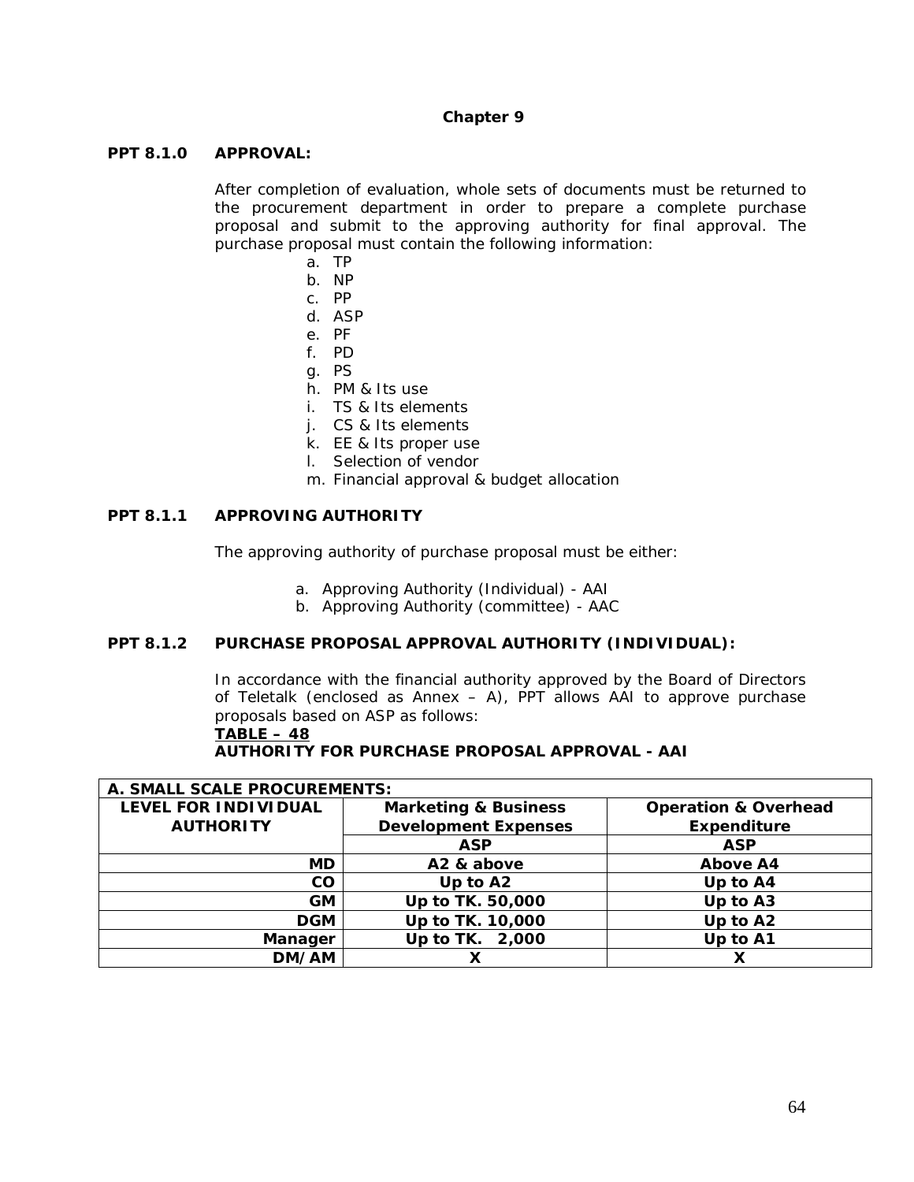## Chapter 9

### PPT 8.1.0 APPROVAL:

After completion of evaluation, whole sets of documents must be returned to the procurement department in order to prepare a complete purchase proposal and submit to the approving authority for final approval. The purchase proposal must contain the following information:

a. TP
b. NP
c. PP
d. ASP
e. PF
f. PD
g. PS
h. PM & Its use
i. TS & Its elements
j. CS & Its elements
k. EE & Its proper use
l. Selection of vendor
m. Financial approval & budget allocation

### PPT 8.1.1 APPROVING AUTHORITY

The approving authority of purchase proposal must be either:

a. Approving Authority (Individual) - AAI
b. Approving Authority (committee) - AAC

### PPT 8.1.2 PURCHASE PROPOSAL APPROVAL AUTHORITY (INDIVIDUAL):

In accordance with the financial authority approved by the Board of Directors of Teletalk (enclosed as Annex – A), PPT allows AAI to approve purchase proposals based on ASP as follows:

**TABLE – 48**

**AUTHORITY FOR PURCHASE PROPOSAL APPROVAL - AAI**

| A. SMALL SCALE PROCUREMENTS: | | |
|---|---|---|
| **LEVEL FOR INDIVIDUAL AUTHORITY** | **Marketing & Business Development Expenses** | **Operation & Overhead Expenditure** |
| | **ASP** | **ASP** |
| **MD** | **A2 & above** | **Above A4** |
| **CO** | **Up to A2** | **Up to A4** |
| **GM** | **Up to TK. 50,000** | **Up to A3** |
| **DGM** | **Up to TK. 10,000** | **Up to A2** |
| **Manager** | **Up to TK. 2,000** | **Up to A1** |
| **DM/AM** | **X** | **X** |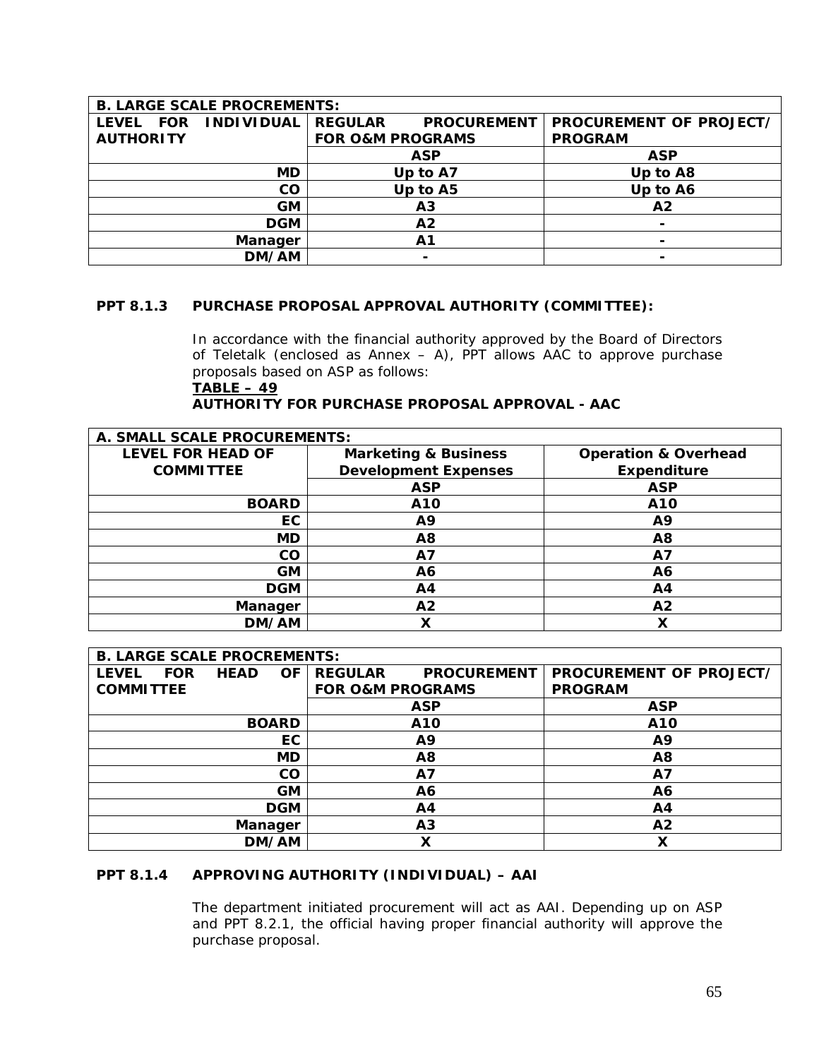| B. LARGE SCALE PROCREMENTS: | | |
|---|---|---|
| **LEVEL FOR INDIVIDUAL AUTHORITY** | **REGULAR PROCUREMENT FOR O&M PROGRAMS** | **PROCUREMENT OF PROJECT/ PROGRAM** |
| | **ASP** | **ASP** |
| **MD** | **Up to A7** | **Up to A8** |
| **CO** | **Up to A5** | **Up to A6** |
| **GM** | **A3** | **A2** |
| **DGM** | **A2** | **-** |
| **Manager** | **A1** | **-** |
| **DM/AM** | **-** | **-** |

### PPT 8.1.3 PURCHASE PROPOSAL APPROVAL AUTHORITY (COMMITTEE):

In accordance with the financial authority approved by the Board of Directors of Teletalk (enclosed as Annex – A), PPT allows AAC to approve purchase proposals based on ASP as follows:

**TABLE – 49**

**AUTHORITY FOR PURCHASE PROPOSAL APPROVAL - AAC**

| A. SMALL SCALE PROCUREMENTS: | | |
|---|---|---|
| **LEVEL FOR HEAD OF COMMITTEE** | **Marketing & Business Development Expenses** | **Operation & Overhead Expenditure** |
| | **ASP** | **ASP** |
| **BOARD** | **A10** | **A10** |
| **EC** | **A9** | **A9** |
| **MD** | **A8** | **A8** |
| **CO** | **A7** | **A7** |
| **GM** | **A6** | **A6** |
| **DGM** | **A4** | **A4** |
| **Manager** | **A2** | **A2** |
| **DM/AM** | **X** | **X** |

| B. LARGE SCALE PROCREMENTS: | | |
|---|---|---|
| **LEVEL FOR HEAD OF COMMITTEE** | **REGULAR PROCUREMENT FOR O&M PROGRAMS** | **PROCUREMENT OF PROJECT/ PROGRAM** |
| | **ASP** | **ASP** |
| **BOARD** | **A10** | **A10** |
| **EC** | **A9** | **A9** |
| **MD** | **A8** | **A8** |
| **CO** | **A7** | **A7** |
| **GM** | **A6** | **A6** |
| **DGM** | **A4** | **A4** |
| **Manager** | **A3** | **A2** |
| **DM/AM** | **X** | **X** |

### PPT 8.1.4 APPROVING AUTHORITY (INDIVIDUAL) – AAI

The department initiated procurement will act as AAI. Depending up on ASP and PPT 8.2.1, the official having proper financial authority will approve the purchase proposal.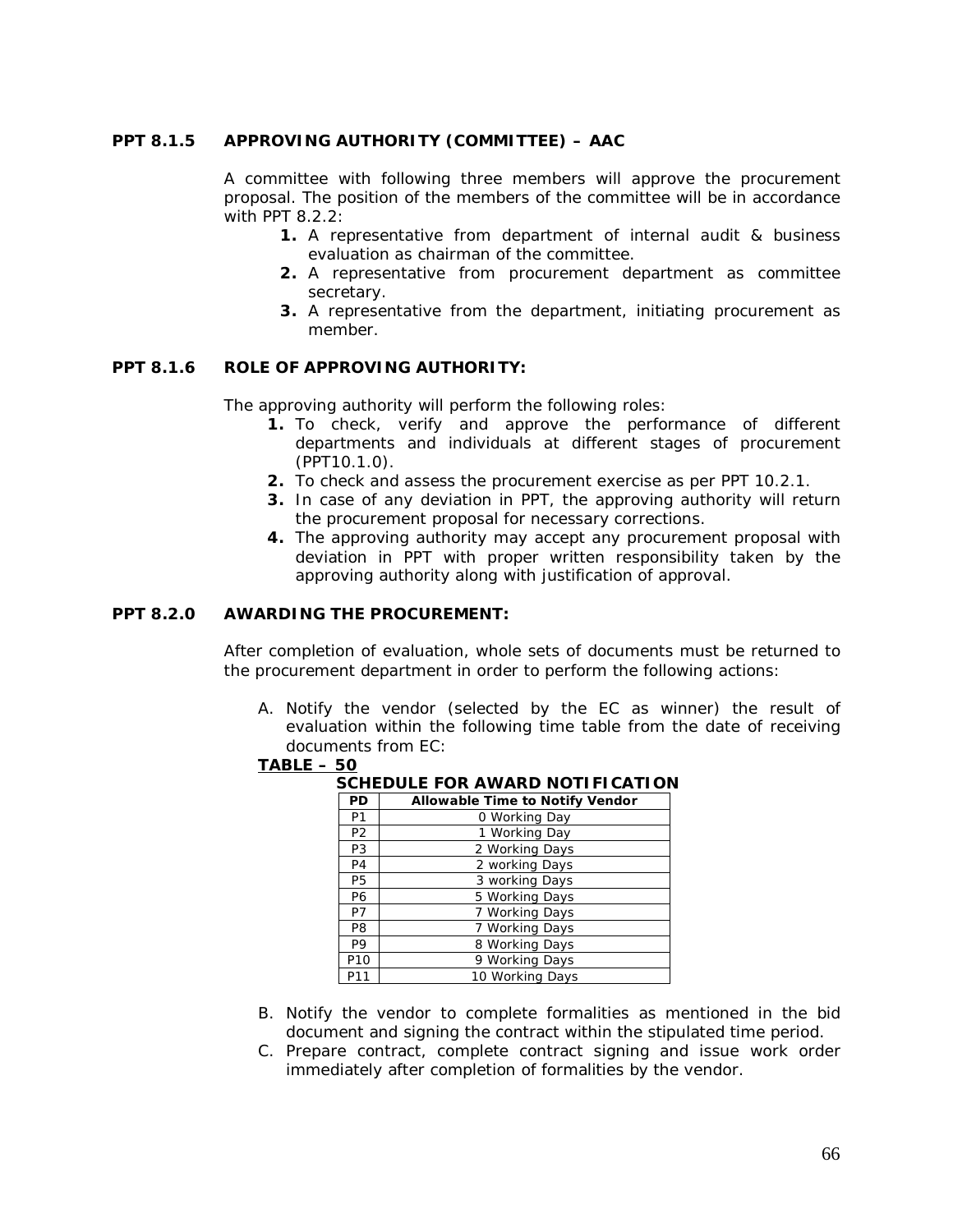### PPT 8.1.5 APPROVING AUTHORITY (COMMITTEE) – AAC

A committee with following three members will approve the procurement proposal. The position of the members of the committee will be in accordance with PPT 8.2.2:

1. A representative from department of internal audit & business evaluation as chairman of the committee.
2. A representative from procurement department as committee secretary.
3. A representative from the department, initiating procurement as member.

### PPT 8.1.6 ROLE OF APPROVING AUTHORITY:

The approving authority will perform the following roles:

1. To check, verify and approve the performance of different departments and individuals at different stages of procurement (PPT10.1.0).
2. To check and assess the procurement exercise as per PPT 10.2.1.
3. In case of any deviation in PPT, the approving authority will return the procurement proposal for necessary corrections.
4. The approving authority may accept any procurement proposal with deviation in PPT with proper written responsibility taken by the approving authority along with justification of approval.

### PPT 8.2.0 AWARDING THE PROCUREMENT:

After completion of evaluation, whole sets of documents must be returned to the procurement department in order to perform the following actions:

A. Notify the vendor (selected by the EC as winner) the result of evaluation within the following time table from the date of receiving documents from EC:

**TABLE – 50**

**SCHEDULE FOR AWARD NOTIFICATION**

| PD | Allowable Time to Notify Vendor |
|---|---|
| P1 | 0 Working Day |
| P2 | 1 Working Day |
| P3 | 2 Working Days |
| P4 | 2 working Days |
| P5 | 3 working Days |
| P6 | 5 Working Days |
| P7 | 7 Working Days |
| P8 | 7 Working Days |
| P9 | 8 Working Days |
| P10 | 9 Working Days |
| P11 | 10 Working Days |

B. Notify the vendor to complete formalities as mentioned in the bid document and signing the contract within the stipulated time period.

C. Prepare contract, complete contract signing and issue work order immediately after completion of formalities by the vendor.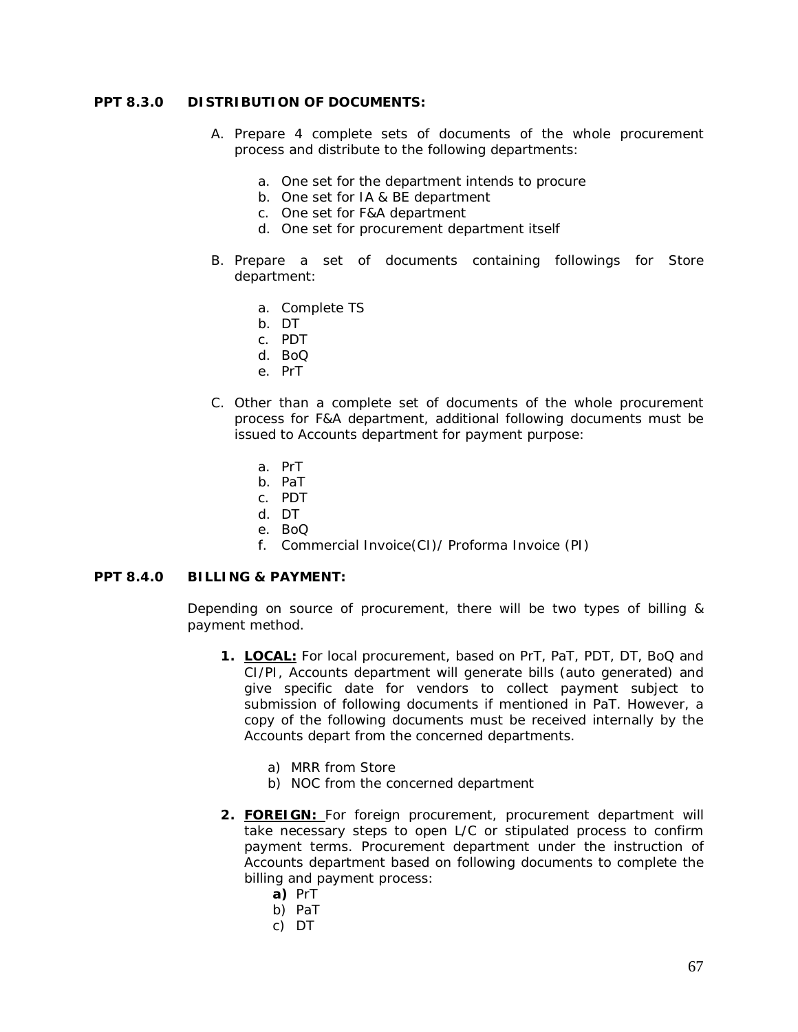### PPT 8.3.0 DISTRIBUTION OF DOCUMENTS:

A. Prepare 4 complete sets of documents of the whole procurement process and distribute to the following departments:

   a. One set for the department intends to procure
   b. One set for IA & BE department
   c. One set for F&A department
   d. One set for procurement department itself

B. Prepare a set of documents containing followings for Store department:

   a. Complete TS
   b. DT
   c. PDT
   d. BoQ
   e. PrT

C. Other than a complete set of documents of the whole procurement process for F&A department, additional following documents must be issued to Accounts department for payment purpose:

   a. PrT
   b. PaT
   c. PDT
   d. DT
   e. BoQ
   f. Commercial Invoice(CI)/ Proforma Invoice (PI)

### PPT 8.4.0 BILLING & PAYMENT:

Depending on source of procurement, there will be two types of billing & payment method.

1. **LOCAL:** For local procurement, based on PrT, PaT, PDT, DT, BoQ and CI/PI, Accounts department will generate bills (auto generated) and give specific date for vendors to collect payment subject to submission of following documents if mentioned in PaT. However, a copy of the following documents must be received internally by the Accounts depart from the concerned departments.

   a) MRR from Store
   b) NOC from the concerned department

2. **FOREIGN:** For foreign procurement, procurement department will take necessary steps to open L/C or stipulated process to confirm payment terms. Procurement department under the instruction of Accounts department based on following documents to complete the billing and payment process:

   **a)** PrT
   b) PaT
   c) DT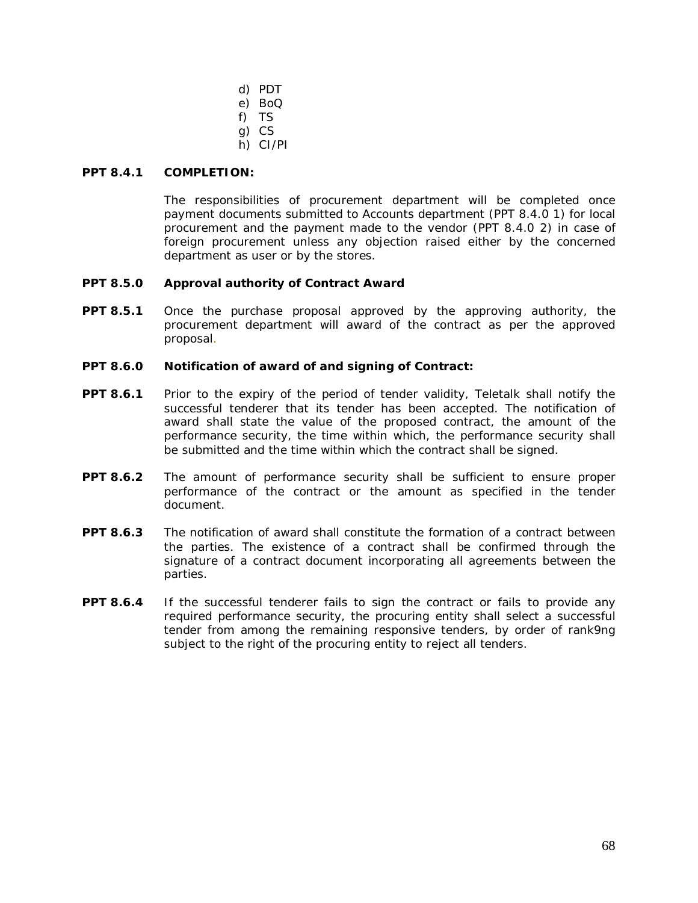d) PDT
e) BoQ
f) TS
g) CS
h) CI/PI

**PPT 8.4.1 COMPLETION:**

The responsibilities of procurement department will be completed once payment documents submitted to Accounts department (PPT 8.4.0 1) for local procurement and the payment made to the vendor (PPT 8.4.0 2) in case of foreign procurement unless any objection raised either by the concerned department as user or by the stores.

**PPT 8.5.0 Approval authority of Contract Award**

**PPT 8.5.1** Once the purchase proposal approved by the approving authority, the procurement department will award of the contract as per the approved proposal.

**PPT 8.6.0 Notification of award of and signing of Contract:**

**PPT 8.6.1** Prior to the expiry of the period of tender validity, Teletalk shall notify the successful tenderer that its tender has been accepted. The notification of award shall state the value of the proposed contract, the amount of the performance security, the time within which, the performance security shall be submitted and the time within which the contract shall be signed.

**PPT 8.6.2** The amount of performance security shall be sufficient to ensure proper performance of the contract or the amount as specified in the tender document.

**PPT 8.6.3** The notification of award shall constitute the formation of a contract between the parties. The existence of a contract shall be confirmed through the signature of a contract document incorporating all agreements between the parties.

**PPT 8.6.4** If the successful tenderer fails to sign the contract or fails to provide any required performance security, the procuring entity shall select a successful tender from among the remaining responsive tenders, by order of rank9ng subject to the right of the procuring entity to reject all tenders.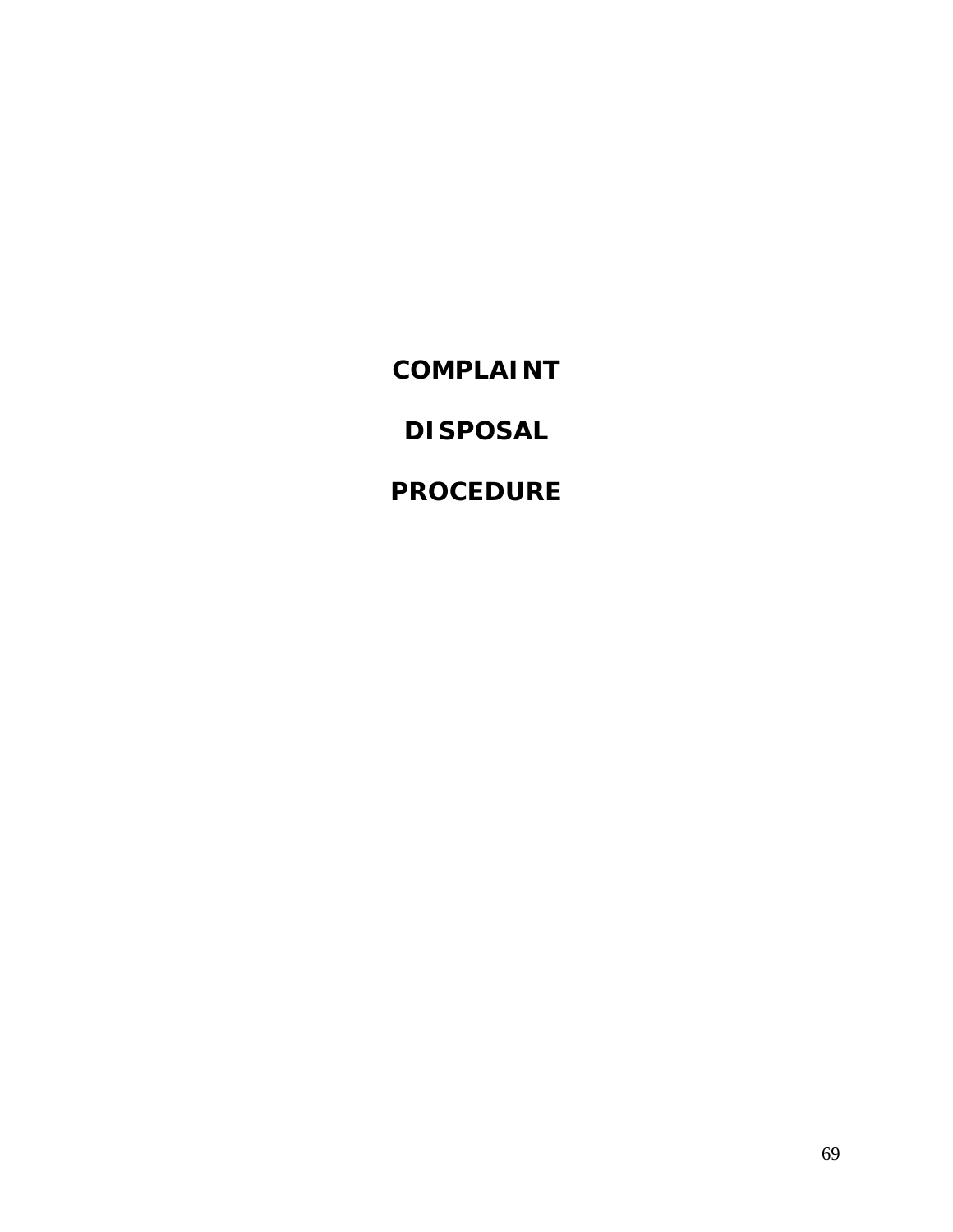# COMPLAINT

# DISPOSAL

# PROCEDURE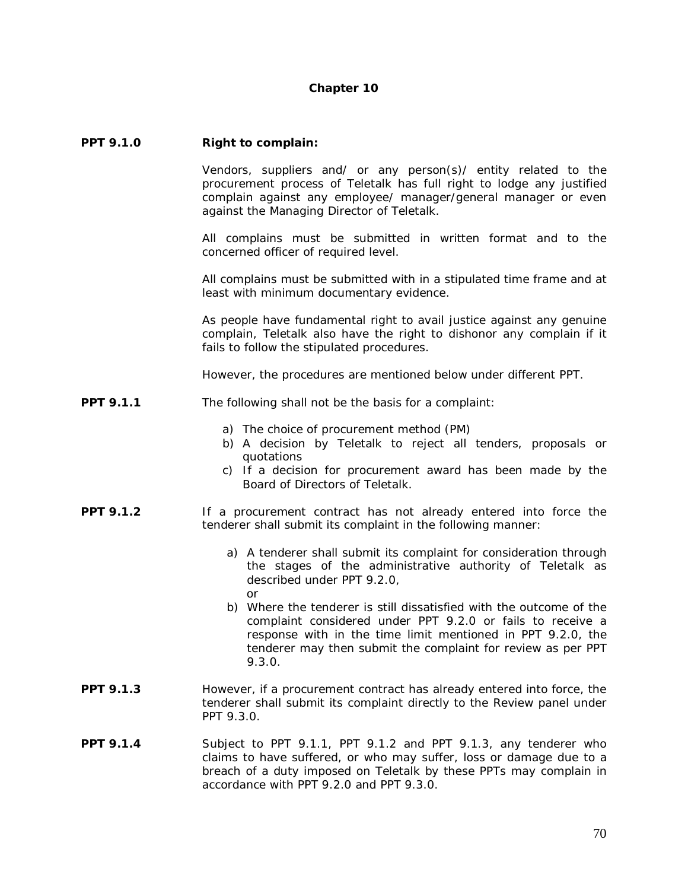# Chapter 10

**PPT 9.1.0 Right to complain:**

Vendors, suppliers and/ or any person(s)/ entity related to the procurement process of Teletalk has full right to lodge any justified complain against any employee/ manager/general manager or even against the Managing Director of Teletalk.

All complains must be submitted in written format and to the concerned officer of required level.

All complains must be submitted with in a stipulated time frame and at least with minimum documentary evidence.

As people have fundamental right to avail justice against any genuine complain, Teletalk also have the right to dishonor any complain if it fails to follow the stipulated procedures.

However, the procedures are mentioned below under different PPT.

**PPT 9.1.1** The following shall not be the basis for a complaint:

a) The choice of procurement method (PM)
b) A decision by Teletalk to reject all tenders, proposals or quotations
c) If a decision for procurement award has been made by the Board of Directors of Teletalk.

**PPT 9.1.2** If a procurement contract has not already entered into force the tenderer shall submit its complaint in the following manner:

a) A tenderer shall submit its complaint for consideration through the stages of the administrative authority of Teletalk as described under PPT 9.2.0,
or
b) Where the tenderer is still dissatisfied with the outcome of the complaint considered under PPT 9.2.0 or fails to receive a response with in the time limit mentioned in PPT 9.2.0, the tenderer may then submit the complaint for review as per PPT 9.3.0.

**PPT 9.1.3** However, if a procurement contract has already entered into force, the tenderer shall submit its complaint directly to the Review panel under PPT 9.3.0.

**PPT 9.1.4** Subject to PPT 9.1.1, PPT 9.1.2 and PPT 9.1.3, any tenderer who claims to have suffered, or who may suffer, loss or damage due to a breach of a duty imposed on Teletalk by these PPTs may complain in accordance with PPT 9.2.0 and PPT 9.3.0.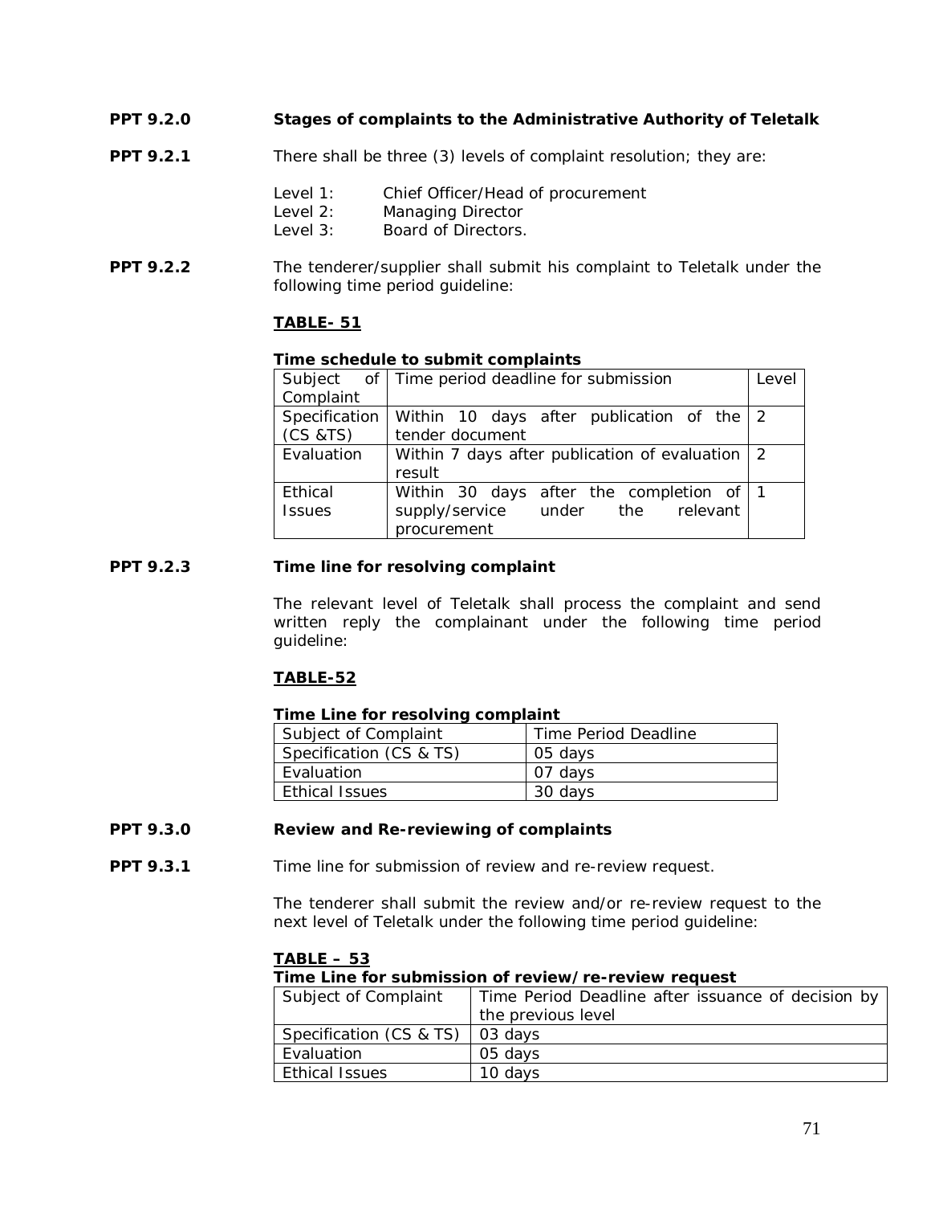**PPT 9.2.0 Stages of complaints to the Administrative Authority of Teletalk**

**PPT 9.2.1** There shall be three (3) levels of complaint resolution; they are:

Level 1: Chief Officer/Head of procurement
Level 2: Managing Director
Level 3: Board of Directors.

**PPT 9.2.2** The tenderer/supplier shall submit his complaint to Teletalk under the following time period guideline:

**TABLE- 51**

**Time schedule to submit complaints**

| Subject of Complaint | Time period deadline for submission | Level |
|---|---|---|
| Specification (CS &TS) | Within 10 days after publication of the tender document | 2 |
| Evaluation | Within 7 days after publication of evaluation result | 2 |
| Ethical Issues | Within 30 days after the completion of supply/service under the relevant procurement | 1 |

**PPT 9.2.3 Time line for resolving complaint**

The relevant level of Teletalk shall process the complaint and send written reply the complainant under the following time period guideline:

**TABLE-52**

**Time Line for resolving complaint**

| Subject of Complaint | Time Period Deadline |
|---|---|
| Specification (CS & TS) | 05 days |
| Evaluation | 07 days |
| Ethical Issues | 30 days |

**PPT 9.3.0 Review and Re-reviewing of complaints**

**PPT 9.3.1** Time line for submission of review and re-review request.

The tenderer shall submit the review and/or re-review request to the next level of Teletalk under the following time period guideline:

**TABLE – 53**

**Time Line for submission of review/re-review request**

| Subject of Complaint | Time Period Deadline after issuance of decision by the previous level |
|---|---|
| Specification (CS & TS) | 03 days |
| Evaluation | 05 days |
| Ethical Issues | 10 days |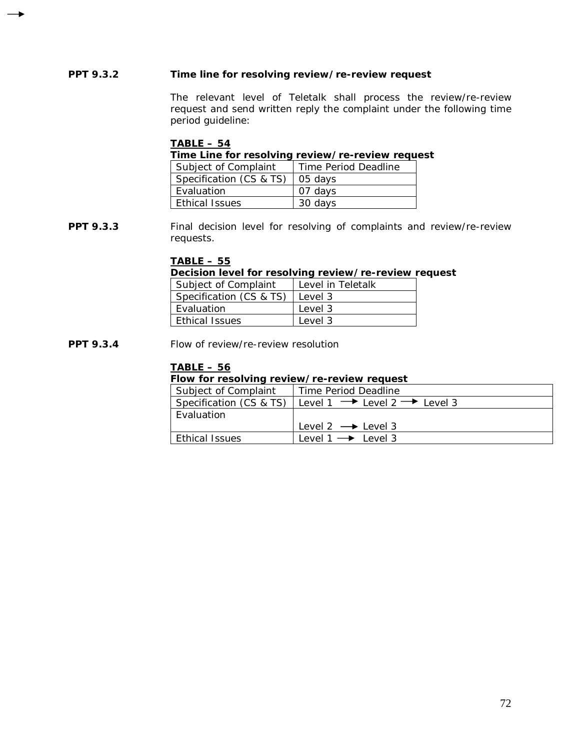**PPT 9.3.2** **Time line for resolving review/re-review request**

The relevant level of Teletalk shall process the review/re-review request and send written reply the complaint under the following time period guideline:

**TABLE – 54**

**Time Line for resolving review/re-review request**

| Subject of Complaint | Time Period Deadline |
|---|---|
| Specification (CS & TS) | 05 days |
| Evaluation | 07 days |
| Ethical Issues | 30 days |

**PPT 9.3.3** Final decision level for resolving of complaints and review/re-review requests.

**TABLE – 55**

**Decision level for resolving review/re-review request**

| Subject of Complaint | Level in Teletalk |
|---|---|
| Specification (CS & TS) | Level 3 |
| Evaluation | Level 3 |
| Ethical Issues | Level 3 |

**PPT 9.3.4** Flow of review/re-review resolution

**TABLE – 56**

**Flow for resolving review/re-review request**

| Subject of Complaint | Time Period Deadline |
|---|---|
| Specification (CS & TS) | Level 1 → Level 2 → Level 3 |
| Evaluation | Level 2 → Level 3 |
| Ethical Issues | Level 1 → Level 3 |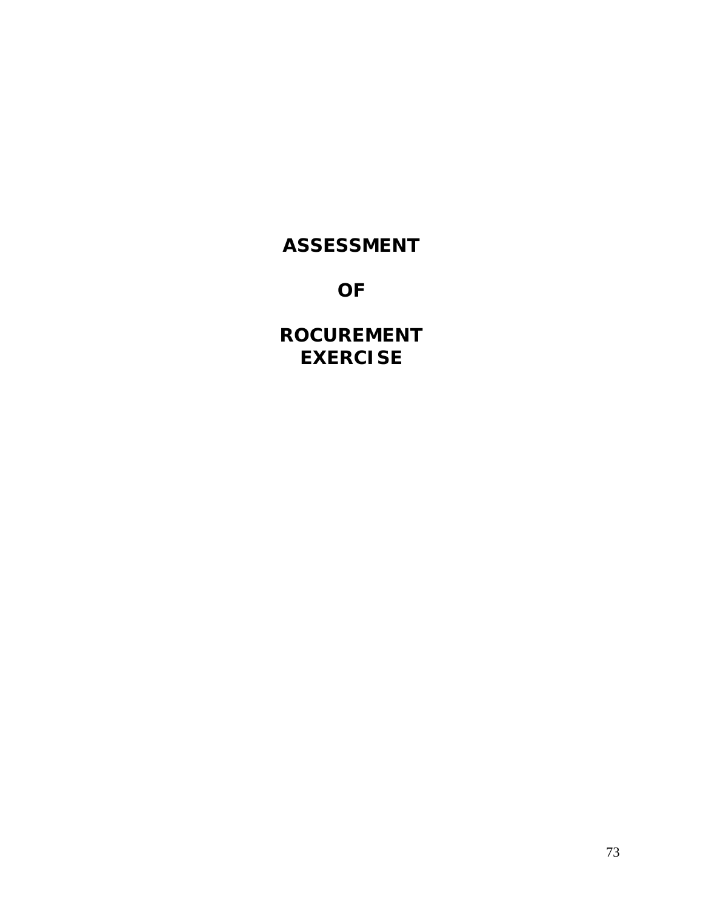# ASSESSMENT

# OF

# ROCUREMENT EXERCISE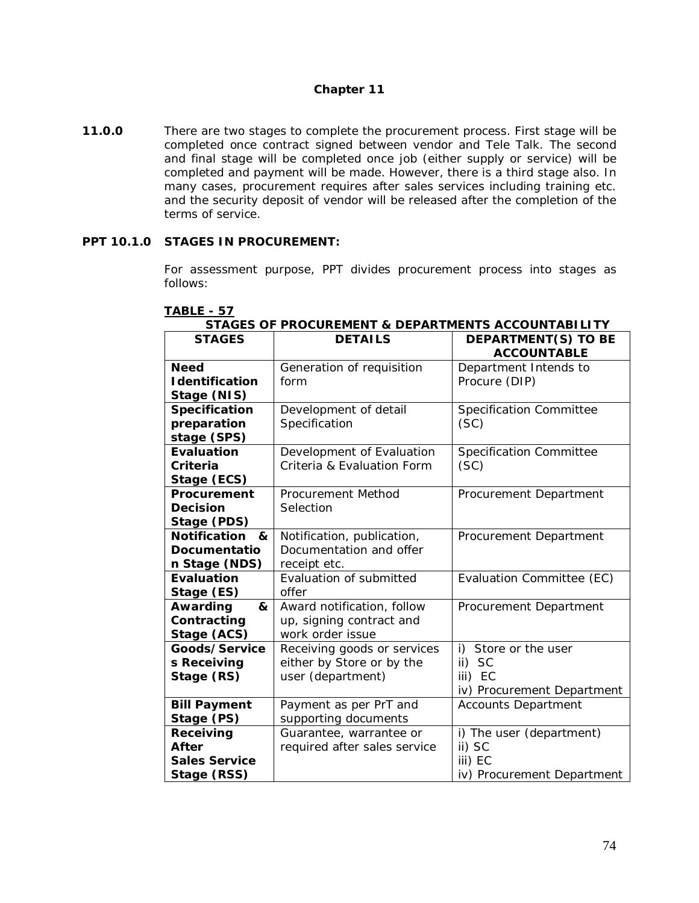# Chapter 11

**11.0.0** There are two stages to complete the procurement process. First stage will be completed once contract signed between vendor and Tele Talk. The second and final stage will be completed once job (either supply or service) will be completed and payment will be made. However, there is a third stage also. In many cases, procurement requires after sales services including training etc. and the security deposit of vendor will be released after the completion of the terms of service.

## PPT 10.1.0 STAGES IN PROCUREMENT:

For assessment purpose, PPT divides procurement process into stages as follows:

**TABLE - 57**

**STAGES OF PROCUREMENT & DEPARTMENTS ACCOUNTABILITY**

| STAGES | DETAILS | DEPARTMENT(S) TO BE ACCOUNTABLE |
|---|---|---|
| **Need Identification Stage (NIS)** | Generation of requisition form | Department Intends to Procure (DIP) |
| **Specification preparation stage (SPS)** | Development of detail Specification | Specification Committee (SC) |
| **Evaluation Criteria Stage (ECS)** | Development of Evaluation Criteria & Evaluation Form | Specification Committee (SC) |
| **Procurement Decision Stage (PDS)** | Procurement Method Selection | Procurement Department |
| **Notification & Documentation Stage (NDS)** | Notification, publication, Documentation and offer receipt etc. | Procurement Department |
| **Evaluation Stage (ES)** | Evaluation of submitted offer | Evaluation Committee (EC) |
| **Awarding & Contracting Stage (ACS)** | Award notification, follow up, signing contract and work order issue | Procurement Department |
| **Goods/Services Receiving Stage (RS)** | Receiving goods or services either by Store or by the user (department) | i) Store or the user<br>ii) SC<br>iii) EC<br>iv) Procurement Department |
| **Bill Payment Stage (PS)** | Payment as per PrT and supporting documents | Accounts Department |
| **Receiving After Sales Service Stage (RSS)** | Guarantee, warrantee or required after sales service | i) The user (department)<br>ii) SC<br>iii) EC<br>iv) Procurement Department |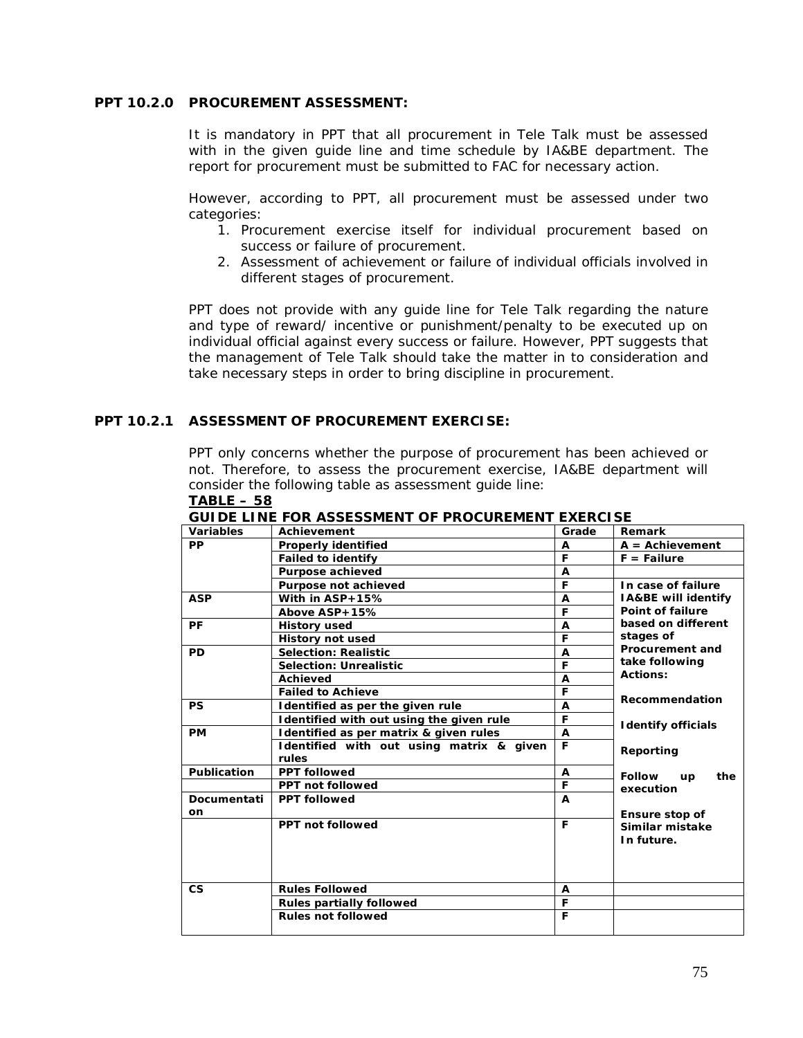### PPT 10.2.0 PROCUREMENT ASSESSMENT:

It is mandatory in PPT that all procurement in Tele Talk must be assessed with in the given guide line and time schedule by IA&BE department. The report for procurement must be submitted to FAC for necessary action.

However, according to PPT, all procurement must be assessed under two categories:

1. Procurement exercise itself for individual procurement based on success or failure of procurement.
2. Assessment of achievement or failure of individual officials involved in different stages of procurement.

PPT does not provide with any guide line for Tele Talk regarding the nature and type of reward/ incentive or punishment/penalty to be executed up on individual official against every success or failure. However, PPT suggests that the management of Tele Talk should take the matter in to consideration and take necessary steps in order to bring discipline in procurement.

### PPT 10.2.1 ASSESSMENT OF PROCUREMENT EXERCISE:

PPT only concerns whether the purpose of procurement has been achieved or not. Therefore, to assess the procurement exercise, IA&BE department will consider the following table as assessment guide line:

**TABLE – 58**

**GUIDE LINE FOR ASSESSMENT OF PROCUREMENT EXERCISE**

| Variables | Achievement | Grade | Remark |
|---|---|---|---|
| PP | Properly identified | A | A = Achievement |
| | Failed to identify | F | F = Failure |
| | Purpose achieved | A | |
| | Purpose not achieved | F | In case of failure IA&BE will identify Point of failure based on different stages of Procurement and take following Actions: Recommendation; Identify officials; Reporting; Follow up the execution; Ensure stop of Similar mistake In future. |
| ASP | With in ASP+15% | A | |
| | Above ASP+15% | F | |
| PF | History used | A | |
| | History not used | F | |
| PD | Selection: Realistic | A | |
| | Selection: Unrealistic | F | |
| | Achieved | A | |
| | Failed to Achieve | F | |
| PS | Identified as per the given rule | A | |
| | Identified with out using the given rule | F | |
| PM | Identified as per matrix & given rules | A | |
| | Identified with out using matrix & given rules | F | |
| Publication | PPT followed | A | |
| | PPT not followed | F | |
| Documentation | PPT followed | A | |
| | PPT not followed | F | |
| CS | Rules Followed | A | |
| | Rules partially followed | F | |
| | Rules not followed | F | |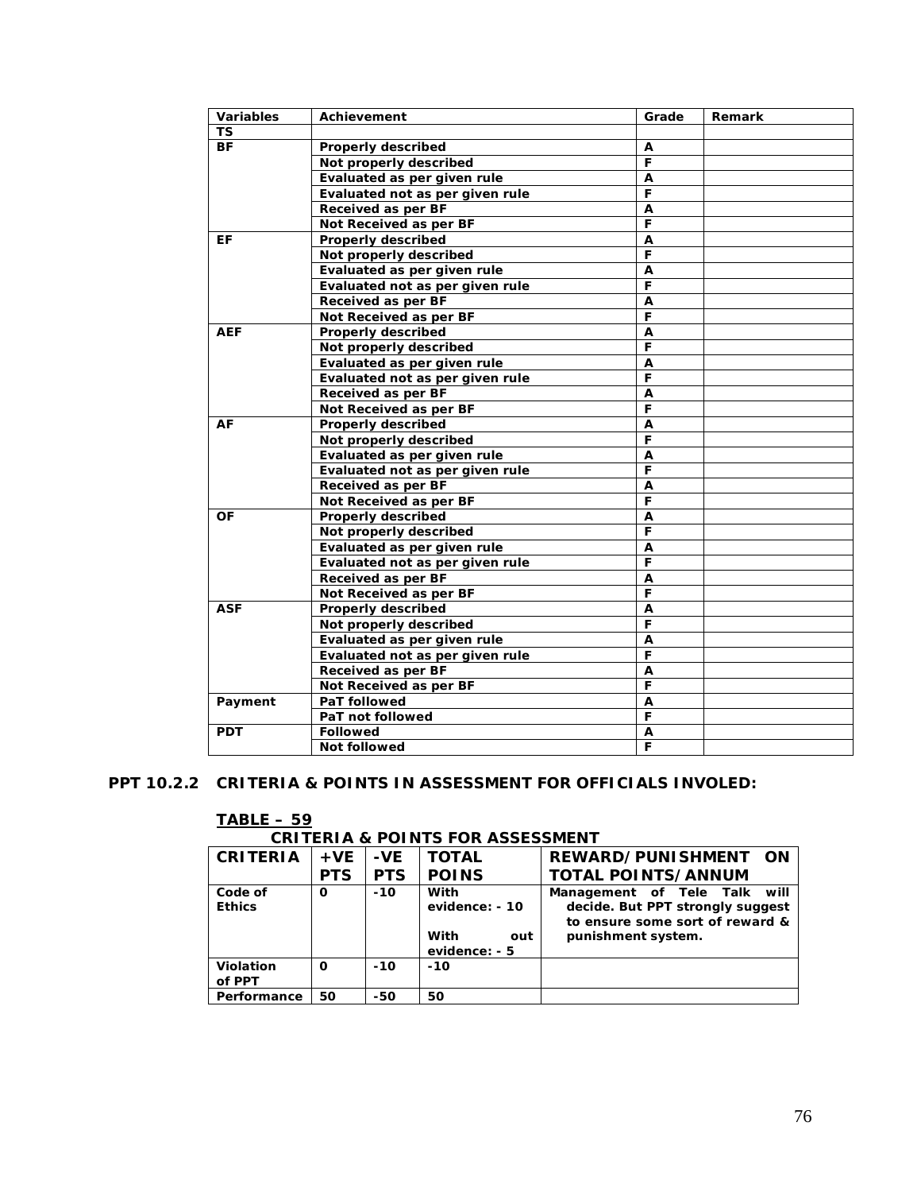| Variables | Achievement | Grade | Remark |
|---|---|---|---|
| **TS** | | | |
| **BF** | **Properly described** | **A** | |
| | **Not properly described** | **F** | |
| | **Evaluated as per given rule** | **A** | |
| | **Evaluated not as per given rule** | **F** | |
| | **Received as per BF** | **A** | |
| | **Not Received as per BF** | **F** | |
| **EF** | **Properly described** | **A** | |
| | **Not properly described** | **F** | |
| | **Evaluated as per given rule** | **A** | |
| | **Evaluated not as per given rule** | **F** | |
| | **Received as per BF** | **A** | |
| | **Not Received as per BF** | **F** | |
| **AEF** | **Properly described** | **A** | |
| | **Not properly described** | **F** | |
| | **Evaluated as per given rule** | **A** | |
| | **Evaluated not as per given rule** | **F** | |
| | **Received as per BF** | **A** | |
| | **Not Received as per BF** | **F** | |
| **AF** | **Properly described** | **A** | |
| | **Not properly described** | **F** | |
| | **Evaluated as per given rule** | **A** | |
| | **Evaluated not as per given rule** | **F** | |
| | **Received as per BF** | **A** | |
| | **Not Received as per BF** | **F** | |
| **OF** | **Properly described** | **A** | |
| | **Not properly described** | **F** | |
| | **Evaluated as per given rule** | **A** | |
| | **Evaluated not as per given rule** | **F** | |
| | **Received as per BF** | **A** | |
| | **Not Received as per BF** | **F** | |
| **ASF** | **Properly described** | **A** | |
| | **Not properly described** | **F** | |
| | **Evaluated as per given rule** | **A** | |
| | **Evaluated not as per given rule** | **F** | |
| | **Received as per BF** | **A** | |
| | **Not Received as per BF** | **F** | |
| **Payment** | **PaT followed** | **A** | |
| | **PaT not followed** | **F** | |
| **PDT** | **Followed** | **A** | |
| | **Not followed** | **F** | |

## PPT 10.2.2 CRITERIA & POINTS IN ASSESSMENT FOR OFFICIALS INVOLED:

**TABLE – 59**

**CRITERIA & POINTS FOR ASSESSMENT**

| CRITERIA | +VE PTS | -VE PTS | TOTAL POINS | REWARD/PUNISHMENT ON TOTAL POINTS/ANNUM |
|---|---|---|---|---|
| **Code of Ethics** | **0** | **-10** | **With evidence: - 10**<br><br>**With out evidence: - 5** | **Management of Tele Talk will decide. But PPT strongly suggest to ensure some sort of reward & punishment system.** |
| **Violation of PPT** | **0** | **-10** | **-10** | |
| **Performance** | **50** | **-50** | **50** | |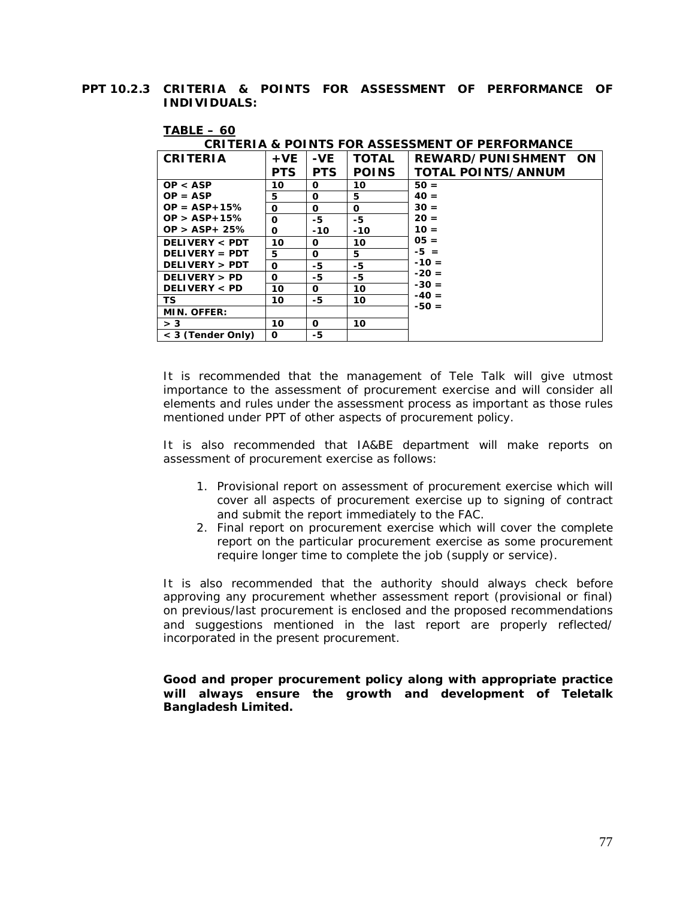### PPT 10.2.3 CRITERIA & POINTS FOR ASSESSMENT OF PERFORMANCE OF INDIVIDUALS:

**TABLE – 60**

**CRITERIA & POINTS FOR ASSESSMENT OF PERFORMANCE**

| CRITERIA | +VE PTS | -VE PTS | TOTAL POINS | REWARD/PUNISHMENT ON TOTAL POINTS/ANNUM |
|---|---|---|---|---|
| OP < ASP | 10 | 0 | 10 | 50 = |
| OP = ASP | 5 | 0 | 5 | 40 = |
| OP = ASP+15% | 0 | 0 | 0 | 30 = |
| OP > ASP+15% | 0 | -5 | -5 | 20 = |
| OP > ASP+ 25% | 0 | -10 | -10 | 10 = |
| DELIVERY < PDT | 10 | 0 | 10 | 05 = |
| DELIVERY = PDT | 5 | 0 | 5 | -5 = |
| DELIVERY > PDT | 0 | -5 | -5 | -10 = |
| DELIVERY > PD | 0 | -5 | -5 | -20 = |
| DELIVERY < PD | 10 | 0 | 10 | -30 = |
| TS | 10 | -5 | 10 | -40 = |
| MIN. OFFER: | | | | -50 = |
| > 3 | 10 | 0 | 10 | |
| < 3 (Tender Only) | 0 | -5 | | |

It is recommended that the management of Tele Talk will give utmost importance to the assessment of procurement exercise and will consider all elements and rules under the assessment process as important as those rules mentioned under PPT of other aspects of procurement policy.

It is also recommended that IA&BE department will make reports on assessment of procurement exercise as follows:

1. Provisional report on assessment of procurement exercise which will cover all aspects of procurement exercise up to signing of contract and submit the report immediately to the FAC.
2. Final report on procurement exercise which will cover the complete report on the particular procurement exercise as some procurement require longer time to complete the job (supply or service).

It is also recommended that the authority should always check before approving any procurement whether assessment report (provisional or final) on previous/last procurement is enclosed and the proposed recommendations and suggestions mentioned in the last report are properly reflected/ incorporated in the present procurement.

**Good and proper procurement policy along with appropriate practice will always ensure the growth and development of Teletalk Bangladesh Limited.**